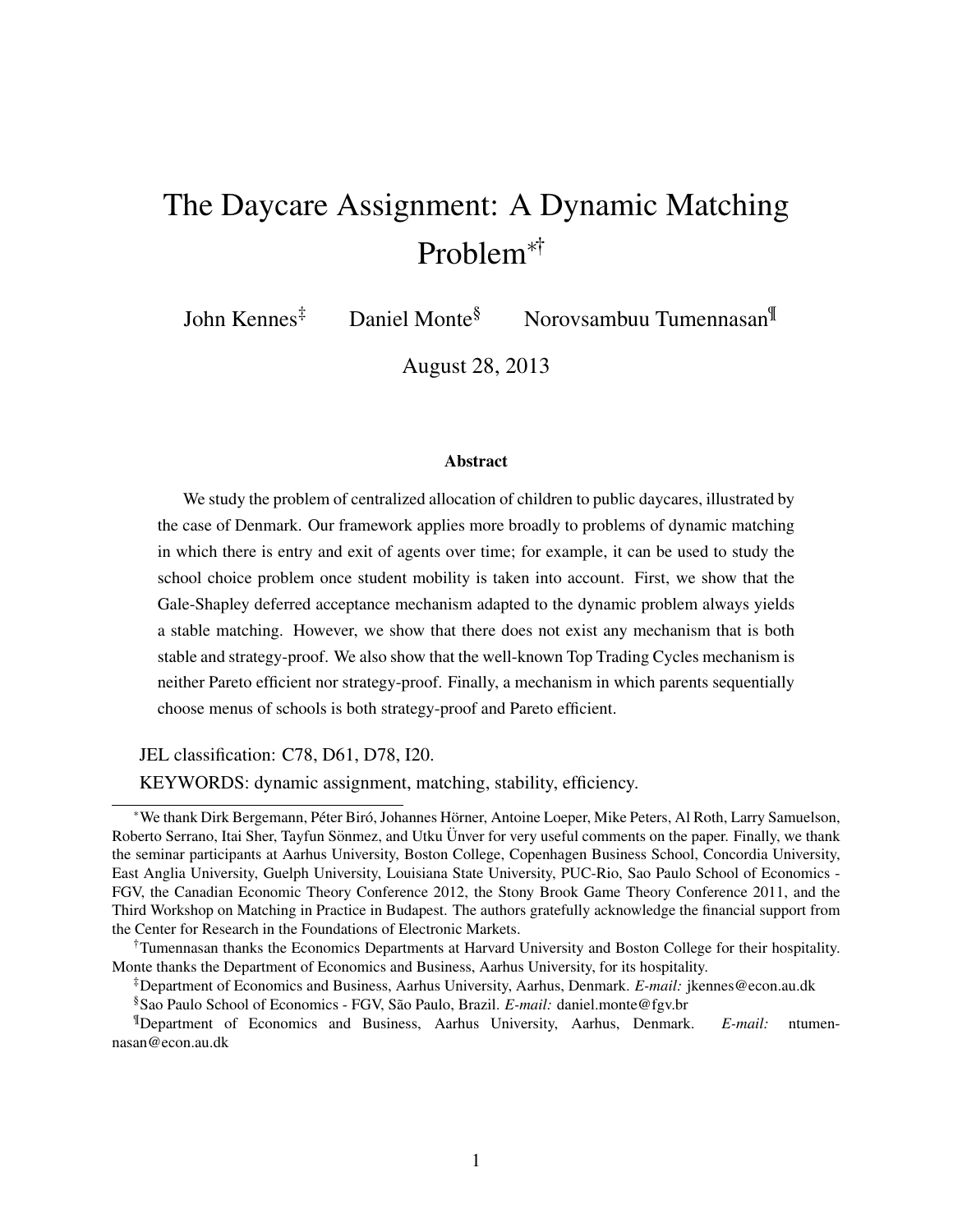# The Daycare Assignment: A Dynamic Matching Problem[*][†]

John Kennes[‡] Daniel Monte[§] Norovsambuu Tumennasan[¶]

August 28, 2013

### Abstract

We study the problem of centralized allocation of children to public daycares, illustrated by the case of Denmark. Our framework applies more broadly to problems of dynamic matching in which there is entry and exit of agents over time; for example, it can be used to study the school choice problem once student mobility is taken into account. First, we show that the Gale-Shapley deferred acceptance mechanism adapted to the dynamic problem always yields a stable matching. However, we show that there does not exist any mechanism that is both stable and strategy-proof. We also show that the well-known Top Trading Cycles mechanism is neither Pareto efficient nor strategy-proof. Finally, a mechanism in which parents sequentially choose menus of schools is both strategy-proof and Pareto efficient.

JEL classification: C78, D61, D78, I20.

KEYWORDS: dynamic assignment, matching, stability, efficiency.

---

[*] We thank Dirk Bergemann, Péter Biró, Johannes Hörner, Antoine Loeper, Mike Peters, Al Roth, Larry Samuelson, Roberto Serrano, Itai Sher, Tayfun Sönmez, and Utku Ünver for very useful comments on the paper. Finally, we thank the seminar participants at Aarhus University, Boston College, Copenhagen Business School, Concordia University, East Anglia University, Guelph University, Louisiana State University, PUC-Rio, Sao Paulo School of Economics - FGV, the Canadian Economic Theory Conference 2012, the Stony Brook Game Theory Conference 2011, and the Third Workshop on Matching in Practice in Budapest. The authors gratefully acknowledge the financial support from the Center for Research in the Foundations of Electronic Markets.

[†] Tumennasan thanks the Economics Departments at Harvard University and Boston College for their hospitality. Monte thanks the Department of Economics and Business, Aarhus University, for its hospitality.

[‡] Department of Economics and Business, Aarhus University, Aarhus, Denmark. *E-mail:* jkennes@econ.au.dk

[§] Sao Paulo School of Economics - FGV, São Paulo, Brazil. *E-mail:* daniel.monte@fgv.br

[¶] Department of Economics and Business, Aarhus University, Aarhus, Denmark. *E-mail:* ntumennasan@econ.au.dk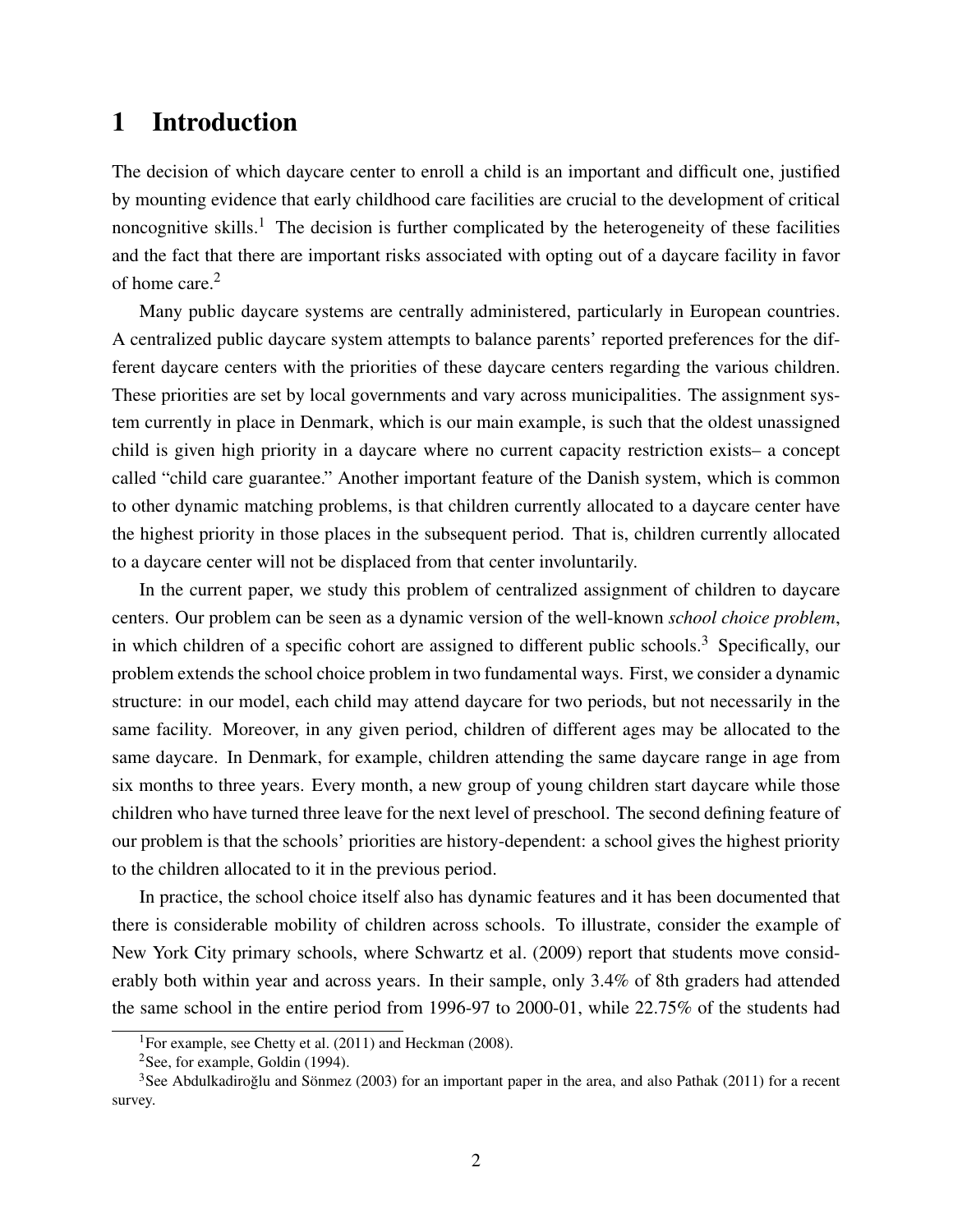# 1 Introduction

The decision of which daycare center to enroll a child is an important and difficult one, justified by mounting evidence that early childhood care facilities are crucial to the development of critical noncognitive skills.[1] The decision is further complicated by the heterogeneity of these facilities and the fact that there are important risks associated with opting out of a daycare facility in favor of home care.[2]

Many public daycare systems are centrally administered, particularly in European countries. A centralized public daycare system attempts to balance parents' reported preferences for the different daycare centers with the priorities of these daycare centers regarding the various children. These priorities are set by local governments and vary across municipalities. The assignment system currently in place in Denmark, which is our main example, is such that the oldest unassigned child is given high priority in a daycare where no current capacity restriction exists– a concept called "child care guarantee." Another important feature of the Danish system, which is common to other dynamic matching problems, is that children currently allocated to a daycare center have the highest priority in those places in the subsequent period. That is, children currently allocated to a daycare center will not be displaced from that center involuntarily.

In the current paper, we study this problem of centralized assignment of children to daycare centers. Our problem can be seen as a dynamic version of the well-known *school choice problem*, in which children of a specific cohort are assigned to different public schools.[3] Specifically, our problem extends the school choice problem in two fundamental ways. First, we consider a dynamic structure: in our model, each child may attend daycare for two periods, but not necessarily in the same facility. Moreover, in any given period, children of different ages may be allocated to the same daycare. In Denmark, for example, children attending the same daycare range in age from six months to three years. Every month, a new group of young children start daycare while those children who have turned three leave for the next level of preschool. The second defining feature of our problem is that the schools' priorities are history-dependent: a school gives the highest priority to the children allocated to it in the previous period.

In practice, the school choice itself also has dynamic features and it has been documented that there is considerable mobility of children across schools. To illustrate, consider the example of New York City primary schools, where Schwartz et al. (2009) report that students move considerably both within year and across years. In their sample, only 3.4% of 8th graders had attended the same school in the entire period from 1996-97 to 2000-01, while 22.75% of the students had

[1] For example, see Chetty et al. (2011) and Heckman (2008).

[2] See, for example, Goldin (1994).

[3] See Abdulkadiroğlu and Sönmez (2003) for an important paper in the area, and also Pathak (2011) for a recent survey.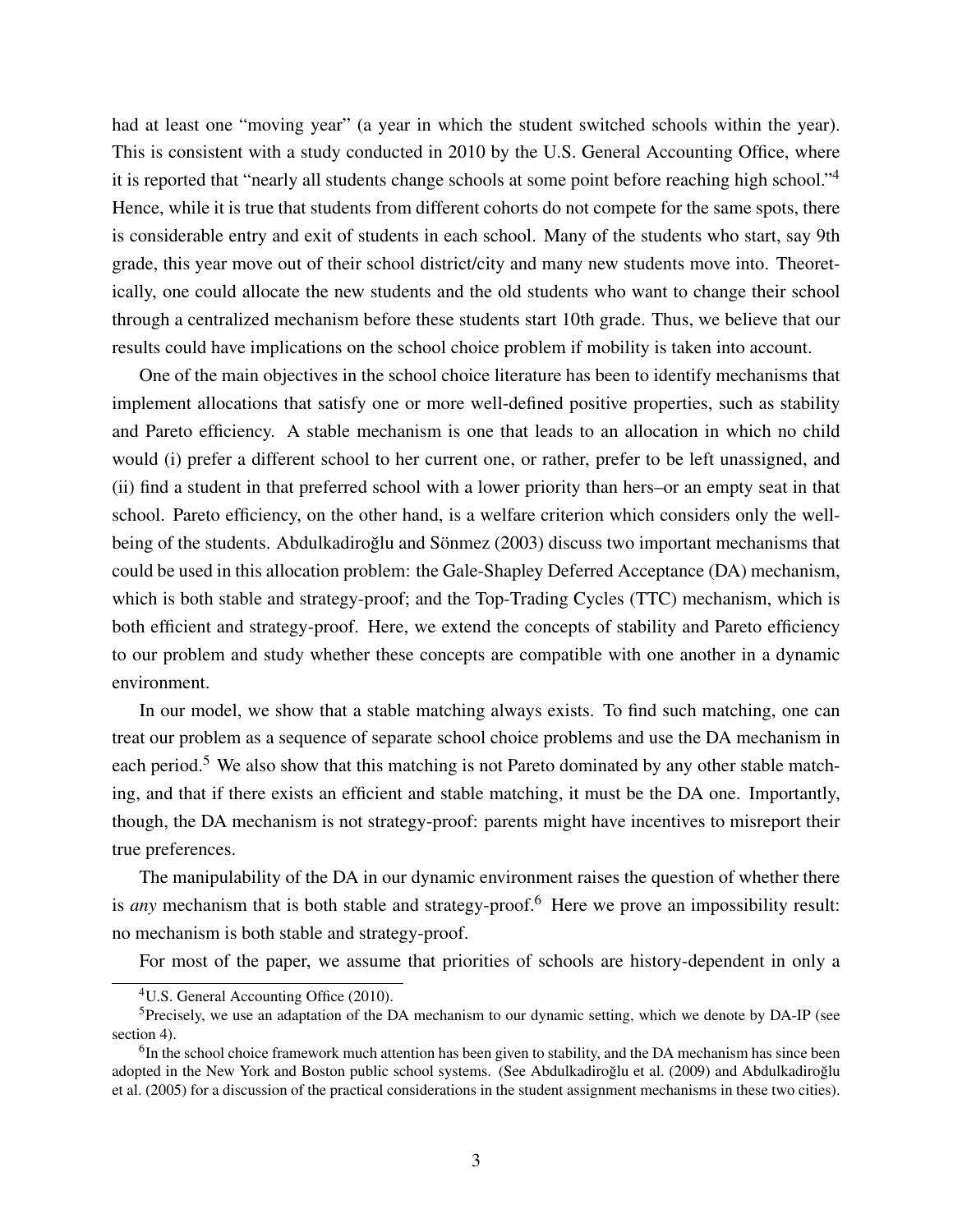had at least one "moving year" (a year in which the student switched schools within the year). This is consistent with a study conducted in 2010 by the U.S. General Accounting Office, where it is reported that "nearly all students change schools at some point before reaching high school."[4] Hence, while it is true that students from different cohorts do not compete for the same spots, there is considerable entry and exit of students in each school. Many of the students who start, say 9th grade, this year move out of their school district/city and many new students move into. Theoretically, one could allocate the new students and the old students who want to change their school through a centralized mechanism before these students start 10th grade. Thus, we believe that our results could have implications on the school choice problem if mobility is taken into account.

One of the main objectives in the school choice literature has been to identify mechanisms that implement allocations that satisfy one or more well-defined positive properties, such as stability and Pareto efficiency. A stable mechanism is one that leads to an allocation in which no child would (i) prefer a different school to her current one, or rather, prefer to be left unassigned, and (ii) find a student in that preferred school with a lower priority than hers–or an empty seat in that school. Pareto efficiency, on the other hand, is a welfare criterion which considers only the well-being of the students. Abdulkadiroğlu and Sönmez (2003) discuss two important mechanisms that could be used in this allocation problem: the Gale-Shapley Deferred Acceptance (DA) mechanism, which is both stable and strategy-proof; and the Top-Trading Cycles (TTC) mechanism, which is both efficient and strategy-proof. Here, we extend the concepts of stability and Pareto efficiency to our problem and study whether these concepts are compatible with one another in a dynamic environment.

In our model, we show that a stable matching always exists. To find such matching, one can treat our problem as a sequence of separate school choice problems and use the DA mechanism in each period.[5] We also show that this matching is not Pareto dominated by any other stable matching, and that if there exists an efficient and stable matching, it must be the DA one. Importantly, though, the DA mechanism is not strategy-proof: parents might have incentives to misreport their true preferences.

The manipulability of the DA in our dynamic environment raises the question of whether there is *any* mechanism that is both stable and strategy-proof.[6] Here we prove an impossibility result: no mechanism is both stable and strategy-proof.

For most of the paper, we assume that priorities of schools are history-dependent in only a

[4] U.S. General Accounting Office (2010).

[5] Precisely, we use an adaptation of the DA mechanism to our dynamic setting, which we denote by DA-IP (see section 4).

[6] In the school choice framework much attention has been given to stability, and the DA mechanism has since been adopted in the New York and Boston public school systems. (See Abdulkadiroğlu et al. (2009) and Abdulkadiroğlu et al. (2005) for a discussion of the practical considerations in the student assignment mechanisms in these two cities).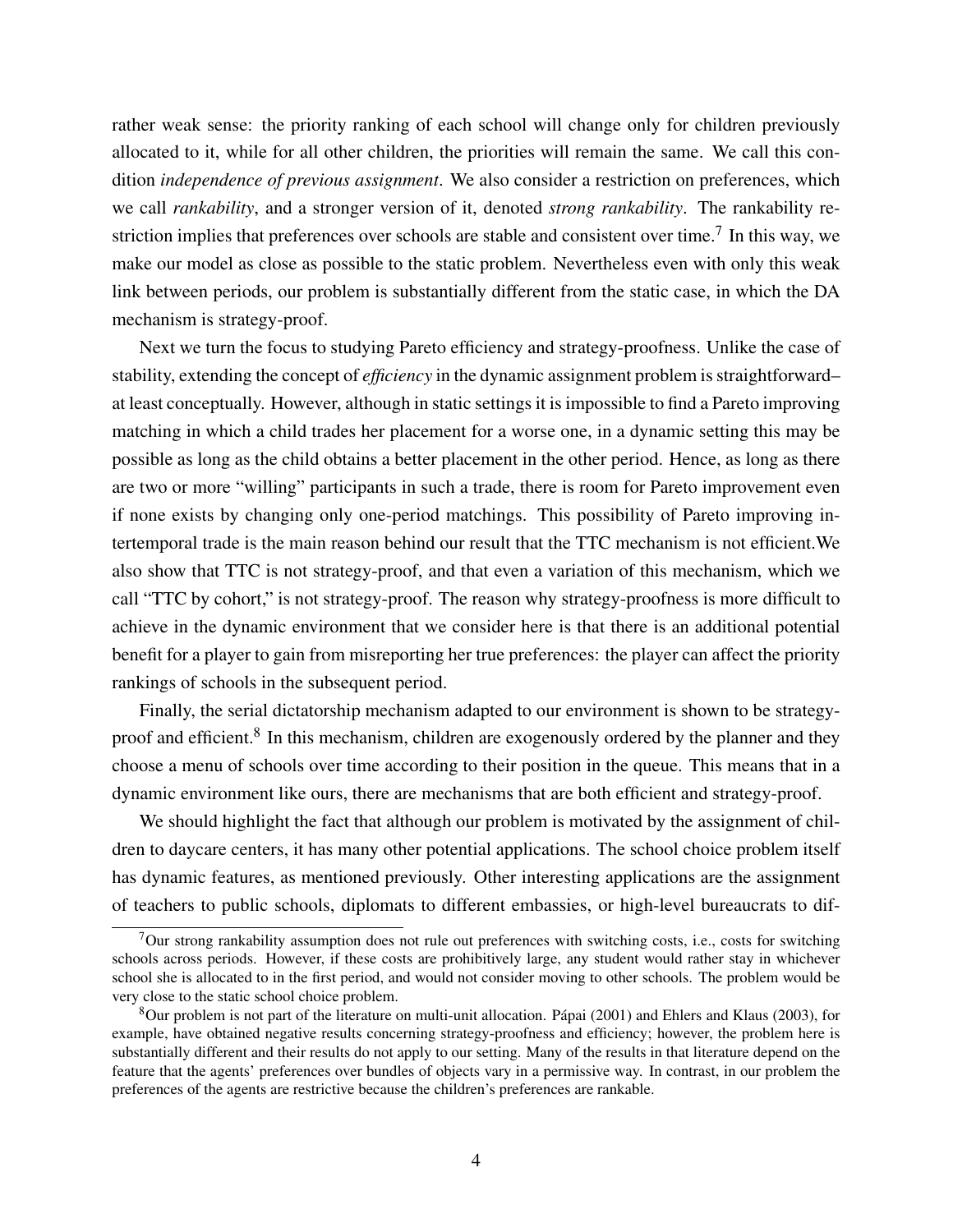rather weak sense: the priority ranking of each school will change only for children previously allocated to it, while for all other children, the priorities will remain the same. We call this condition *independence of previous assignment*. We also consider a restriction on preferences, which we call *rankability*, and a stronger version of it, denoted *strong rankability*. The rankability restriction implies that preferences over schools are stable and consistent over time.[7] In this way, we make our model as close as possible to the static problem. Nevertheless even with only this weak link between periods, our problem is substantially different from the static case, in which the DA mechanism is strategy-proof.

Next we turn the focus to studying Pareto efficiency and strategy-proofness. Unlike the case of stability, extending the concept of *efficiency* in the dynamic assignment problem is straightforward– at least conceptually. However, although in static settings it is impossible to find a Pareto improving matching in which a child trades her placement for a worse one, in a dynamic setting this may be possible as long as the child obtains a better placement in the other period. Hence, as long as there are two or more "willing" participants in such a trade, there is room for Pareto improvement even if none exists by changing only one-period matchings. This possibility of Pareto improving intertemporal trade is the main reason behind our result that the TTC mechanism is not efficient.We also show that TTC is not strategy-proof, and that even a variation of this mechanism, which we call "TTC by cohort," is not strategy-proof. The reason why strategy-proofness is more difficult to achieve in the dynamic environment that we consider here is that there is an additional potential benefit for a player to gain from misreporting her true preferences: the player can affect the priority rankings of schools in the subsequent period.

Finally, the serial dictatorship mechanism adapted to our environment is shown to be strategy-proof and efficient.[8] In this mechanism, children are exogenously ordered by the planner and they choose a menu of schools over time according to their position in the queue. This means that in a dynamic environment like ours, there are mechanisms that are both efficient and strategy-proof.

We should highlight the fact that although our problem is motivated by the assignment of children to daycare centers, it has many other potential applications. The school choice problem itself has dynamic features, as mentioned previously. Other interesting applications are the assignment of teachers to public schools, diplomats to different embassies, or high-level bureaucrats to dif-

[7] Our strong rankability assumption does not rule out preferences with switching costs, i.e., costs for switching schools across periods. However, if these costs are prohibitively large, any student would rather stay in whichever school she is allocated to in the first period, and would not consider moving to other schools. The problem would be very close to the static school choice problem.

[8] Our problem is not part of the literature on multi-unit allocation. Pápai (2001) and Ehlers and Klaus (2003), for example, have obtained negative results concerning strategy-proofness and efficiency; however, the problem here is substantially different and their results do not apply to our setting. Many of the results in that literature depend on the feature that the agents' preferences over bundles of objects vary in a permissive way. In contrast, in our problem the preferences of the agents are restrictive because the children's preferences are rankable.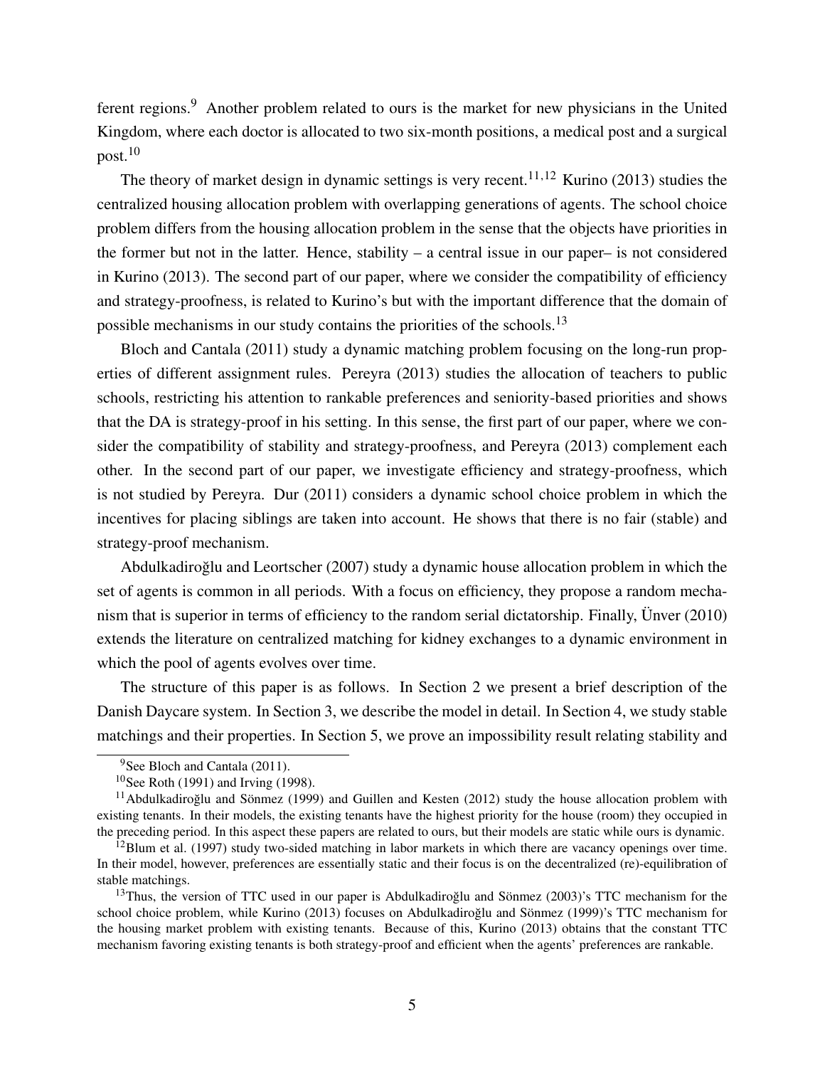ferent regions.[9] Another problem related to ours is the market for new physicians in the United Kingdom, where each doctor is allocated to two six-month positions, a medical post and a surgical post.[10]

The theory of market design in dynamic settings is very recent.[11,12] Kurino (2013) studies the centralized housing allocation problem with overlapping generations of agents. The school choice problem differs from the housing allocation problem in the sense that the objects have priorities in the former but not in the latter. Hence, stability – a central issue in our paper– is not considered in Kurino (2013). The second part of our paper, where we consider the compatibility of efficiency and strategy-proofness, is related to Kurino's but with the important difference that the domain of possible mechanisms in our study contains the priorities of the schools.[13]

Bloch and Cantala (2011) study a dynamic matching problem focusing on the long-run properties of different assignment rules. Pereyra (2013) studies the allocation of teachers to public schools, restricting his attention to rankable preferences and seniority-based priorities and shows that the DA is strategy-proof in his setting. In this sense, the first part of our paper, where we consider the compatibility of stability and strategy-proofness, and Pereyra (2013) complement each other. In the second part of our paper, we investigate efficiency and strategy-proofness, which is not studied by Pereyra. Dur (2011) considers a dynamic school choice problem in which the incentives for placing siblings are taken into account. He shows that there is no fair (stable) and strategy-proof mechanism.

Abdulkadiroğlu and Leortscher (2007) study a dynamic house allocation problem in which the set of agents is common in all periods. With a focus on efficiency, they propose a random mechanism that is superior in terms of efficiency to the random serial dictatorship. Finally, Ünver (2010) extends the literature on centralized matching for kidney exchanges to a dynamic environment in which the pool of agents evolves over time.

The structure of this paper is as follows. In Section 2 we present a brief description of the Danish Daycare system. In Section 3, we describe the model in detail. In Section 4, we study stable matchings and their properties. In Section 5, we prove an impossibility result relating stability and

[9] See Bloch and Cantala (2011).

[10] See Roth (1991) and Irving (1998).

[11] Abdulkadiroğlu and Sönmez (1999) and Guillen and Kesten (2012) study the house allocation problem with existing tenants. In their models, the existing tenants have the highest priority for the house (room) they occupied in the preceding period. In this aspect these papers are related to ours, but their models are static while ours is dynamic.

[12] Blum et al. (1997) study two-sided matching in labor markets in which there are vacancy openings over time. In their model, however, preferences are essentially static and their focus is on the decentralized (re)-equilibration of stable matchings.

[13] Thus, the version of TTC used in our paper is Abdulkadiroğlu and Sönmez (2003)'s TTC mechanism for the school choice problem, while Kurino (2013) focuses on Abdulkadiroğlu and Sönmez (1999)'s TTC mechanism for the housing market problem with existing tenants. Because of this, Kurino (2013) obtains that the constant TTC mechanism favoring existing tenants is both strategy-proof and efficient when the agents' preferences are rankable.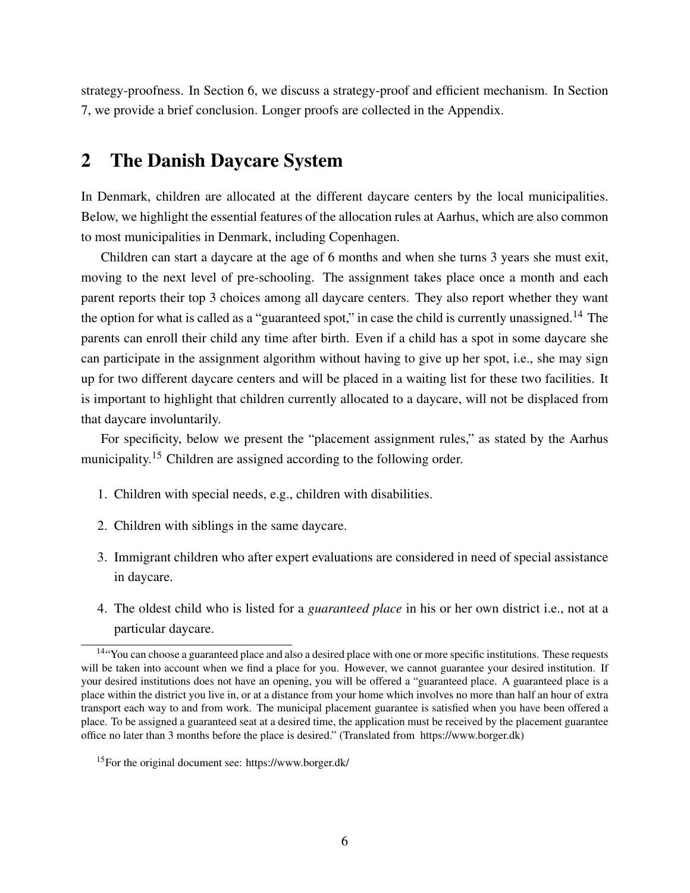strategy-proofness. In Section 6, we discuss a strategy-proof and efficient mechanism. In Section 7, we provide a brief conclusion. Longer proofs are collected in the Appendix.

## 2 The Danish Daycare System

In Denmark, children are allocated at the different daycare centers by the local municipalities. Below, we highlight the essential features of the allocation rules at Aarhus, which are also common to most municipalities in Denmark, including Copenhagen.

Children can start a daycare at the age of 6 months and when she turns 3 years she must exit, moving to the next level of pre-schooling. The assignment takes place once a month and each parent reports their top 3 choices among all daycare centers. They also report whether they want the option for what is called as a "guaranteed spot," in case the child is currently unassigned.[14] The parents can enroll their child any time after birth. Even if a child has a spot in some daycare she can participate in the assignment algorithm without having to give up her spot, i.e., she may sign up for two different daycare centers and will be placed in a waiting list for these two facilities. It is important to highlight that children currently allocated to a daycare, will not be displaced from that daycare involuntarily.

For specificity, below we present the "placement assignment rules," as stated by the Aarhus municipality.[15] Children are assigned according to the following order.

1. Children with special needs, e.g., children with disabilities.
2. Children with siblings in the same daycare.
3. Immigrant children who after expert evaluations are considered in need of special assistance in daycare.
4. The oldest child who is listed for a *guaranteed place* in his or her own district i.e., not at a particular daycare.

[14] "You can choose a guaranteed place and also a desired place with one or more specific institutions. These requests will be taken into account when we find a place for you. However, we cannot guarantee your desired institution. If your desired institutions does not have an opening, you will be offered a "guaranteed place. A guaranteed place is a place within the district you live in, or at a distance from your home which involves no more than half an hour of extra transport each way to and from work. The municipal placement guarantee is satisfied when you have been offered a place. To be assigned a guaranteed seat at a desired time, the application must be received by the placement guarantee office no later than 3 months before the place is desired." (Translated from https://www.borger.dk)

[15] For the original document see: https://www.borger.dk/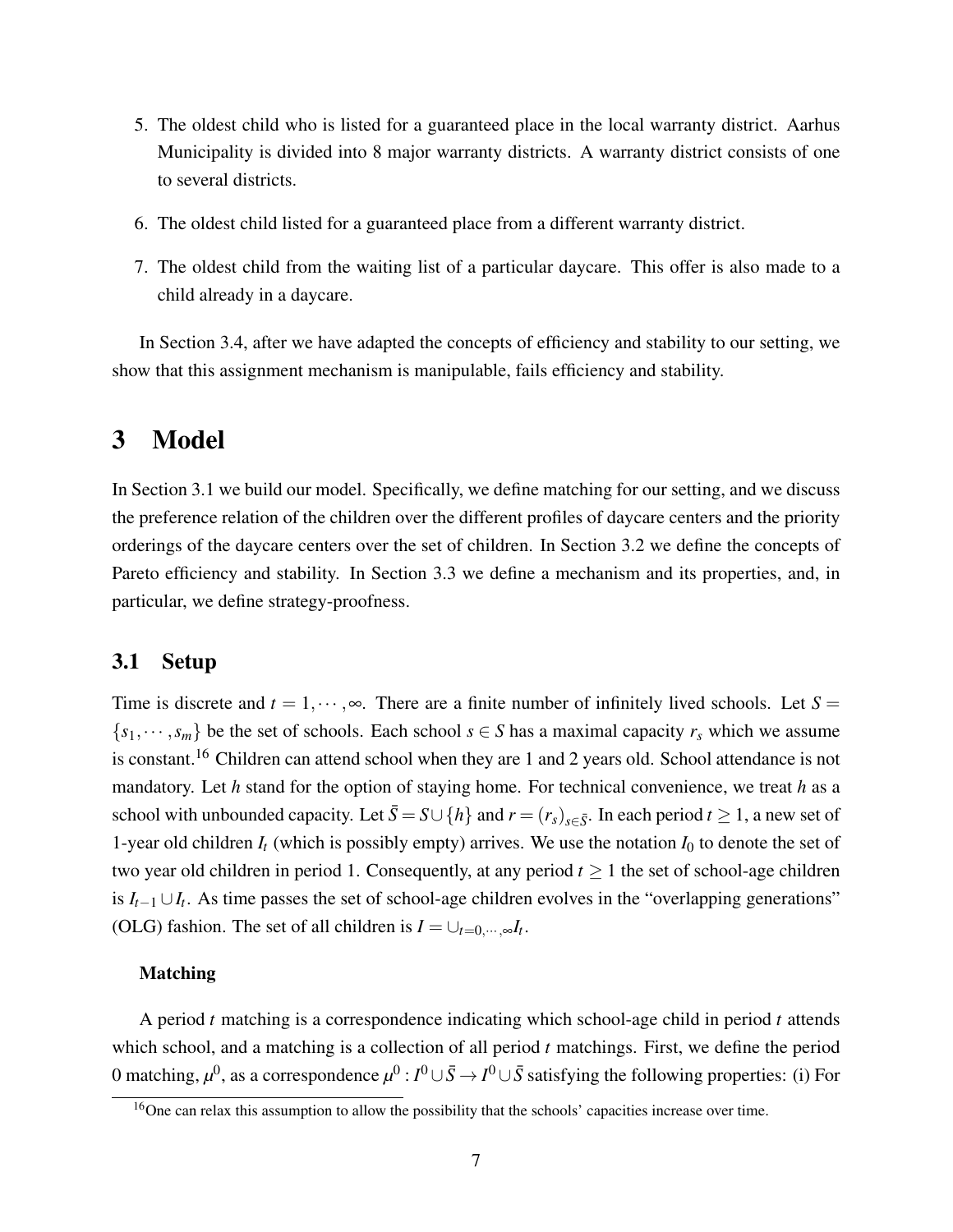5. The oldest child who is listed for a guaranteed place in the local warranty district. Aarhus Municipality is divided into 8 major warranty districts. A warranty district consists of one to several districts.
6. The oldest child listed for a guaranteed place from a different warranty district.
7. The oldest child from the waiting list of a particular daycare. This offer is also made to a child already in a daycare.

In Section 3.4, after we have adapted the concepts of efficiency and stability to our setting, we show that this assignment mechanism is manipulable, fails efficiency and stability.

# 3 Model

In Section 3.1 we build our model. Specifically, we define matching for our setting, and we discuss the preference relation of the children over the different profiles of daycare centers and the priority orderings of the daycare centers over the set of children. In Section 3.2 we define the concepts of Pareto efficiency and stability. In Section 3.3 we define a mechanism and its properties, and, in particular, we define strategy-proofness.

## 3.1 Setup

Time is discrete and $t = 1, \cdots, \infty$. There are a finite number of infinitely lived schools. Let $S = \{s_1, \cdots, s_m\}$ be the set of schools. Each school $s \in S$ has a maximal capacity $r_s$ which we assume is constant.[16] Children can attend school when they are 1 and 2 years old. School attendance is not mandatory. Let $h$ stand for the option of staying home. For technical convenience, we treat $h$ as a school with unbounded capacity. Let $\bar{S} = S \cup \{h\}$ and $r = (r_s)_{s \in \bar{S}}$. In each period $t \geq 1$, a new set of 1-year old children $I_t$ (which is possibly empty) arrives. We use the notation $I_0$ to denote the set of two year old children in period 1. Consequently, at any period $t \geq 1$ the set of school-age children is $I_{t-1} \cup I_t$. As time passes the set of school-age children evolves in the "overlapping generations" (OLG) fashion. The set of all children is $I = \cup_{t=0,\cdots,\infty} I_t$.

**Matching**

A period $t$ matching is a correspondence indicating which school-age child in period $t$ attends which school, and a matching is a collection of all period $t$ matchings. First, we define the period 0 matching, $\mu^0$, as a correspondence $\mu^0 : I^0 \cup \bar{S} \to I^0 \cup \bar{S}$ satisfying the following properties: (i) For

[16]One can relax this assumption to allow the possibility that the schools' capacities increase over time.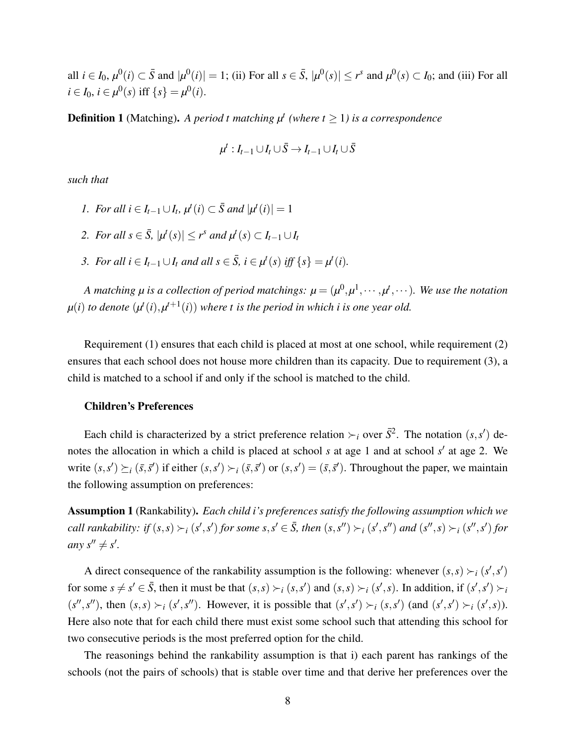all $i \in I_0$, $\mu^0(i) \subset \bar{S}$ and $|\mu^0(i)| = 1$; (ii) For all $s \in \bar{S}$, $|\mu^0(s)| \leq r^s$ and $\mu^0(s) \subset I_0$; and (iii) For all $i \in I_0$, $i \in \mu^0(s)$ iff $\{s\} = \mu^0(i)$.

**Definition 1** (Matching). *A period $t$ matching $\mu^t$ (where $t \geq 1$) is a correspondence*

$$\mu^t : I_{t-1} \cup I_t \cup \bar{S} \rightarrow I_{t-1} \cup I_t \cup \bar{S}$$

*such that*

1. *For all $i \in I_{t-1} \cup I_t$, $\mu^t(i) \subset \bar{S}$ and $|\mu^t(i)| = 1$*
2. *For all $s \in \bar{S}$, $|\mu^t(s)| \leq r^s$ and $\mu^t(s) \subset I_{t-1} \cup I_t$*
3. *For all $i \in I_{t-1} \cup I_t$ and all $s \in \bar{S}$, $i \in \mu^t(s)$ iff $\{s\} = \mu^t(i)$.*

*A matching $\mu$ is a collection of period matchings: $\mu = (\mu^0, \mu^1, \cdots, \mu^t, \cdots)$. We use the notation $\mu(i)$ to denote $(\mu^t(i), \mu^{t+1}(i))$ where $t$ is the period in which $i$ is one year old.*

Requirement (1) ensures that each child is placed at most at one school, while requirement (2) ensures that each school does not house more children than its capacity. Due to requirement (3), a child is matched to a school if and only if the school is matched to the child.

**Children's Preferences**

Each child is characterized by a strict preference relation $\succ_i$ over $\bar{S}^2$. The notation $(s, s')$ denotes the allocation in which a child is placed at school $s$ at age 1 and at school $s'$ at age 2. We write $(s, s') \succeq_i (\bar{s}, \bar{s}')$ if either $(s, s') \succ_i (\bar{s}, \bar{s}')$ or $(s, s') = (\bar{s}, \bar{s}')$. Throughout the paper, we maintain the following assumption on preferences:

**Assumption 1** (Rankability). *Each child $i$'s preferences satisfy the following assumption which we call rankability: if $(s, s) \succ_i (s', s')$ for some $s, s' \in \bar{S}$, then $(s, s'') \succ_i (s', s'')$ and $(s'', s) \succ_i (s'', s')$ for any $s'' \neq s'$.*

A direct consequence of the rankability assumption is the following: whenever $(s, s) \succ_i (s', s')$ for some $s \neq s' \in \bar{S}$, then it must be that $(s, s) \succ_i (s, s')$ and $(s, s) \succ_i (s', s)$. In addition, if $(s', s') \succ_i (s'', s'')$, then $(s, s) \succ_i (s', s'')$. However, it is possible that $(s', s') \succ_i (s, s')$ (and $(s', s') \succ_i (s', s)$). Here also note that for each child there must exist some school such that attending this school for two consecutive periods is the most preferred option for the child.

The reasonings behind the rankability assumption is that i) each parent has rankings of the schools (not the pairs of schools) that is stable over time and that derive her preferences over the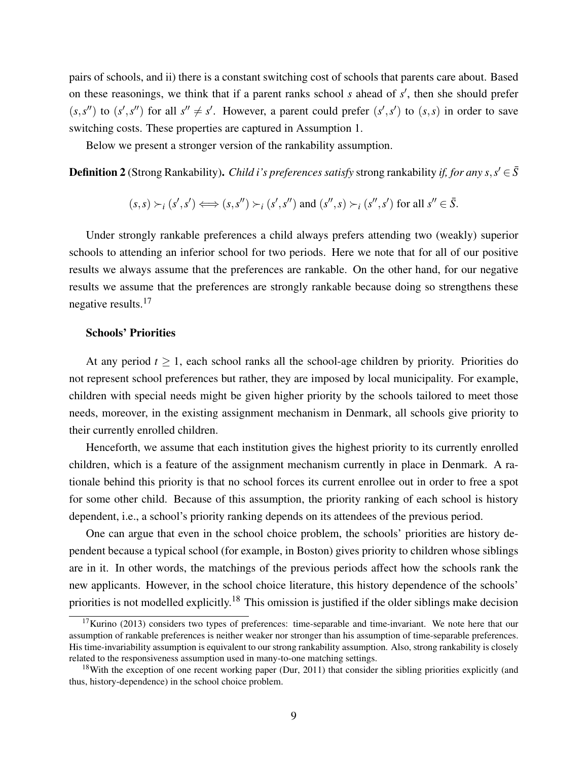pairs of schools, and ii) there is a constant switching cost of schools that parents care about. Based on these reasonings, we think that if a parent ranks school $s$ ahead of $s'$, then she should prefer $(s,s'')$ to $(s',s'')$ for all $s'' \neq s'$. However, a parent could prefer $(s',s')$ to $(s,s)$ in order to save switching costs. These properties are captured in Assumption 1.

Below we present a stronger version of the rankability assumption.

**Definition 2** (Strong Rankability). *Child i's preferences satisfy* strong rankability *if, for any* $s,s' \in \bar{S}$

$$(s,s) \succ_i (s',s') \Longleftrightarrow (s,s'') \succ_i (s',s'') \text{ and } (s'',s) \succ_i (s'',s') \text{ for all } s'' \in \bar{S}.$$

Under strongly rankable preferences a child always prefers attending two (weakly) superior schools to attending an inferior school for two periods. Here we note that for all of our positive results we always assume that the preferences are rankable. On the other hand, for our negative results we assume that the preferences are strongly rankable because doing so strengthens these negative results.[17]

### Schools' Priorities

At any period $t \geq 1$, each school ranks all the school-age children by priority. Priorities do not represent school preferences but rather, they are imposed by local municipality. For example, children with special needs might be given higher priority by the schools tailored to meet those needs, moreover, in the existing assignment mechanism in Denmark, all schools give priority to their currently enrolled children.

Henceforth, we assume that each institution gives the highest priority to its currently enrolled children, which is a feature of the assignment mechanism currently in place in Denmark. A rationale behind this priority is that no school forces its current enrollee out in order to free a spot for some other child. Because of this assumption, the priority ranking of each school is history dependent, i.e., a school's priority ranking depends on its attendees of the previous period.

One can argue that even in the school choice problem, the schools' priorities are history dependent because a typical school (for example, in Boston) gives priority to children whose siblings are in it. In other words, the matchings of the previous periods affect how the schools rank the new applicants. However, in the school choice literature, this history dependence of the schools' priorities is not modelled explicitly.[18] This omission is justified if the older siblings make decision

[17] Kurino (2013) considers two types of preferences: time-separable and time-invariant. We note here that our assumption of rankable preferences is neither weaker nor stronger than his assumption of time-separable preferences. His time-invariability assumption is equivalent to our strong rankability assumption. Also, strong rankability is closely related to the responsiveness assumption used in many-to-one matching settings.

[18] With the exception of one recent working paper (Dur, 2011) that consider the sibling priorities explicitly (and thus, history-dependence) in the school choice problem.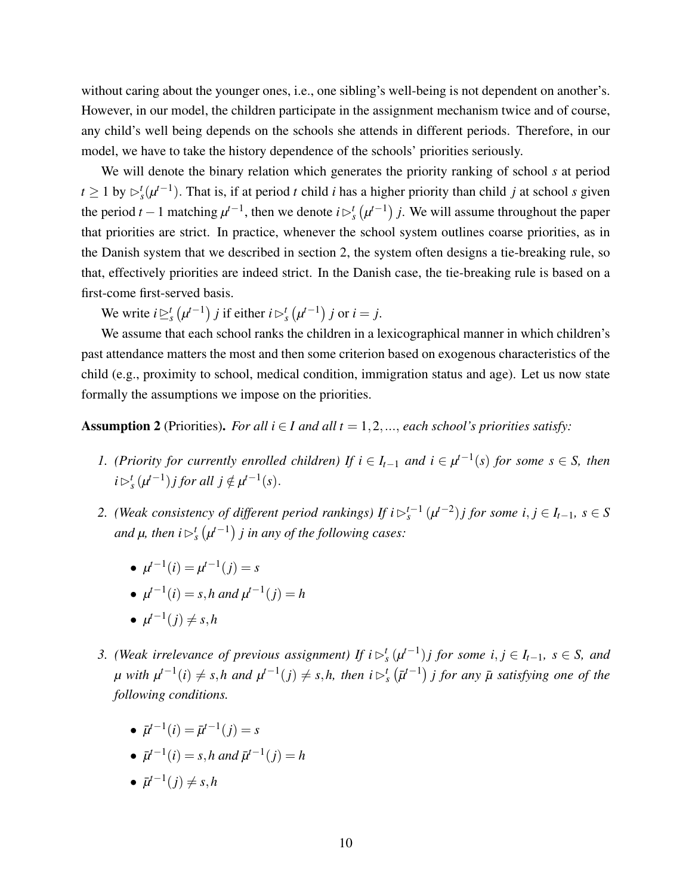without caring about the younger ones, i.e., one sibling's well-being is not dependent on another's. However, in our model, the children participate in the assignment mechanism twice and of course, any child's well being depends on the schools she attends in different periods. Therefore, in our model, we have to take the history dependence of the schools' priorities seriously.

We will denote the binary relation which generates the priority ranking of school $s$ at period $t \geq 1$ by $\rhd_s^t(\mu^{t-1})$. That is, if at period $t$ child $i$ has a higher priority than child $j$ at school $s$ given the period $t-1$ matching $\mu^{t-1}$, then we denote $i \rhd_s^t \left(\mu^{t-1}\right) j$. We will assume throughout the paper that priorities are strict. In practice, whenever the school system outlines coarse priorities, as in the Danish system that we described in section 2, the system often designs a tie-breaking rule, so that, effectively priorities are indeed strict. In the Danish case, the tie-breaking rule is based on a first-come first-served basis.

We write $i \trianglerighteq_s^t \left(\mu^{t-1}\right) j$ if either $i \rhd_s^t \left(\mu^{t-1}\right) j$ or $i = j$.

We assume that each school ranks the children in a lexicographical manner in which children's past attendance matters the most and then some criterion based on exogenous characteristics of the child (e.g., proximity to school, medical condition, immigration status and age). Let us now state formally the assumptions we impose on the priorities.

**Assumption 2** (Priorities). *For all $i \in I$ and all $t = 1, 2, \ldots$, each school's priorities satisfy:*

1. *(Priority for currently enrolled children) If $i \in I_{t-1}$ and $i \in \mu^{t-1}(s)$ for some $s \in S$, then $i \rhd_s^t (\mu^{t-1}) j$ for all $j \notin \mu^{t-1}(s)$.*

2. *(Weak consistency of different period rankings) If $i \rhd_s^{t-1} (\mu^{t-2}) j$ for some $i, j \in I_{t-1}$, $s \in S$ and $\mu$, then $i \rhd_s^t \left(\mu^{t-1}\right) j$ in any of the following cases:*

   - $\mu^{t-1}(i) = \mu^{t-1}(j) = s$
   - $\mu^{t-1}(i) = s, h$ *and* $\mu^{t-1}(j) = h$
   - $\mu^{t-1}(j) \neq s, h$

3. *(Weak irrelevance of previous assignment) If $i \rhd_s^t (\mu^{t-1}) j$ for some $i, j \in I_{t-1}$, $s \in S$, and $\mu$ with $\mu^{t-1}(i) \neq s, h$ and $\mu^{t-1}(j) \neq s, h$, then $i \rhd_s^t \left(\bar{\mu}^{t-1}\right) j$ for any $\bar{\mu}$ satisfying one of the following conditions.*

   - $\bar{\mu}^{t-1}(i) = \bar{\mu}^{t-1}(j) = s$
   - $\bar{\mu}^{t-1}(i) = s, h$ *and* $\bar{\mu}^{t-1}(j) = h$
   - $\bar{\mu}^{t-1}(j) \neq s, h$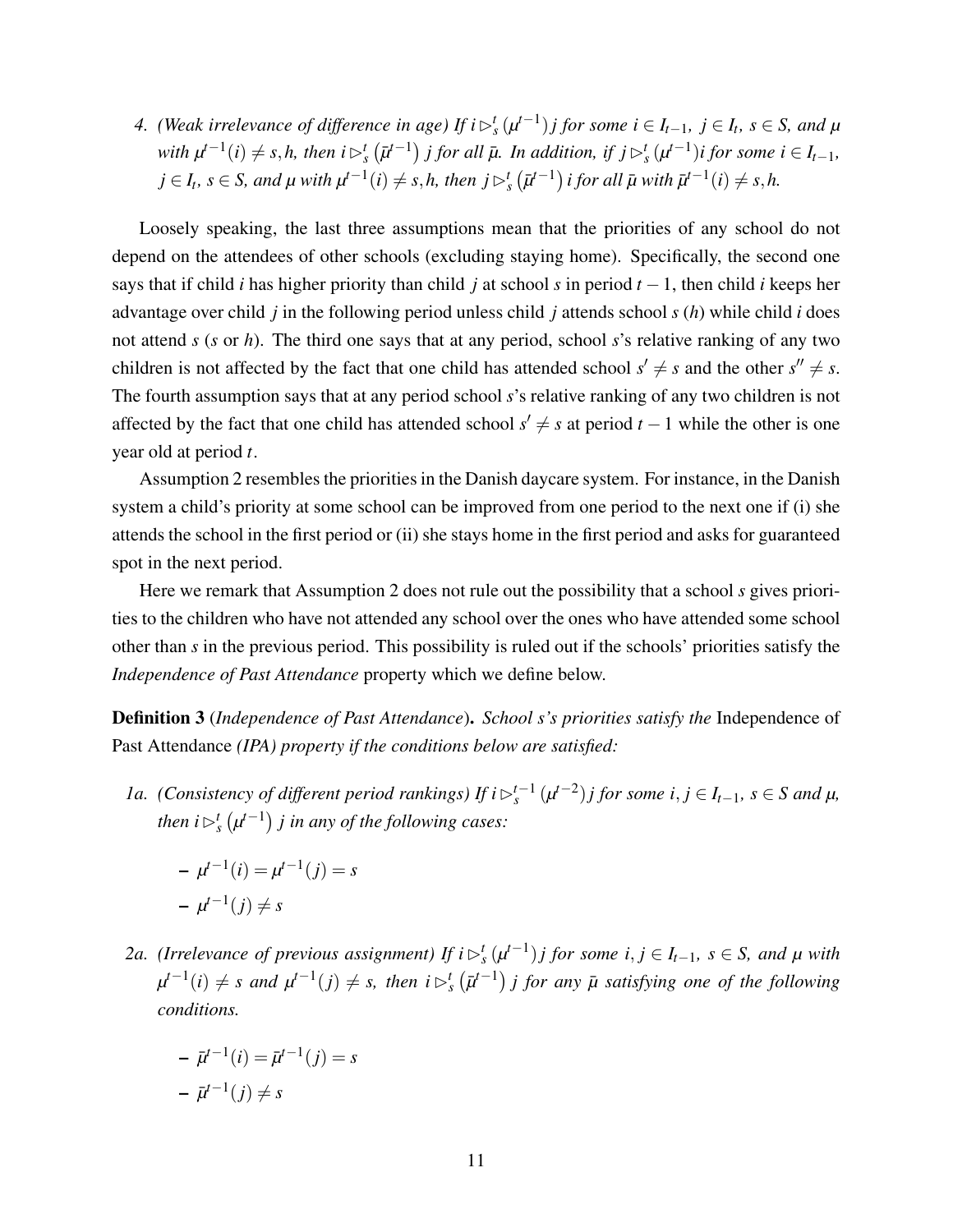4. *(Weak irrelevance of difference in age) If $i \rhd_s^t (\mu^{t-1}) j$ for some $i \in I_{t-1}$, $j \in I_t$, $s \in S$, and $\mu$ with $\mu^{t-1}(i) \neq s, h$, then $i \rhd_s^t \left(\bar{\mu}^{t-1}\right) j$ for all $\bar{\mu}$. In addition, if $j \rhd_s^t (\mu^{t-1}) i$ for some $i \in I_{t-1}$, $j \in I_t$, $s \in S$, and $\mu$ with $\mu^{t-1}(i) \neq s, h$, then $j \rhd_s^t \left(\bar{\mu}^{t-1}\right) i$ for all $\bar{\mu}$ with $\bar{\mu}^{t-1}(i) \neq s, h$.*

Loosely speaking, the last three assumptions mean that the priorities of any school do not depend on the attendees of other schools (excluding staying home). Specifically, the second one says that if child $i$ has higher priority than child $j$ at school $s$ in period $t-1$, then child $i$ keeps her advantage over child $j$ in the following period unless child $j$ attends school $s$ ($h$) while child $i$ does not attend $s$ ($s$ or $h$). The third one says that at any period, school $s$'s relative ranking of any two children is not affected by the fact that one child has attended school $s' \neq s$ and the other $s'' \neq s$. The fourth assumption says that at any period school $s$'s relative ranking of any two children is not affected by the fact that one child has attended school $s' \neq s$ at period $t-1$ while the other is one year old at period $t$.

Assumption 2 resembles the priorities in the Danish daycare system. For instance, in the Danish system a child's priority at some school can be improved from one period to the next one if (i) she attends the school in the first period or (ii) she stays home in the first period and asks for guaranteed spot in the next period.

Here we remark that Assumption 2 does not rule out the possibility that a school $s$ gives priorities to the children who have not attended any school over the ones who have attended some school other than $s$ in the previous period. This possibility is ruled out if the schools' priorities satisfy the *Independence of Past Attendance* property which we define below.

**Definition 3** (*Independence of Past Attendance*)**.** *School $s$'s priorities satisfy the* Independence of Past Attendance *(IPA) property if the conditions below are satisfied:*

*1a. (Consistency of different period rankings) If $i \rhd_s^{t-1} (\mu^{t-2}) j$ for some $i, j \in I_{t-1}$, $s \in S$ and $\mu$, then $i \rhd_s^t \left(\mu^{t-1}\right) j$ in any of the following cases:*

- $\mu^{t-1}(i) = \mu^{t-1}(j) = s$
- $\mu^{t-1}(j) \neq s$

*2a. (Irrelevance of previous assignment) If $i \rhd_s^t (\mu^{t-1}) j$ for some $i, j \in I_{t-1}$, $s \in S$, and $\mu$ with $\mu^{t-1}(i) \neq s$ and $\mu^{t-1}(j) \neq s$, then $i \rhd_s^t \left(\bar{\mu}^{t-1}\right) j$ for any $\bar{\mu}$ satisfying one of the following conditions.*

- $\bar{\mu}^{t-1}(i) = \bar{\mu}^{t-1}(j) = s$
- $\bar{\mu}^{t-1}(j) \neq s$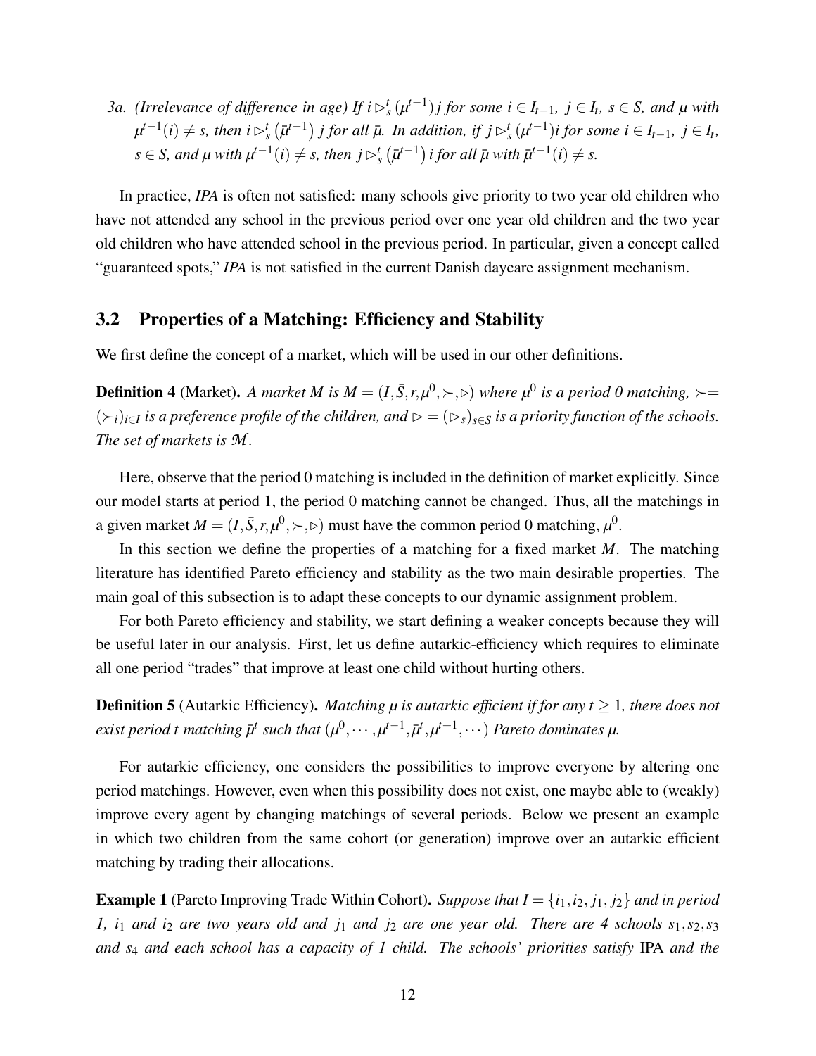3a. *(Irrelevance of difference in age) If $i \rhd_s^t (\mu^{t-1}) j$ for some $i \in I_{t-1}$, $j \in I_t$, $s \in S$, and $\mu$ with $\mu^{t-1}(i) \neq s$, then $i \rhd_s^t \left(\bar{\mu}^{t-1}\right) j$ for all $\bar{\mu}$. In addition, if $j \rhd_s^t (\mu^{t-1}) i$ for some $i \in I_{t-1}$, $j \in I_t$, $s \in S$, and $\mu$ with $\mu^{t-1}(i) \neq s$, then $j \rhd_s^t \left(\bar{\mu}^{t-1}\right) i$ for all $\bar{\mu}$ with $\bar{\mu}^{t-1}(i) \neq s$.*

In practice, *IPA* is often not satisfied: many schools give priority to two year old children who have not attended any school in the previous period over one year old children and the two year old children who have attended school in the previous period. In particular, given a concept called "guaranteed spots," *IPA* is not satisfied in the current Danish daycare assignment mechanism.

## 3.2 Properties of a Matching: Efficiency and Stability

We first define the concept of a market, which will be used in our other definitions.

**Definition 4** (Market). *A market $M$ is $M = (I, \bar{S}, r, \mu^0, \succ, \rhd)$ where $\mu^0$ is a period 0 matching, $\succ = (\succ_i)_{i \in I}$ is a preference profile of the children, and $\rhd = (\rhd_s)_{s \in S}$ is a priority function of the schools. The set of markets is $\mathcal{M}$.*

Here, observe that the period 0 matching is included in the definition of market explicitly. Since our model starts at period 1, the period 0 matching cannot be changed. Thus, all the matchings in a given market $M = (I, \bar{S}, r, \mu^0, \succ, \rhd)$ must have the common period 0 matching, $\mu^0$.

In this section we define the properties of a matching for a fixed market $M$. The matching literature has identified Pareto efficiency and stability as the two main desirable properties. The main goal of this subsection is to adapt these concepts to our dynamic assignment problem.

For both Pareto efficiency and stability, we start defining a weaker concepts because they will be useful later in our analysis. First, let us define autarkic-efficiency which requires to eliminate all one period "trades" that improve at least one child without hurting others.

**Definition 5** (Autarkic Efficiency). *Matching $\mu$ is autarkic efficient if for any $t \geq 1$, there does not exist period $t$ matching $\bar{\mu}^t$ such that $(\mu^0, \cdots, \mu^{t-1}, \bar{\mu}^t, \mu^{t+1}, \cdots)$ Pareto dominates $\mu$.*

For autarkic efficiency, one considers the possibilities to improve everyone by altering one period matchings. However, even when this possibility does not exist, one maybe able to (weakly) improve every agent by changing matchings of several periods. Below we present an example in which two children from the same cohort (or generation) improve over an autarkic efficient matching by trading their allocations.

**Example 1** (Pareto Improving Trade Within Cohort). *Suppose that $I = \{i_1, i_2, j_1, j_2\}$ and in period 1, $i_1$ and $i_2$ are two years old and $j_1$ and $j_2$ are one year old. There are 4 schools $s_1, s_2, s_3$ and $s_4$ and each school has a capacity of 1 child. The schools' priorities satisfy* IPA *and the*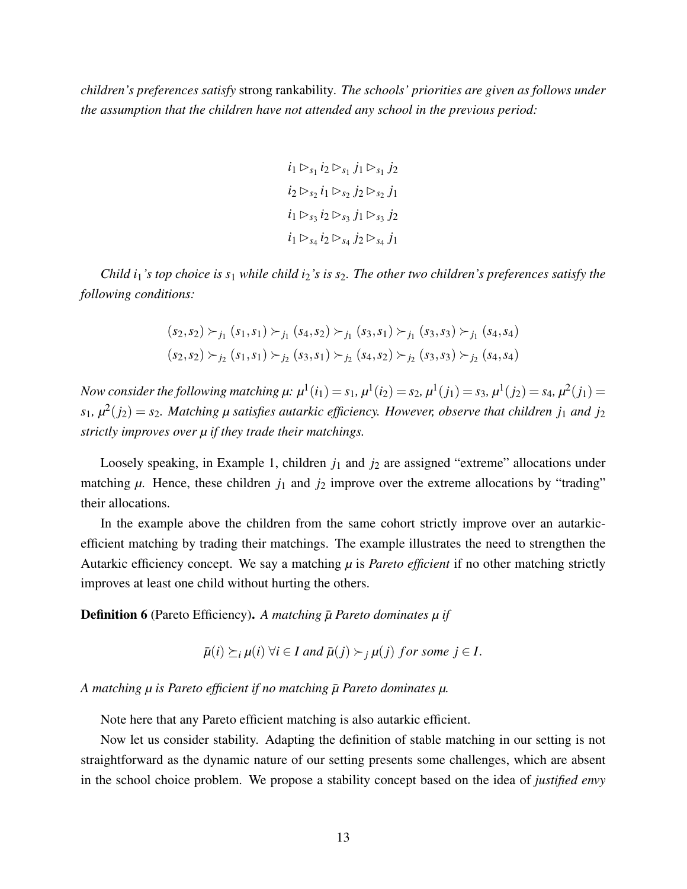*children's preferences satisfy* strong rankability. *The schools' priorities are given as follows under the assumption that the children have not attended any school in the previous period:*

$$i_1 \rhd_{s_1} i_2 \rhd_{s_1} j_1 \rhd_{s_1} j_2$$
$$i_2 \rhd_{s_2} i_1 \rhd_{s_2} j_2 \rhd_{s_2} j_1$$
$$i_1 \rhd_{s_3} i_2 \rhd_{s_3} j_1 \rhd_{s_3} j_2$$
$$i_1 \rhd_{s_4} i_2 \rhd_{s_4} j_2 \rhd_{s_4} j_1$$

*Child $i_1$'s top choice is $s_1$ while child $i_2$'s is $s_2$. The other two children's preferences satisfy the following conditions:*

$$(s_2,s_2) \succ_{j_1} (s_1,s_1) \succ_{j_1} (s_4,s_2) \succ_{j_1} (s_3,s_1) \succ_{j_1} (s_3,s_3) \succ_{j_1} (s_4,s_4)$$
$$(s_2,s_2) \succ_{j_2} (s_1,s_1) \succ_{j_2} (s_3,s_1) \succ_{j_2} (s_4,s_2) \succ_{j_2} (s_3,s_3) \succ_{j_2} (s_4,s_4)$$

*Now consider the following matching $\mu$: $\mu^1(i_1) = s_1$, $\mu^1(i_2) = s_2$, $\mu^1(j_1) = s_3$, $\mu^1(j_2) = s_4$, $\mu^2(j_1) = s_1$, $\mu^2(j_2) = s_2$. Matching $\mu$ satisfies autarkic efficiency. However, observe that children $j_1$ and $j_2$ strictly improves over $\mu$ if they trade their matchings.*

Loosely speaking, in Example 1, children $j_1$ and $j_2$ are assigned "extreme" allocations under matching $\mu$. Hence, these children $j_1$ and $j_2$ improve over the extreme allocations by "trading" their allocations.

In the example above the children from the same cohort strictly improve over an autarkic-efficient matching by trading their matchings. The example illustrates the need to strengthen the Autarkic efficiency concept. We say a matching $\mu$ is *Pareto efficient* if no other matching strictly improves at least one child without hurting the others.

**Definition 6** (Pareto Efficiency)**.** *A matching $\bar{\mu}$ Pareto dominates $\mu$ if*

$$\bar{\mu}(i) \succeq_i \mu(i) \; \forall i \in I \text{ and } \bar{\mu}(j) \succ_j \mu(j) \text{ for some } j \in I.$$

*A matching $\mu$ is Pareto efficient if no matching $\bar{\mu}$ Pareto dominates $\mu$.*

Note here that any Pareto efficient matching is also autarkic efficient.

Now let us consider stability. Adapting the definition of stable matching in our setting is not straightforward as the dynamic nature of our setting presents some challenges, which are absent in the school choice problem. We propose a stability concept based on the idea of *justified envy*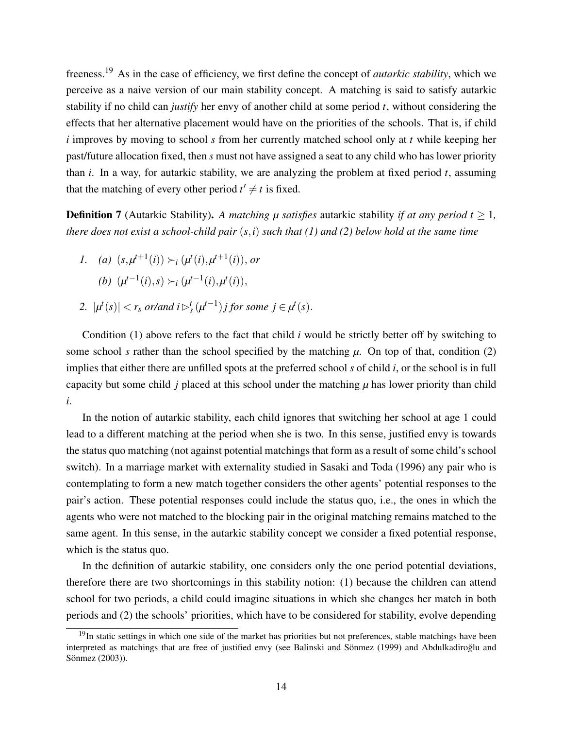freeness.[19] As in the case of efficiency, we first define the concept of *autarkic stability*, which we perceive as a naive version of our main stability concept. A matching is said to satisfy autarkic stability if no child can *justify* her envy of another child at some period $t$, without considering the effects that her alternative placement would have on the priorities of the schools. That is, if child $i$ improves by moving to school $s$ from her currently matched school only at $t$ while keeping her past/future allocation fixed, then $s$ must not have assigned a seat to any child who has lower priority than $i$. In a way, for autarkic stability, we are analyzing the problem at fixed period $t$, assuming that the matching of every other period $t' \neq t$ is fixed.

**Definition 7** (Autarkic Stability). *A matching $\mu$ satisfies* autarkic stability *if at any period $t \geq 1$, there does not exist a school-child pair $(s,i)$ such that (1) and (2) below hold at the same time*

1. *(a)* $(s, \mu^{t+1}(i)) \succ_i (\mu^t(i), \mu^{t+1}(i))$, *or*

   *(b)* $(\mu^{t-1}(i), s) \succ_i (\mu^{t-1}(i), \mu^t(i))$,

2. $|\mu^t(s)| < r_s$ *or/and* $i \rhd_s^t (\mu^{t-1})\, j$ *for some* $j \in \mu^t(s)$.

Condition (1) above refers to the fact that child $i$ would be strictly better off by switching to some school $s$ rather than the school specified by the matching $\mu$. On top of that, condition (2) implies that either there are unfilled spots at the preferred school $s$ of child $i$, or the school is in full capacity but some child $j$ placed at this school under the matching $\mu$ has lower priority than child $i$.

In the notion of autarkic stability, each child ignores that switching her school at age 1 could lead to a different matching at the period when she is two. In this sense, justified envy is towards the status quo matching (not against potential matchings that form as a result of some child's school switch). In a marriage market with externality studied in Sasaki and Toda (1996) any pair who is contemplating to form a new match together considers the other agents' potential responses to the pair's action. These potential responses could include the status quo, i.e., the ones in which the agents who were not matched to the blocking pair in the original matching remains matched to the same agent. In this sense, in the autarkic stability concept we consider a fixed potential response, which is the status quo.

In the definition of autarkic stability, one considers only the one period potential deviations, therefore there are two shortcomings in this stability notion: (1) because the children can attend school for two periods, a child could imagine situations in which she changes her match in both periods and (2) the schools' priorities, which have to be considered for stability, evolve depending

[19] In static settings in which one side of the market has priorities but not preferences, stable matchings have been interpreted as matchings that are free of justified envy (see Balinski and Sönmez (1999) and Abdulkadiroğlu and Sönmez (2003)).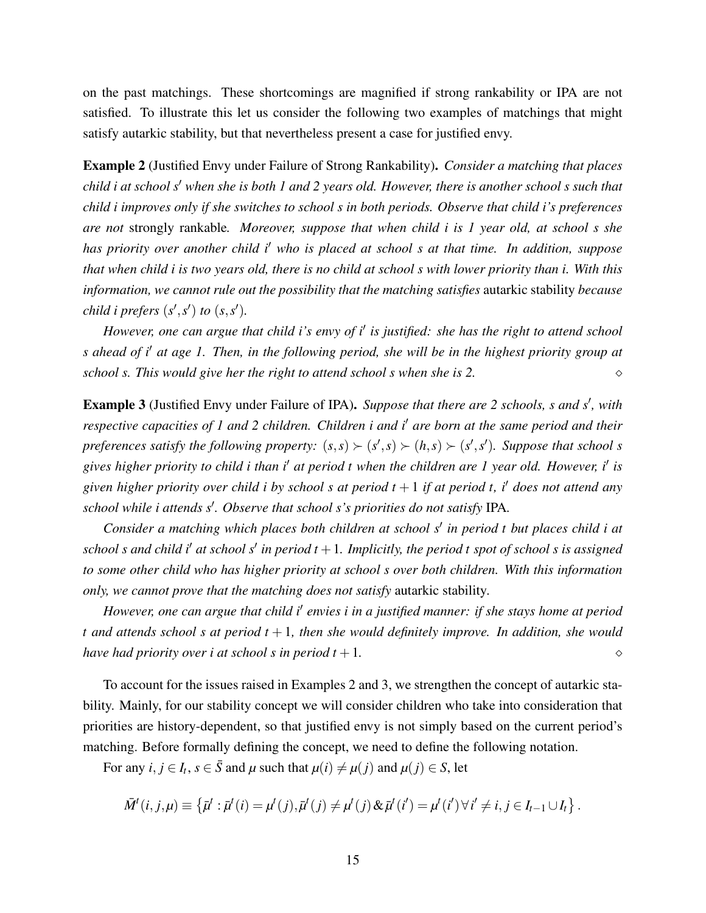on the past matchings. These shortcomings are magnified if strong rankability or IPA are not satisfied. To illustrate this let us consider the following two examples of matchings that might satisfy autarkic stability, but that nevertheless present a case for justified envy.

**Example 2** (Justified Envy under Failure of Strong Rankability). *Consider a matching that places child $i$ at school $s'$ when she is both 1 and 2 years old. However, there is another school $s$ such that child $i$ improves only if she switches to school $s$ in both periods. Observe that child $i$'s preferences are not* strongly rankable*. Moreover, suppose that when child $i$ is 1 year old, at school $s$ she has priority over another child $i'$ who is placed at school $s$ at that time. In addition, suppose that when child $i$ is two years old, there is no child at school $s$ with lower priority than $i$. With this information, we cannot rule out the possibility that the matching satisfies* autarkic stability *because child $i$ prefers $(s', s')$ to $(s, s')$.*

*However, one can argue that child $i$'s envy of $i'$ is justified: she has the right to attend school $s$ ahead of $i'$ at age 1. Then, in the following period, she will be in the highest priority group at school $s$. This would give her the right to attend school $s$ when she is 2.* $\diamond$

**Example 3** (Justified Envy under Failure of IPA). *Suppose that there are 2 schools, $s$ and $s'$, with respective capacities of 1 and 2 children. Children $i$ and $i'$ are born at the same period and their preferences satisfy the following property: $(s,s) \succ (s',s) \succ (h,s) \succ (s',s')$. Suppose that school $s$ gives higher priority to child $i$ than $i'$ at period $t$ when the children are 1 year old. However, $i'$ is given higher priority over child $i$ by school $s$ at period $t+1$ if at period $t$, $i'$ does not attend any school while $i$ attends $s'$. Observe that school $s$'s priorities do not satisfy* IPA*.*

*Consider a matching which places both children at school $s'$ in period $t$ but places child $i$ at school $s$ and child $i'$ at school $s'$ in period $t+1$. Implicitly, the period $t$ spot of school $s$ is assigned to some other child who has higher priority at school $s$ over both children. With this information only, we cannot prove that the matching does not satisfy* autarkic stability*.*

*However, one can argue that child $i'$ envies $i$ in a justified manner: if she stays home at period $t$ and attends school $s$ at period $t+1$, then she would definitely improve. In addition, she would have had priority over $i$ at school $s$ in period $t+1$.* $\diamond$

To account for the issues raised in Examples 2 and 3, we strengthen the concept of autarkic stability. Mainly, for our stability concept we will consider children who take into consideration that priorities are history-dependent, so that justified envy is not simply based on the current period's matching. Before formally defining the concept, we need to define the following notation.

For any $i, j \in I_t$, $s \in \bar{S}$ and $\mu$ such that $\mu(i) \neq \mu(j)$ and $\mu(j) \in S$, let

$$\bar{M}^t(i,j,\mu) \equiv \left\{ \bar{\mu}^t : \bar{\mu}^t(i) = \mu^t(j), \bar{\mu}^t(j) \neq \mu^t(j) \,\&\, \bar{\mu}^t(i') = \mu^t(i') \forall i' \neq i, j \in I_{t-1} \cup I_t \right\}.$$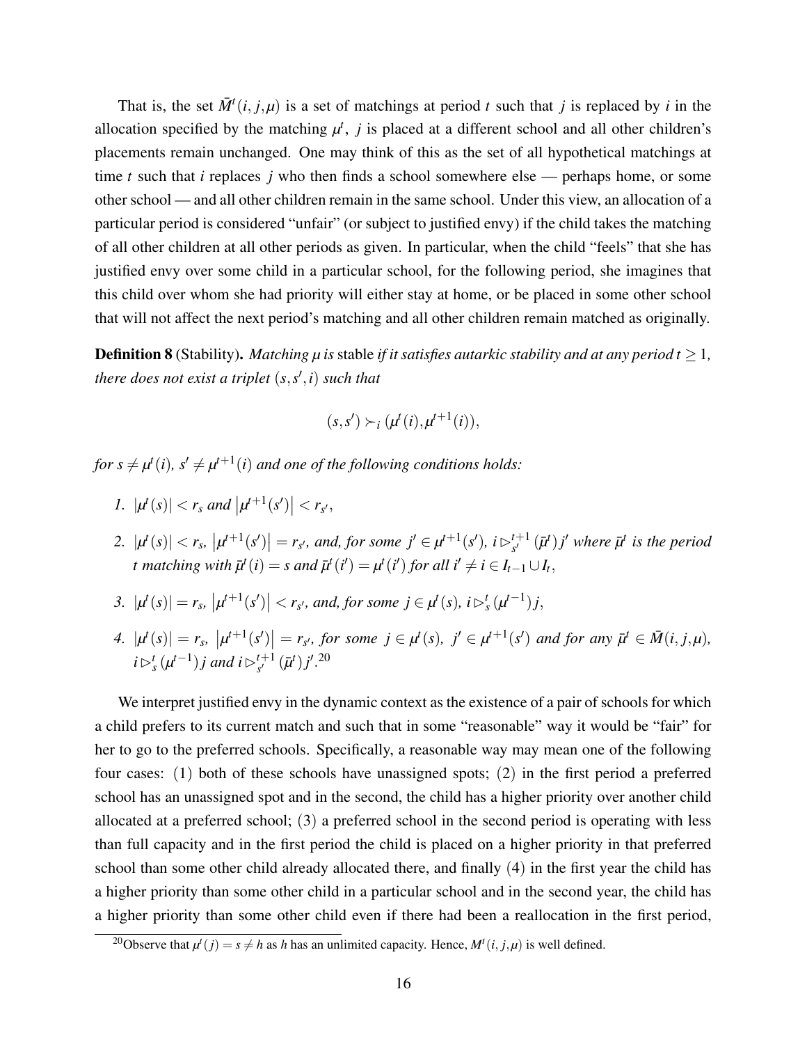That is, the set $\bar{M}^t(i, j, \mu)$ is a set of matchings at period $t$ such that $j$ is replaced by $i$ in the allocation specified by the matching $\mu^t$, $j$ is placed at a different school and all other children's placements remain unchanged. One may think of this as the set of all hypothetical matchings at time $t$ such that $i$ replaces $j$ who then finds a school somewhere else — perhaps home, or some other school — and all other children remain in the same school. Under this view, an allocation of a particular period is considered "unfair" (or subject to justified envy) if the child takes the matching of all other children at all other periods as given. In particular, when the child "feels" that she has justified envy over some child in a particular school, for the following period, she imagines that this child over whom she had priority will either stay at home, or be placed in some other school that will not affect the next period's matching and all other children remain matched as originally.

**Definition 8** (Stability)**.** *Matching $\mu$ is* stable *if it satisfies autarkic stability and at any period $t \geq 1$, there does not exist a triplet $(s, s', i)$ such that*

$$(s, s') \succ_i (\mu^t(i), \mu^{t+1}(i)),$$

*for $s \neq \mu^t(i)$, $s' \neq \mu^{t+1}(i)$ and one of the following conditions holds:*

1. *$|\mu^t(s)| < r_s$ and $|\mu^{t+1}(s')| < r_{s'}$,*
2. *$|\mu^t(s)| < r_s$, $|\mu^{t+1}(s')| = r_{s'}$, and, for some $j' \in \mu^{t+1}(s')$, $i \rhd_{s'}^{t+1} (\bar{\mu}^t) j'$ where $\bar{\mu}^t$ is the period $t$ matching with $\bar{\mu}^t(i) = s$ and $\bar{\mu}^t(i') = \mu^t(i')$ for all $i' \neq i \in I_{t-1} \cup I_t$,*
3. *$|\mu^t(s)| = r_s$, $|\mu^{t+1}(s')| < r_{s'}$, and, for some $j \in \mu^t(s)$, $i \rhd_s^t (\mu^{t-1}) j$,*
4. *$|\mu^t(s)| = r_s$, $|\mu^{t+1}(s')| = r_{s'}$, for some $j \in \mu^t(s)$, $j' \in \mu^{t+1}(s')$ and for any $\bar{\mu}^t \in \bar{M}(i, j, \mu)$, $i \rhd_s^t (\mu^{t-1}) j$ and $i \rhd_{s'}^{t+1} (\bar{\mu}^t) j'$.*[20]

We interpret justified envy in the dynamic context as the existence of a pair of schools for which a child prefers to its current match and such that in some "reasonable" way it would be "fair" for her to go to the preferred schools. Specifically, a reasonable way may mean one of the following four cases: (1) both of these schools have unassigned spots; (2) in the first period a preferred school has an unassigned spot and in the second, the child has a higher priority over another child allocated at a preferred school; (3) a preferred school in the second period is operating with less than full capacity and in the first period the child is placed on a higher priority in that preferred school than some other child already allocated there, and finally (4) in the first year the child has a higher priority than some other child in a particular school and in the second year, the child has a higher priority than some other child even if there had been a reallocation in the first period,

[20] Observe that $\mu^t(j) = s \neq h$ as $h$ has an unlimited capacity. Hence, $M^t(i, j, \mu)$ is well defined.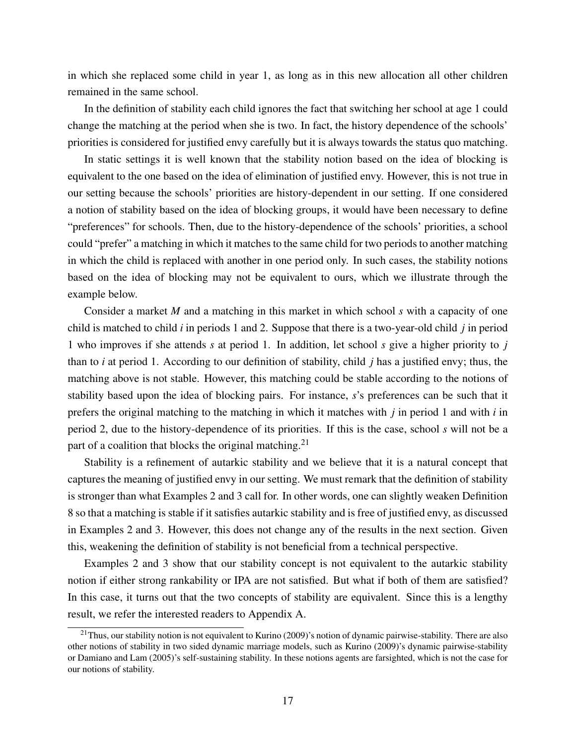in which she replaced some child in year 1, as long as in this new allocation all other children remained in the same school.

In the definition of stability each child ignores the fact that switching her school at age 1 could change the matching at the period when she is two. In fact, the history dependence of the schools' priorities is considered for justified envy carefully but it is always towards the status quo matching.

In static settings it is well known that the stability notion based on the idea of blocking is equivalent to the one based on the idea of elimination of justified envy. However, this is not true in our setting because the schools' priorities are history-dependent in our setting. If one considered a notion of stability based on the idea of blocking groups, it would have been necessary to define "preferences" for schools. Then, due to the history-dependence of the schools' priorities, a school could "prefer" a matching in which it matches to the same child for two periods to another matching in which the child is replaced with another in one period only. In such cases, the stability notions based on the idea of blocking may not be equivalent to ours, which we illustrate through the example below.

Consider a market $M$ and a matching in this market in which school $s$ with a capacity of one child is matched to child $i$ in periods 1 and 2. Suppose that there is a two-year-old child $j$ in period 1 who improves if she attends $s$ at period 1. In addition, let school $s$ give a higher priority to $j$ than to $i$ at period 1. According to our definition of stability, child $j$ has a justified envy; thus, the matching above is not stable. However, this matching could be stable according to the notions of stability based upon the idea of blocking pairs. For instance, $s$'s preferences can be such that it prefers the original matching to the matching in which it matches with $j$ in period 1 and with $i$ in period 2, due to the history-dependence of its priorities. If this is the case, school $s$ will not be a part of a coalition that blocks the original matching.[21]

Stability is a refinement of autarkic stability and we believe that it is a natural concept that captures the meaning of justified envy in our setting. We must remark that the definition of stability is stronger than what Examples 2 and 3 call for. In other words, one can slightly weaken Definition 8 so that a matching is stable if it satisfies autarkic stability and is free of justified envy, as discussed in Examples 2 and 3. However, this does not change any of the results in the next section. Given this, weakening the definition of stability is not beneficial from a technical perspective.

Examples 2 and 3 show that our stability concept is not equivalent to the autarkic stability notion if either strong rankability or IPA are not satisfied. But what if both of them are satisfied? In this case, it turns out that the two concepts of stability are equivalent. Since this is a lengthy result, we refer the interested readers to Appendix A.

[21] Thus, our stability notion is not equivalent to Kurino (2009)'s notion of dynamic pairwise-stability. There are also other notions of stability in two sided dynamic marriage models, such as Kurino (2009)'s dynamic pairwise-stability or Damiano and Lam (2005)'s self-sustaining stability. In these notions agents are farsighted, which is not the case for our notions of stability.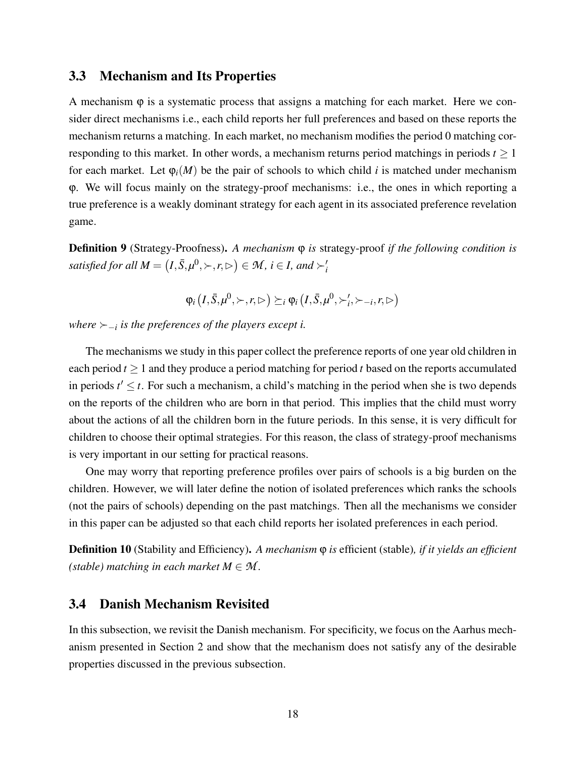## 3.3 Mechanism and Its Properties

A mechanism $\varphi$ is a systematic process that assigns a matching for each market. Here we consider direct mechanisms i.e., each child reports her full preferences and based on these reports the mechanism returns a matching. In each market, no mechanism modifies the period 0 matching corresponding to this market. In other words, a mechanism returns period matchings in periods $t \geq 1$ for each market. Let $\varphi_i(M)$ be the pair of schools to which child $i$ is matched under mechanism $\varphi$. We will focus mainly on the strategy-proof mechanisms: i.e., the ones in which reporting a true preference is a weakly dominant strategy for each agent in its associated preference revelation game.

**Definition 9** (Strategy-Proofness). *A mechanism $\varphi$ is* strategy-proof *if the following condition is satisfied for all $M = \left(I, \bar{S}, \mu^0, \succ, r, \rhd\right) \in \mathcal{M}$, $i \in I$, and $\succ_i'$*

$$\varphi_i\left(I, \bar{S}, \mu^0, \succ, r, \rhd\right) \succeq_i \varphi_i\left(I, \bar{S}, \mu^0, \succ_i', \succ_{-i}, r, \rhd\right)$$

*where $\succ_{-i}$ is the preferences of the players except i.*

The mechanisms we study in this paper collect the preference reports of one year old children in each period $t \geq 1$ and they produce a period matching for period $t$ based on the reports accumulated in periods $t' \leq t$. For such a mechanism, a child's matching in the period when she is two depends on the reports of the children who are born in that period. This implies that the child must worry about the actions of all the children born in the future periods. In this sense, it is very difficult for children to choose their optimal strategies. For this reason, the class of strategy-proof mechanisms is very important in our setting for practical reasons.

One may worry that reporting preference profiles over pairs of schools is a big burden on the children. However, we will later define the notion of isolated preferences which ranks the schools (not the pairs of schools) depending on the past matchings. Then all the mechanisms we consider in this paper can be adjusted so that each child reports her isolated preferences in each period.

**Definition 10** (Stability and Efficiency). *A mechanism $\varphi$ is* efficient *(*stable*), if it yields an efficient (stable) matching in each market $M \in \mathcal{M}$.*

## 3.4 Danish Mechanism Revisited

In this subsection, we revisit the Danish mechanism. For specificity, we focus on the Aarhus mechanism presented in Section 2 and show that the mechanism does not satisfy any of the desirable properties discussed in the previous subsection.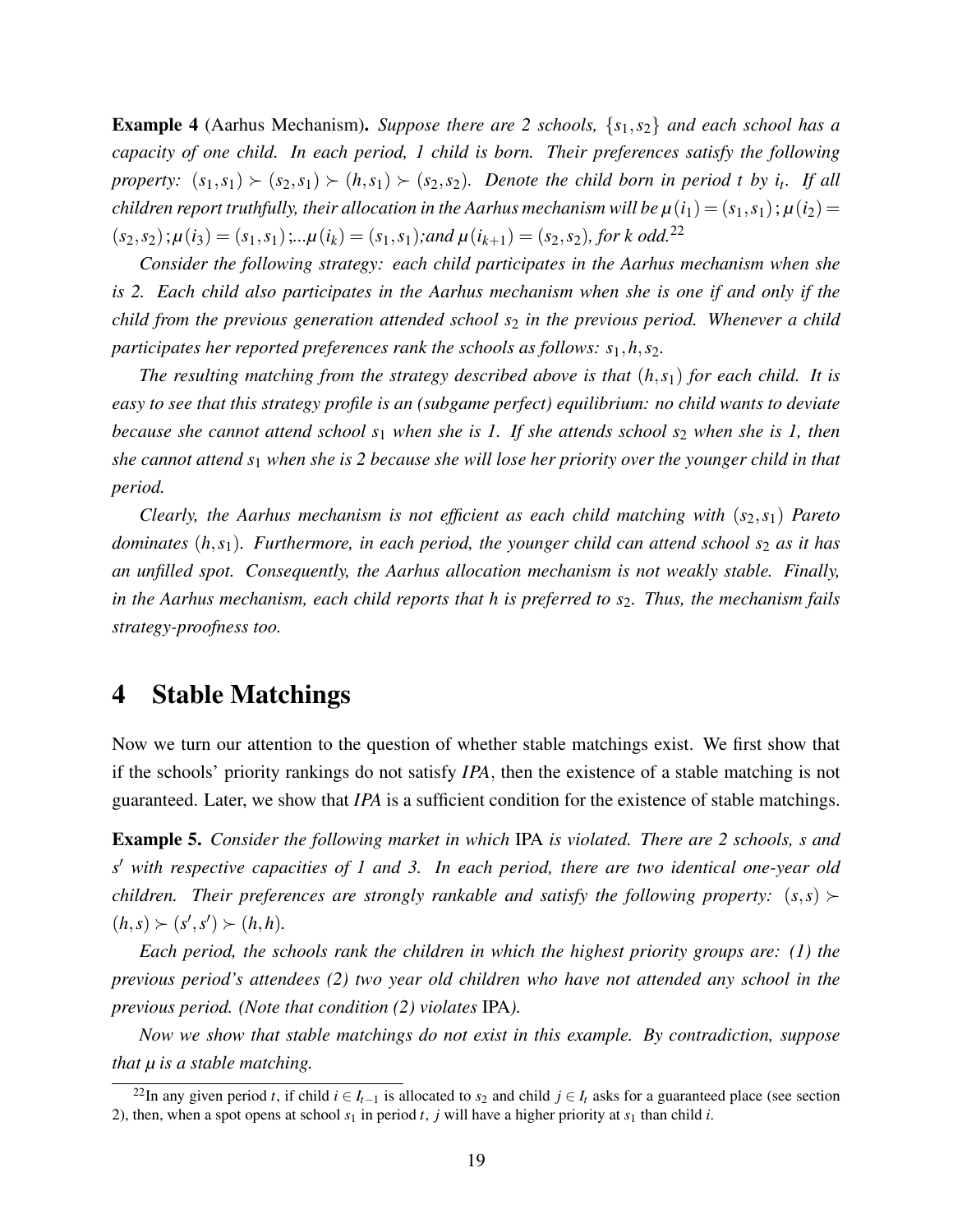**Example 4** (Aarhus Mechanism)**.** *Suppose there are 2 schools, $\{s_1, s_2\}$ and each school has a capacity of one child. In each period, 1 child is born. Their preferences satisfy the following property: $(s_1, s_1) \succ (s_2, s_1) \succ (h, s_1) \succ (s_2, s_2)$. Denote the child born in period $t$ by $i_t$. If all children report truthfully, their allocation in the Aarhus mechanism will be $\mu(i_1) = (s_1, s_1)$; $\mu(i_2) = (s_2, s_2)$; $\mu(i_3) = (s_1, s_1)$;...$\mu(i_k) = (s_1, s_1)$;and $\mu(i_{k+1}) = (s_2, s_2)$, for $k$ odd.*[22]

*Consider the following strategy: each child participates in the Aarhus mechanism when she is 2. Each child also participates in the Aarhus mechanism when she is one if and only if the child from the previous generation attended school $s_2$ in the previous period. Whenever a child participates her reported preferences rank the schools as follows: $s_1, h, s_2$.*

*The resulting matching from the strategy described above is that $(h, s_1)$ for each child. It is easy to see that this strategy profile is an (subgame perfect) equilibrium: no child wants to deviate because she cannot attend school $s_1$ when she is 1. If she attends school $s_2$ when she is 1, then she cannot attend $s_1$ when she is 2 because she will lose her priority over the younger child in that period.*

*Clearly, the Aarhus mechanism is not efficient as each child matching with $(s_2, s_1)$ Pareto dominates $(h, s_1)$. Furthermore, in each period, the younger child can attend school $s_2$ as it has an unfilled spot. Consequently, the Aarhus allocation mechanism is not weakly stable. Finally, in the Aarhus mechanism, each child reports that $h$ is preferred to $s_2$. Thus, the mechanism fails strategy-proofness too.*

# 4 Stable Matchings

Now we turn our attention to the question of whether stable matchings exist. We first show that if the schools' priority rankings do not satisfy *IPA*, then the existence of a stable matching is not guaranteed. Later, we show that *IPA* is a sufficient condition for the existence of stable matchings.

**Example 5.** *Consider the following market in which* IPA *is violated. There are 2 schools, $s$ and $s'$ with respective capacities of 1 and 3. In each period, there are two identical one-year old children. Their preferences are strongly rankable and satisfy the following property: $(s, s) \succ (h, s) \succ (s', s') \succ (h, h)$.*

*Each period, the schools rank the children in which the highest priority groups are: (1) the previous period's attendees (2) two year old children who have not attended any school in the previous period. (Note that condition (2) violates* IPA*).*

*Now we show that stable matchings do not exist in this example. By contradiction, suppose that $\mu$ is a stable matching.*

[22] In any given period $t$, if child $i \in I_{t-1}$ is allocated to $s_2$ and child $j \in I_t$ asks for a guaranteed place (see section 2), then, when a spot opens at school $s_1$ in period $t$, $j$ will have a higher priority at $s_1$ than child $i$.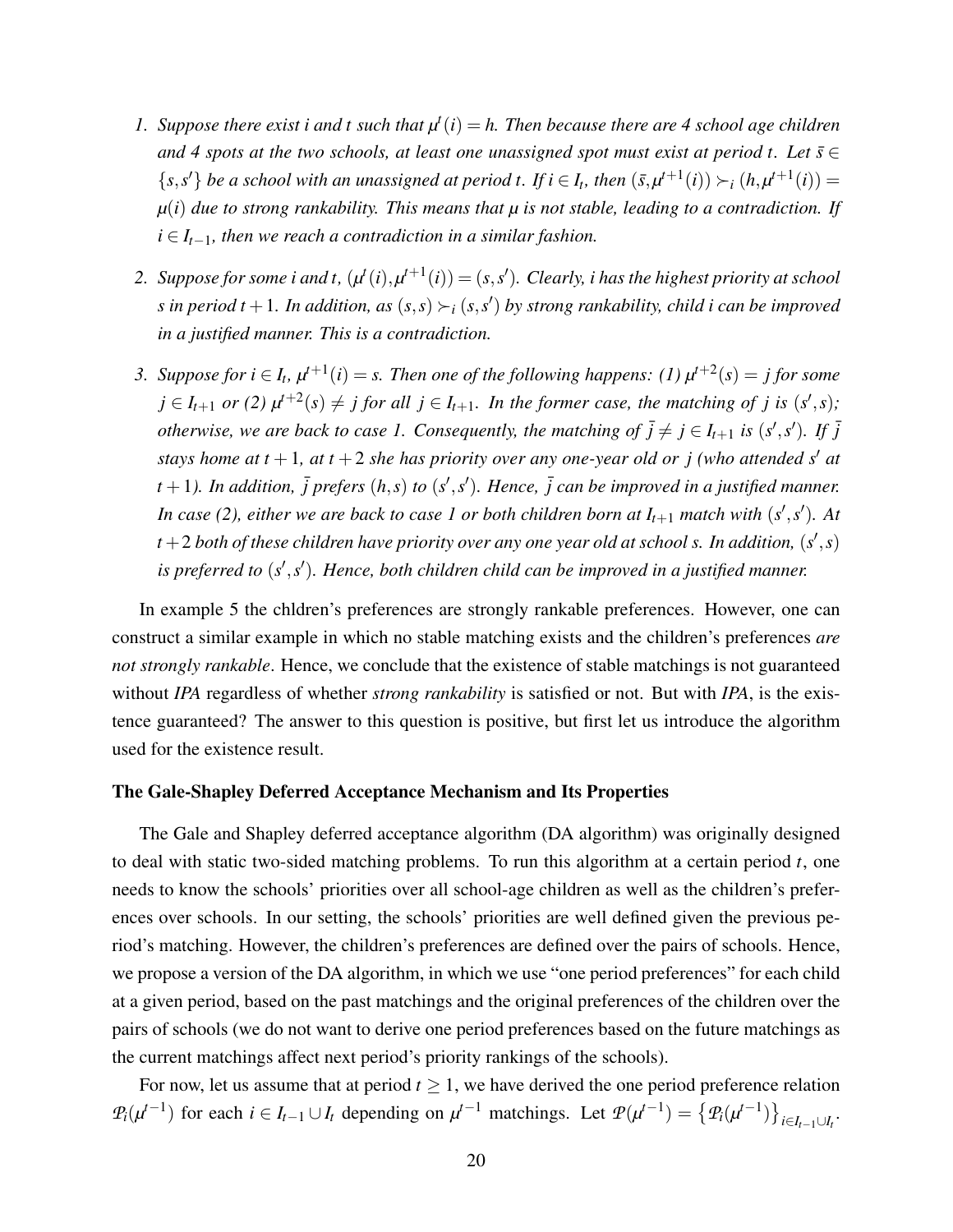1. *Suppose there exist $i$ and $t$ such that $\mu^t(i) = h$. Then because there are 4 school age children and 4 spots at the two schools, at least one unassigned spot must exist at period $t$. Let $\bar{s} \in \{s, s'\}$ be a school with an unassigned at period $t$. If $i \in I_t$, then $(\bar{s}, \mu^{t+1}(i)) \succ_i (h, \mu^{t+1}(i)) = \mu(i)$ due to strong rankability. This means that $\mu$ is not stable, leading to a contradiction. If $i \in I_{t-1}$, then we reach a contradiction in a similar fashion.*

2. *Suppose for some $i$ and $t$, $(\mu^t(i), \mu^{t+1}(i)) = (s, s')$. Clearly, $i$ has the highest priority at school $s$ in period $t+1$. In addition, as $(s, s) \succ_i (s, s')$ by strong rankability, child $i$ can be improved in a justified manner. This is a contradiction.*

3. *Suppose for $i \in I_t$, $\mu^{t+1}(i) = s$. Then one of the following happens: (1) $\mu^{t+2}(s) = j$ for some $j \in I_{t+1}$ or (2) $\mu^{t+2}(s) \neq j$ for all $j \in I_{t+1}$. In the former case, the matching of $j$ is $(s', s)$; otherwise, we are back to case 1. Consequently, the matching of $\bar{j} \neq j \in I_{t+1}$ is $(s', s')$. If $\bar{j}$ stays home at $t+1$, at $t+2$ she has priority over any one-year old or $j$ (who attended $s'$ at $t+1$). In addition, $\bar{j}$ prefers $(h, s)$ to $(s', s')$. Hence, $\bar{j}$ can be improved in a justified manner. In case (2), either we are back to case 1 or both children born at $I_{t+1}$ match with $(s', s')$. At $t+2$ both of these children have priority over any one year old at school $s$. In addition, $(s', s)$ is preferred to $(s', s')$. Hence, both children child can be improved in a justified manner.*

In example 5 the chldren's preferences are strongly rankable preferences. However, one can construct a similar example in which no stable matching exists and the children's preferences *are not strongly rankable*. Hence, we conclude that the existence of stable matchings is not guaranteed without *IPA* regardless of whether *strong rankability* is satisfied or not. But with *IPA*, is the existence guaranteed? The answer to this question is positive, but first let us introduce the algorithm used for the existence result.

**The Gale-Shapley Deferred Acceptance Mechanism and Its Properties**

The Gale and Shapley deferred acceptance algorithm (DA algorithm) was originally designed to deal with static two-sided matching problems. To run this algorithm at a certain period $t$, one needs to know the schools' priorities over all school-age children as well as the children's preferences over schools. In our setting, the schools' priorities are well defined given the previous period's matching. However, the children's preferences are defined over the pairs of schools. Hence, we propose a version of the DA algorithm, in which we use "one period preferences" for each child at a given period, based on the past matchings and the original preferences of the children over the pairs of schools (we do not want to derive one period preferences based on the future matchings as the current matchings affect next period's priority rankings of the schools).

For now, let us assume that at period $t \geq 1$, we have derived the one period preference relation $\mathcal{P}_i(\mu^{t-1})$ for each $i \in I_{t-1} \cup I_t$ depending on $\mu^{t-1}$ matchings. Let $\mathcal{P}(\mu^{t-1}) = \left\{\mathcal{P}_i(\mu^{t-1})\right\}_{i \in I_{t-1} \cup I_t}$.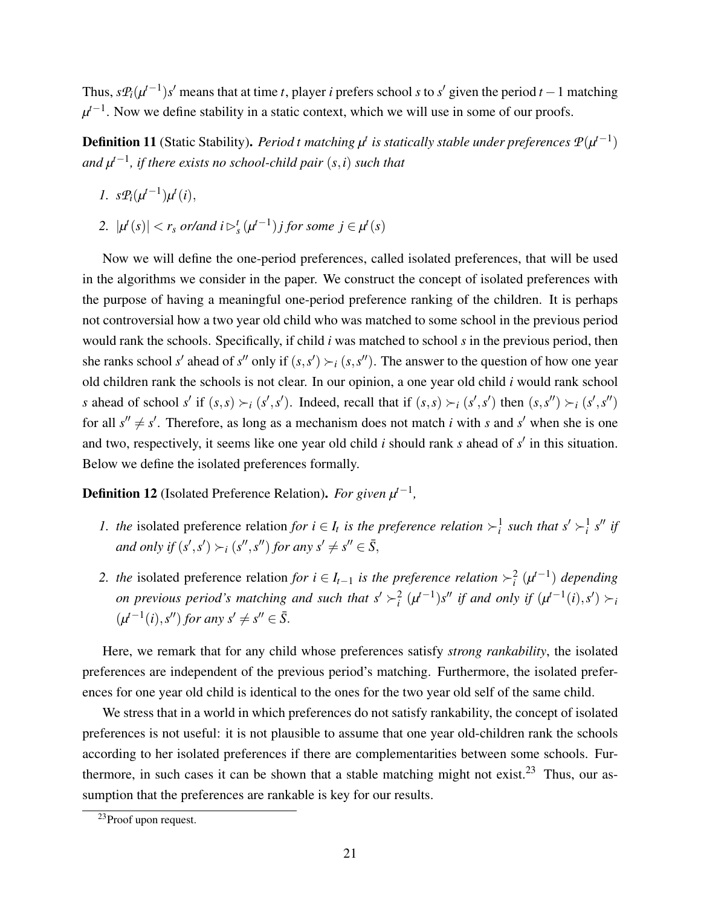Thus, $s\mathcal{P}_i(\mu^{t-1})s'$ means that at time $t$, player $i$ prefers school $s$ to $s'$ given the period $t-1$ matching $\mu^{t-1}$. Now we define stability in a static context, which we will use in some of our proofs.

**Definition 11** (Static Stability). *Period $t$ matching $\mu^t$ is statically stable under preferences $\mathcal{P}(\mu^{t-1})$ and $\mu^{t-1}$, if there exists no school-child pair $(s,i)$ such that*

1. $s\mathcal{P}_i(\mu^{t-1})\mu^t(i)$,
2. $|\mu^t(s)| < r_s$ *or/and* $i \rhd_s^t (\mu^{t-1})\, j$ *for some* $j \in \mu^t(s)$

Now we will define the one-period preferences, called isolated preferences, that will be used in the algorithms we consider in the paper. We construct the concept of isolated preferences with the purpose of having a meaningful one-period preference ranking of the children. It is perhaps not controversial how a two year old child who was matched to some school in the previous period would rank the schools. Specifically, if child $i$ was matched to school $s$ in the previous period, then she ranks school $s'$ ahead of $s''$ only if $(s,s') \succ_i (s,s'')$. The answer to the question of how one year old children rank the schools is not clear. In our opinion, a one year old child $i$ would rank school $s$ ahead of school $s'$ if $(s,s) \succ_i (s',s')$. Indeed, recall that if $(s,s) \succ_i (s',s')$ then $(s,s'') \succ_i (s',s'')$ for all $s'' \neq s'$. Therefore, as long as a mechanism does not match $i$ with $s$ and $s'$ when she is one and two, respectively, it seems like one year old child $i$ should rank $s$ ahead of $s'$ in this situation. Below we define the isolated preferences formally.

**Definition 12** (Isolated Preference Relation). *For given $\mu^{t-1}$,*

1. *the* isolated preference relation *for $i \in I_t$ is the preference relation $\succ_i^1$ such that $s' \succ_i^1 s''$ if and only if $(s',s') \succ_i (s'',s'')$ for any $s' \neq s'' \in \bar{S}$,*
2. *the* isolated preference relation *for $i \in I_{t-1}$ is the preference relation $\succ_i^2(\mu^{t-1})$ depending on previous period's matching and such that $s' \succ_i^2 (\mu^{t-1})s''$ if and only if $(\mu^{t-1}(i),s') \succ_i (\mu^{t-1}(i),s'')$ for any $s' \neq s'' \in \bar{S}$.*

Here, we remark that for any child whose preferences satisfy *strong rankability*, the isolated preferences are independent of the previous period's matching. Furthermore, the isolated preferences for one year old child is identical to the ones for the two year old self of the same child.

We stress that in a world in which preferences do not satisfy rankability, the concept of isolated preferences is not useful: it is not plausible to assume that one year old-children rank the schools according to her isolated preferences if there are complementarities between some schools. Furthermore, in such cases it can be shown that a stable matching might not exist.[23] Thus, our assumption that the preferences are rankable is key for our results.

[23] Proof upon request.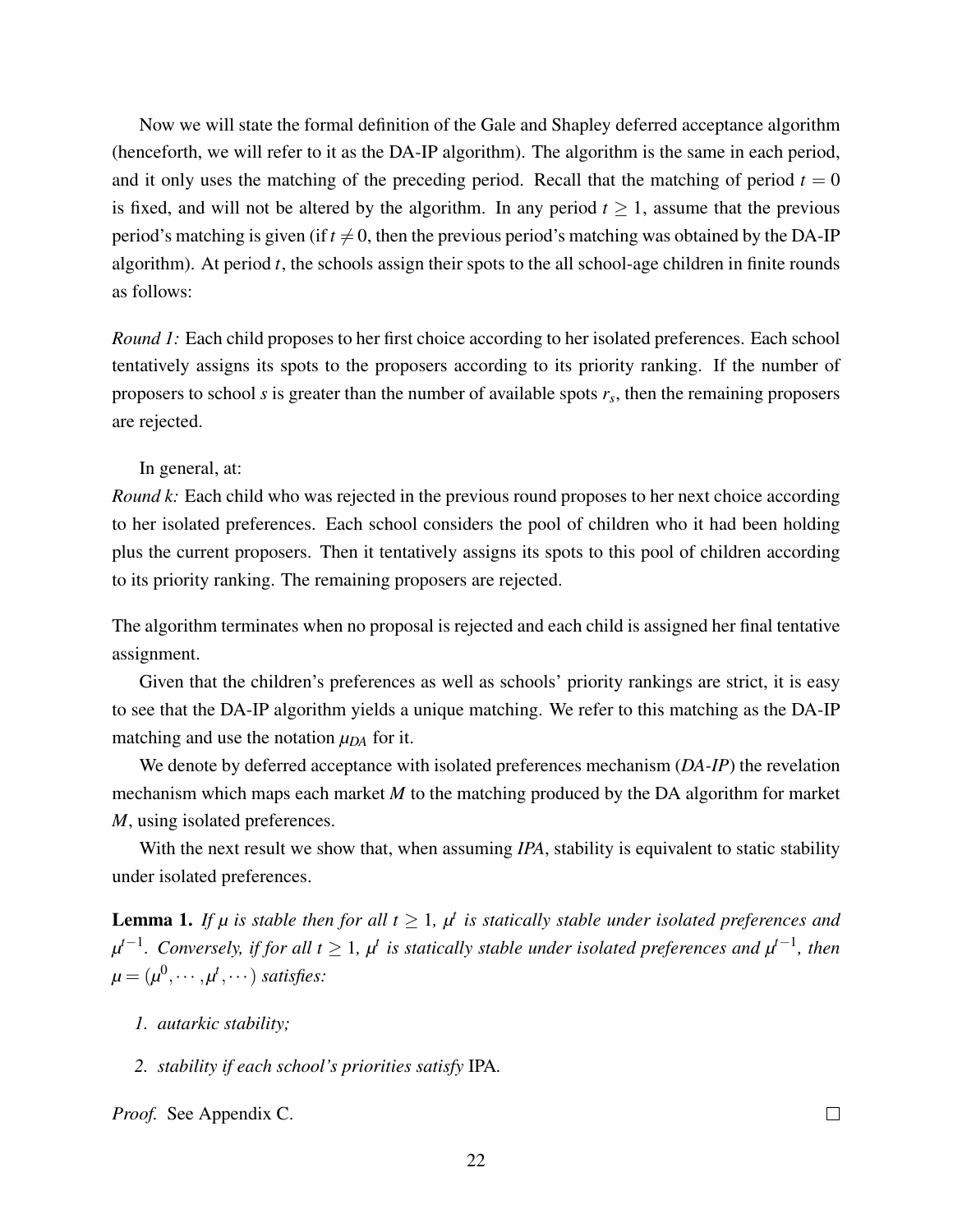Now we will state the formal definition of the Gale and Shapley deferred acceptance algorithm (henceforth, we will refer to it as the DA-IP algorithm). The algorithm is the same in each period, and it only uses the matching of the preceding period. Recall that the matching of period $t = 0$ is fixed, and will not be altered by the algorithm. In any period $t \geq 1$, assume that the previous period's matching is given (if $t \neq 0$, then the previous period's matching was obtained by the DA-IP algorithm). At period $t$, the schools assign their spots to the all school-age children in finite rounds as follows:

*Round 1:* Each child proposes to her first choice according to her isolated preferences. Each school tentatively assigns its spots to the proposers according to its priority ranking. If the number of proposers to school $s$ is greater than the number of available spots $r_s$, then the remaining proposers are rejected.

In general, at:

*Round k:* Each child who was rejected in the previous round proposes to her next choice according to her isolated preferences. Each school considers the pool of children who it had been holding plus the current proposers. Then it tentatively assigns its spots to this pool of children according to its priority ranking. The remaining proposers are rejected.

The algorithm terminates when no proposal is rejected and each child is assigned her final tentative assignment.

Given that the children's preferences as well as schools' priority rankings are strict, it is easy to see that the DA-IP algorithm yields a unique matching. We refer to this matching as the DA-IP matching and use the notation $\mu_{DA}$ for it.

We denote by deferred acceptance with isolated preferences mechanism (*DA-IP*) the revelation mechanism which maps each market $M$ to the matching produced by the DA algorithm for market $M$, using isolated preferences.

With the next result we show that, when assuming *IPA*, stability is equivalent to static stability under isolated preferences.

**Lemma 1.** *If $\mu$ is stable then for all $t \geq 1$, $\mu^t$ is statically stable under isolated preferences and $\mu^{t-1}$. Conversely, if for all $t \geq 1$, $\mu^t$ is statically stable under isolated preferences and $\mu^{t-1}$, then $\mu = (\mu^0, \cdots, \mu^t, \cdots)$ satisfies:*

1. *autarkic stability;*
2. *stability if each school's priorities satisfy* IPA.

*Proof.* See Appendix C. $\square$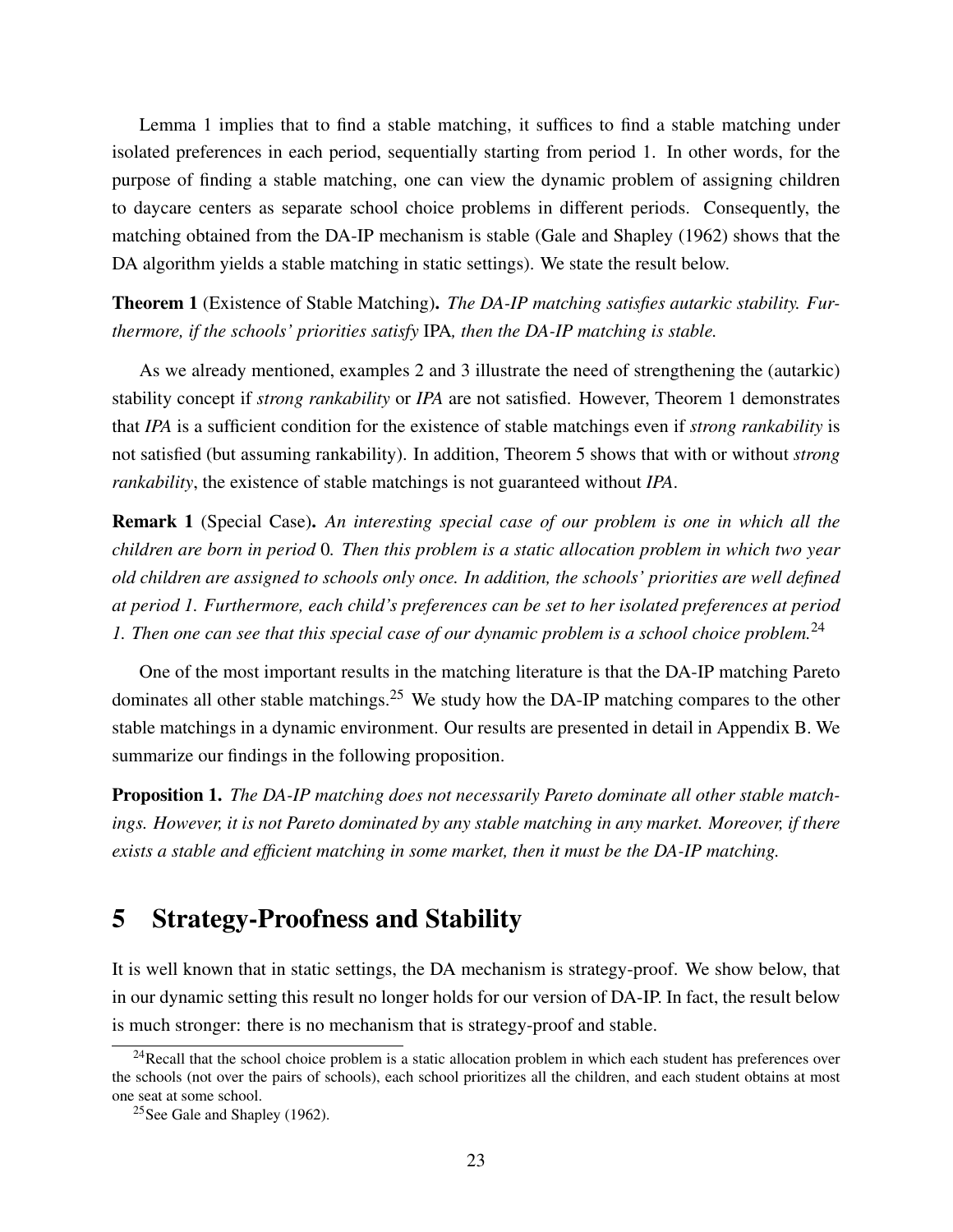Lemma 1 implies that to find a stable matching, it suffices to find a stable matching under isolated preferences in each period, sequentially starting from period 1. In other words, for the purpose of finding a stable matching, one can view the dynamic problem of assigning children to daycare centers as separate school choice problems in different periods. Consequently, the matching obtained from the DA-IP mechanism is stable (Gale and Shapley (1962) shows that the DA algorithm yields a stable matching in static settings). We state the result below.

**Theorem 1** (Existence of Stable Matching)**.** *The DA-IP matching satisfies autarkic stability. Furthermore, if the schools' priorities satisfy* IPA*, then the DA-IP matching is stable.*

As we already mentioned, examples 2 and 3 illustrate the need of strengthening the (autarkic) stability concept if *strong rankability* or *IPA* are not satisfied. However, Theorem 1 demonstrates that *IPA* is a sufficient condition for the existence of stable matchings even if *strong rankability* is not satisfied (but assuming rankability). In addition, Theorem 5 shows that with or without *strong rankability*, the existence of stable matchings is not guaranteed without *IPA*.

**Remark 1** (Special Case)**.** *An interesting special case of our problem is one in which all the children are born in period* 0*. Then this problem is a static allocation problem in which two year old children are assigned to schools only once. In addition, the schools' priorities are well defined at period 1. Furthermore, each child's preferences can be set to her isolated preferences at period 1. Then one can see that this special case of our dynamic problem is a school choice problem.*[24]

One of the most important results in the matching literature is that the DA-IP matching Pareto dominates all other stable matchings.[25] We study how the DA-IP matching compares to the other stable matchings in a dynamic environment. Our results are presented in detail in Appendix B. We summarize our findings in the following proposition.

**Proposition 1.** *The DA-IP matching does not necessarily Pareto dominate all other stable matchings. However, it is not Pareto dominated by any stable matching in any market. Moreover, if there exists a stable and efficient matching in some market, then it must be the DA-IP matching.*

# 5 Strategy-Proofness and Stability

It is well known that in static settings, the DA mechanism is strategy-proof. We show below, that in our dynamic setting this result no longer holds for our version of DA-IP. In fact, the result below is much stronger: there is no mechanism that is strategy-proof and stable.

[24] Recall that the school choice problem is a static allocation problem in which each student has preferences over the schools (not over the pairs of schools), each school prioritizes all the children, and each student obtains at most one seat at some school.

[25] See Gale and Shapley (1962).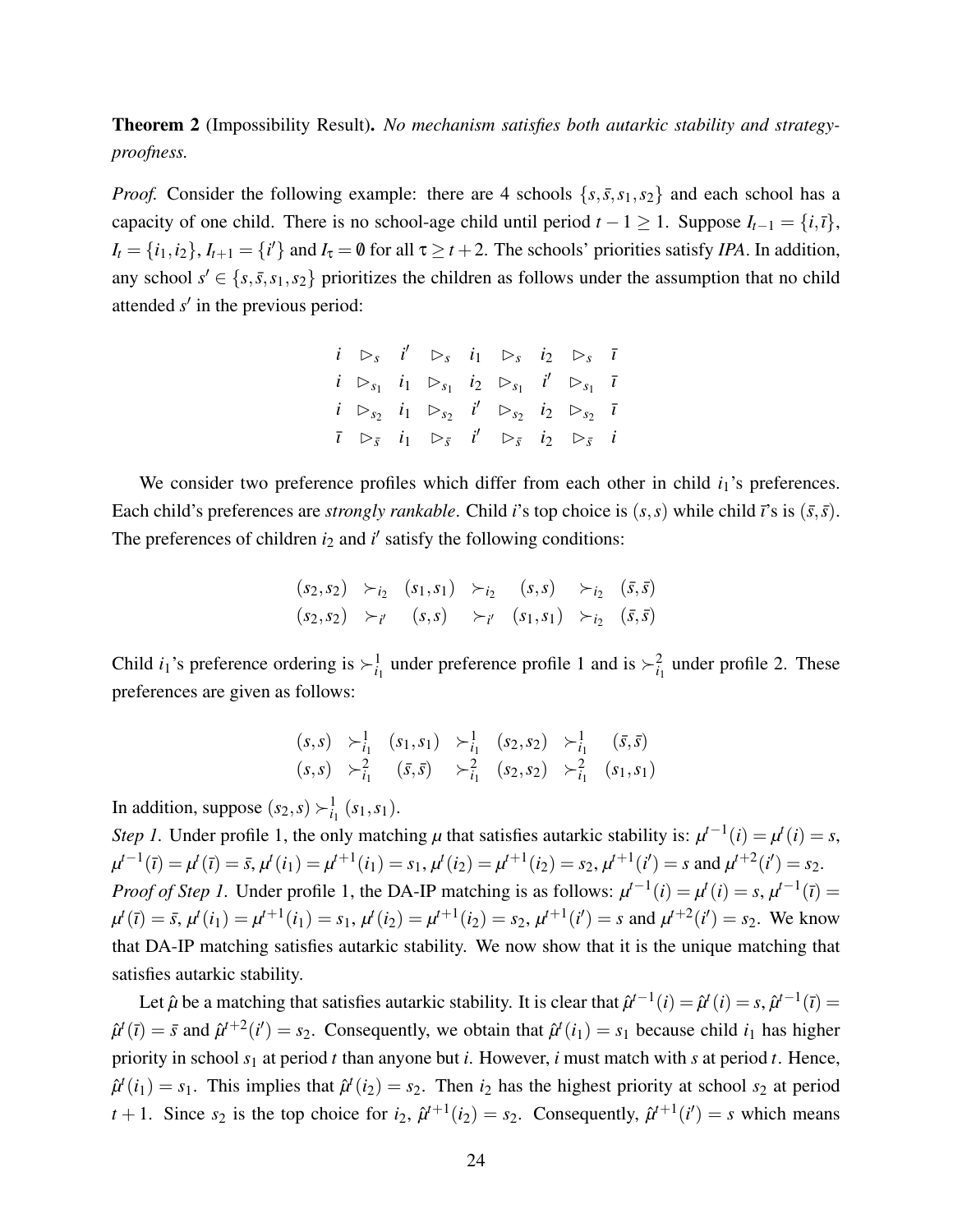**Theorem 2** (Impossibility Result). *No mechanism satisfies both autarkic stability and strategy-proofness.*

*Proof.* Consider the following example: there are 4 schools $\{s, \bar{s}, s_1, s_2\}$ and each school has a capacity of one child. There is no school-age child until period $t-1 \geq 1$. Suppose $I_{t-1} = \{i, \bar{i}\}$, $I_t = \{i_1, i_2\}$, $I_{t+1} = \{i'\}$ and $I_\tau = \emptyset$ for all $\tau \geq t+2$. The schools' priorities satisfy *IPA*. In addition, any school $s' \in \{s, \bar{s}, s_1, s_2\}$ prioritizes the children as follows under the assumption that no child attended $s'$ in the previous period:

$$
\begin{array}{ccccccccc}
i & \rhd_s & i' & \rhd_s & i_1 & \rhd_s & i_2 & \rhd_s & \bar{i} \\
i & \rhd_{s_1} & i_1 & \rhd_{s_1} & i_2 & \rhd_{s_1} & i' & \rhd_{s_1} & \bar{i} \\
i & \rhd_{s_2} & i_1 & \rhd_{s_2} & i' & \rhd_{s_2} & i_2 & \rhd_{s_2} & \bar{i} \\
\bar{i} & \rhd_{\bar{s}} & i_1 & \rhd_{\bar{s}} & i' & \rhd_{\bar{s}} & i_2 & \rhd_{\bar{s}} & i
\end{array}
$$

We consider two preference profiles which differ from each other in child $i_1$'s preferences. Each child's preferences are *strongly rankable*. Child $i$'s top choice is $(s,s)$ while child $\bar{i}$'s is $(\bar{s},\bar{s})$. The preferences of children $i_2$ and $i'$ satisfy the following conditions:

$$
\begin{array}{ccccccc}
(s_2,s_2) & \succ_{i_2} & (s_1,s_1) & \succ_{i_2} & (s,s) & \succ_{i_2} & (\bar{s},\bar{s}) \\
(s_2,s_2) & \succ_{i'} & (s,s) & \succ_{i'} & (s_1,s_1) & \succ_{i_2} & (\bar{s},\bar{s})
\end{array}
$$

Child $i_1$'s preference ordering is $\succ^1_{i_1}$ under preference profile 1 and is $\succ^2_{i_1}$ under profile 2. These preferences are given as follows:

$$
\begin{array}{ccccccc}
(s,s) & \succ^1_{i_1} & (s_1,s_1) & \succ^1_{i_1} & (s_2,s_2) & \succ^1_{i_1} & (\bar{s},\bar{s}) \\
(s,s) & \succ^2_{i_1} & (\bar{s},\bar{s}) & \succ^2_{i_1} & (s_2,s_2) & \succ^2_{i_1} & (s_1,s_1)
\end{array}
$$

In addition, suppose $(s_2,s) \succ^1_{i_1} (s_1,s_1)$.

*Step 1.* Under profile 1, the only matching $\mu$ that satisfies autarkic stability is: $\mu^{t-1}(i) = \mu^t(i) = s$, $\mu^{t-1}(\bar{i}) = \mu^t(\bar{i}) = \bar{s}$, $\mu^t(i_1) = \mu^{t+1}(i_1) = s_1$, $\mu^t(i_2) = \mu^{t+1}(i_2) = s_2$, $\mu^{t+1}(i') = s$ and $\mu^{t+2}(i') = s_2$.

*Proof of Step 1.* Under profile 1, the DA-IP matching is as follows: $\mu^{t-1}(i) = \mu^t(i) = s$, $\mu^{t-1}(\bar{i}) = \mu^t(\bar{i}) = \bar{s}$, $\mu^t(i_1) = \mu^{t+1}(i_1) = s_1$, $\mu^t(i_2) = \mu^{t+1}(i_2) = s_2$, $\mu^{t+1}(i') = s$ and $\mu^{t+2}(i') = s_2$. We know that DA-IP matching satisfies autarkic stability. We now show that it is the unique matching that satisfies autarkic stability.

Let $\hat{\mu}$ be a matching that satisfies autarkic stability. It is clear that $\hat{\mu}^{t-1}(i) = \hat{\mu}^t(i) = s$, $\hat{\mu}^{t-1}(\bar{i}) = \hat{\mu}^t(\bar{i}) = \bar{s}$ and $\hat{\mu}^{t+2}(i') = s_2$. Consequently, we obtain that $\hat{\mu}^t(i_1) = s_1$ because child $i_1$ has higher priority in school $s_1$ at period $t$ than anyone but $i$. However, $i$ must match with $s$ at period $t$. Hence, $\hat{\mu}^t(i_1) = s_1$. This implies that $\hat{\mu}^t(i_2) = s_2$. Then $i_2$ has the highest priority at school $s_2$ at period $t+1$. Since $s_2$ is the top choice for $i_2$, $\hat{\mu}^{t+1}(i_2) = s_2$. Consequently, $\hat{\mu}^{t+1}(i') = s$ which means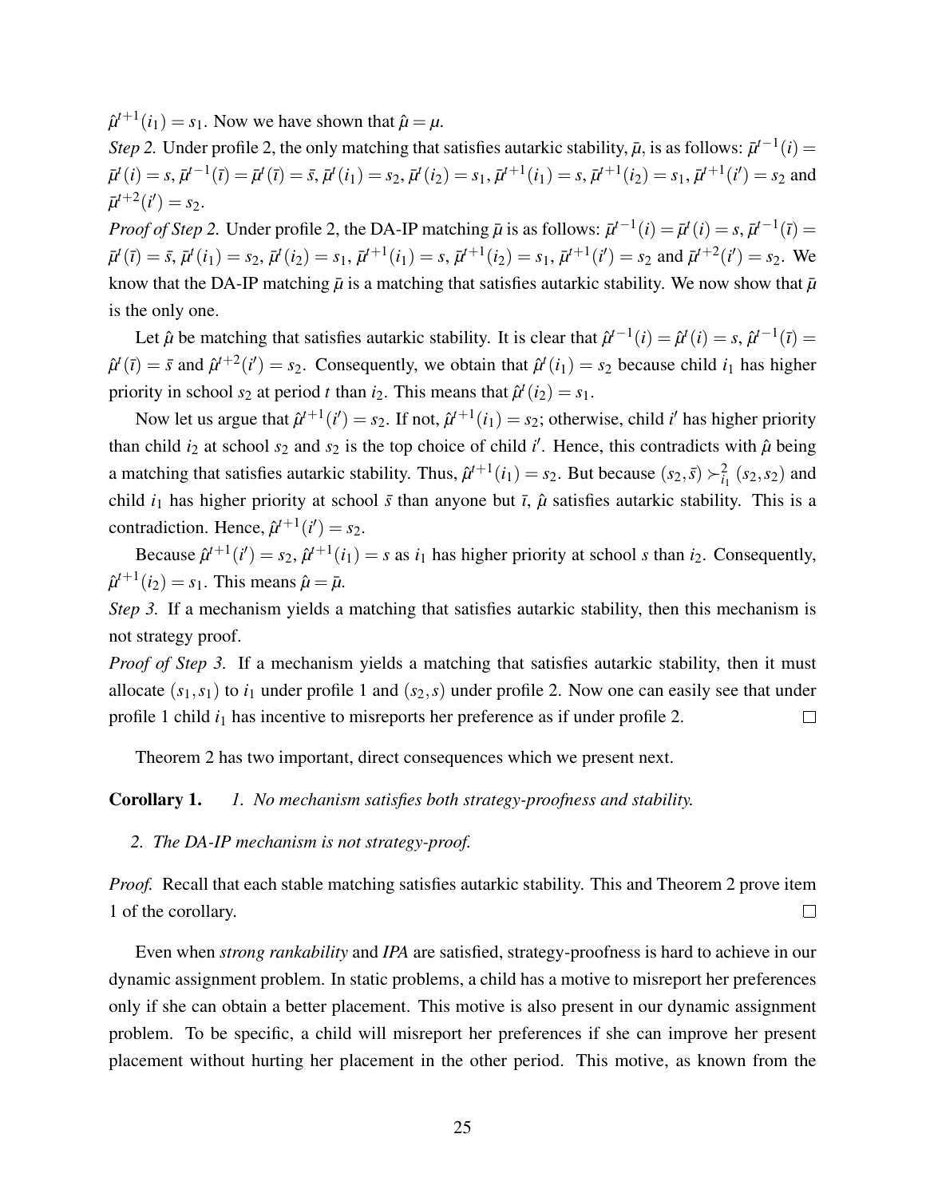$\hat{\mu}^{t+1}(i_1) = s_1$. Now we have shown that $\hat{\mu} = \mu$.

*Step 2.* Under profile 2, the only matching that satisfies autarkic stability, $\bar{\mu}$, is as follows: $\bar{\mu}^{t-1}(i) = \bar{\mu}^t(i) = s$, $\bar{\mu}^{t-1}(\bar{\imath}) = \bar{\mu}^t(\bar{\imath}) = \bar{s}$, $\bar{\mu}^t(i_1) = s_2$, $\bar{\mu}^t(i_2) = s_1$, $\bar{\mu}^{t+1}(i_1) = s$, $\bar{\mu}^{t+1}(i_2) = s_1$, $\bar{\mu}^{t+1}(i') = s_2$ and $\bar{\mu}^{t+2}(i') = s_2$.

*Proof of Step 2.* Under profile 2, the DA-IP matching $\bar{\mu}$ is as follows: $\bar{\mu}^{t-1}(i) = \bar{\mu}^t(i) = s$, $\bar{\mu}^{t-1}(\bar{\imath}) = \bar{\mu}^t(\bar{\imath}) = \bar{s}$, $\bar{\mu}^t(i_1) = s_2$, $\bar{\mu}^t(i_2) = s_1$, $\bar{\mu}^{t+1}(i_1) = s$, $\bar{\mu}^{t+1}(i_2) = s_1$, $\bar{\mu}^{t+1}(i') = s_2$ and $\bar{\mu}^{t+2}(i') = s_2$. We know that the DA-IP matching $\bar{\mu}$ is a matching that satisfies autarkic stability. We now show that $\bar{\mu}$ is the only one.

Let $\hat{\mu}$ be matching that satisfies autarkic stability. It is clear that $\hat{\mu}^{t-1}(i) = \hat{\mu}^t(i) = s$, $\hat{\mu}^{t-1}(\bar{\imath}) = \hat{\mu}^t(\bar{\imath}) = \bar{s}$ and $\hat{\mu}^{t+2}(i') = s_2$. Consequently, we obtain that $\hat{\mu}^t(i_1) = s_2$ because child $i_1$ has higher priority in school $s_2$ at period $t$ than $i_2$. This means that $\hat{\mu}^t(i_2) = s_1$.

Now let us argue that $\hat{\mu}^{t+1}(i') = s_2$. If not, $\hat{\mu}^{t+1}(i_1) = s_2$; otherwise, child $i'$ has higher priority than child $i_2$ at school $s_2$ and $s_2$ is the top choice of child $i'$. Hence, this contradicts with $\hat{\mu}$ being a matching that satisfies autarkic stability. Thus, $\hat{\mu}^{t+1}(i_1) = s_2$. But because $(s_2, \bar{s}) \succ_{i_1}^2 (s_2, s_2)$ and child $i_1$ has higher priority at school $\bar{s}$ than anyone but $\bar{\imath}$, $\hat{\mu}$ satisfies autarkic stability. This is a contradiction. Hence, $\hat{\mu}^{t+1}(i') = s_2$.

Because $\hat{\mu}^{t+1}(i') = s_2$, $\hat{\mu}^{t+1}(i_1) = s$ as $i_1$ has higher priority at school $s$ than $i_2$. Consequently, $\hat{\mu}^{t+1}(i_2) = s_1$. This means $\hat{\mu} = \bar{\mu}$.

*Step 3.* If a mechanism yields a matching that satisfies autarkic stability, then this mechanism is not strategy proof.

*Proof of Step 3.* If a mechanism yields a matching that satisfies autarkic stability, then it must allocate $(s_1, s_1)$ to $i_1$ under profile 1 and $(s_2, s)$ under profile 2. Now one can easily see that under profile 1 child $i_1$ has incentive to misreports her preference as if under profile 2. □

Theorem 2 has two important, direct consequences which we present next.

**Corollary 1.** *1. No mechanism satisfies both strategy-proofness and stability.*

*2. The DA-IP mechanism is not strategy-proof.*

*Proof.* Recall that each stable matching satisfies autarkic stability. This and Theorem 2 prove item 1 of the corollary. □

Even when *strong rankability* and *IPA* are satisfied, strategy-proofness is hard to achieve in our dynamic assignment problem. In static problems, a child has a motive to misreport her preferences only if she can obtain a better placement. This motive is also present in our dynamic assignment problem. To be specific, a child will misreport her preferences if she can improve her present placement without hurting her placement in the other period. This motive, as known from the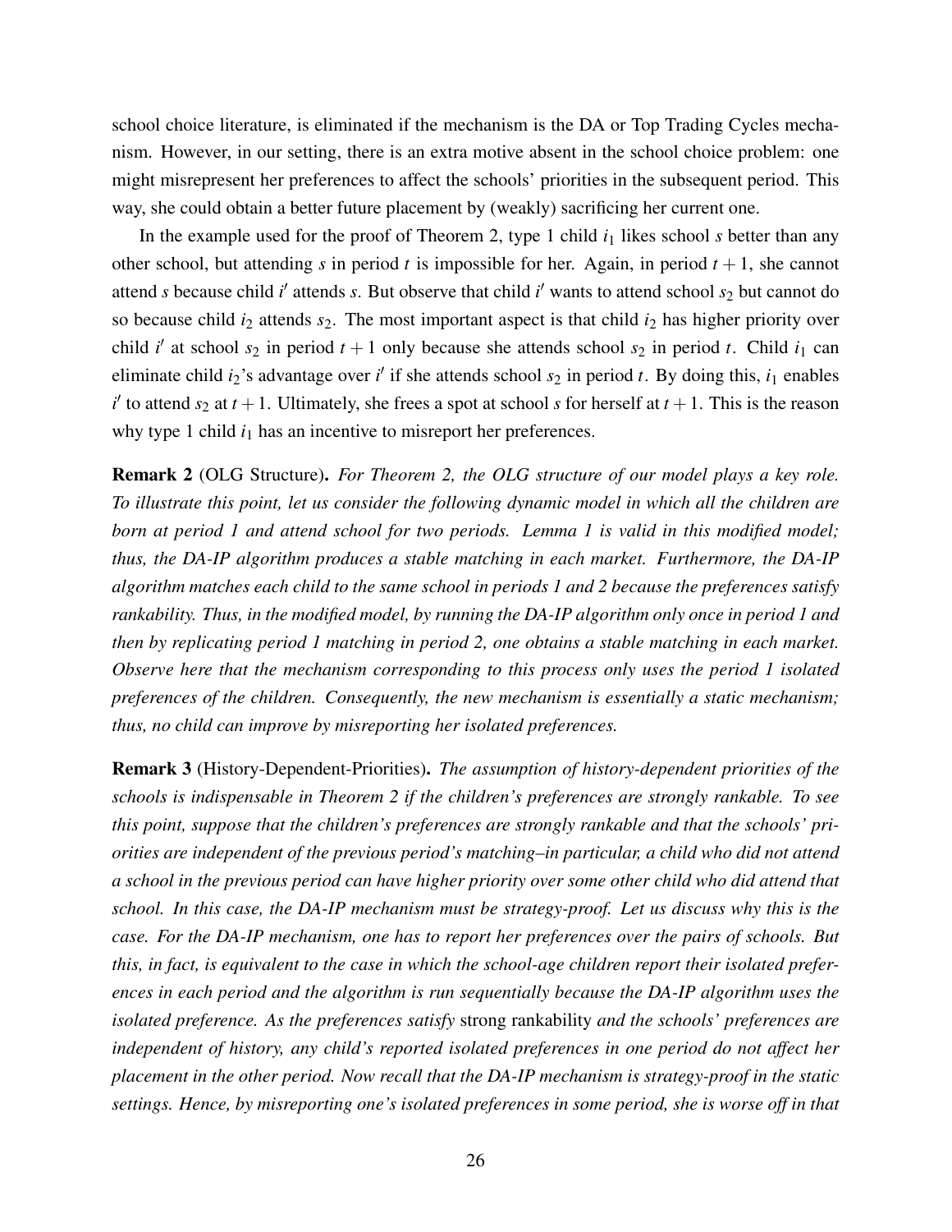school choice literature, is eliminated if the mechanism is the DA or Top Trading Cycles mechanism. However, in our setting, there is an extra motive absent in the school choice problem: one might misrepresent her preferences to affect the schools' priorities in the subsequent period. This way, she could obtain a better future placement by (weakly) sacrificing her current one.

In the example used for the proof of Theorem 2, type 1 child $i_1$ likes school $s$ better than any other school, but attending $s$ in period $t$ is impossible for her. Again, in period $t+1$, she cannot attend $s$ because child $i'$ attends $s$. But observe that child $i'$ wants to attend school $s_2$ but cannot do so because child $i_2$ attends $s_2$. The most important aspect is that child $i_2$ has higher priority over child $i'$ at school $s_2$ in period $t+1$ only because she attends school $s_2$ in period $t$. Child $i_1$ can eliminate child $i_2$'s advantage over $i'$ if she attends school $s_2$ in period $t$. By doing this, $i_1$ enables $i'$ to attend $s_2$ at $t+1$. Ultimately, she frees a spot at school $s$ for herself at $t+1$. This is the reason why type 1 child $i_1$ has an incentive to misreport her preferences.

**Remark 2** (OLG Structure). *For Theorem 2, the OLG structure of our model plays a key role. To illustrate this point, let us consider the following dynamic model in which all the children are born at period 1 and attend school for two periods. Lemma 1 is valid in this modified model; thus, the DA-IP algorithm produces a stable matching in each market. Furthermore, the DA-IP algorithm matches each child to the same school in periods 1 and 2 because the preferences satisfy rankability. Thus, in the modified model, by running the DA-IP algorithm only once in period 1 and then by replicating period 1 matching in period 2, one obtains a stable matching in each market. Observe here that the mechanism corresponding to this process only uses the period 1 isolated preferences of the children. Consequently, the new mechanism is essentially a static mechanism; thus, no child can improve by misreporting her isolated preferences.*

**Remark 3** (History-Dependent-Priorities). *The assumption of history-dependent priorities of the schools is indispensable in Theorem 2 if the children's preferences are strongly rankable. To see this point, suppose that the children's preferences are strongly rankable and that the schools' priorities are independent of the previous period's matching–in particular, a child who did not attend a school in the previous period can have higher priority over some other child who did attend that school. In this case, the DA-IP mechanism must be strategy-proof. Let us discuss why this is the case. For the DA-IP mechanism, one has to report her preferences over the pairs of schools. But this, in fact, is equivalent to the case in which the school-age children report their isolated preferences in each period and the algorithm is run sequentially because the DA-IP algorithm uses the isolated preference. As the preferences satisfy* strong rankability *and the schools' preferences are independent of history, any child's reported isolated preferences in one period do not affect her placement in the other period. Now recall that the DA-IP mechanism is strategy-proof in the static settings. Hence, by misreporting one's isolated preferences in some period, she is worse off in that*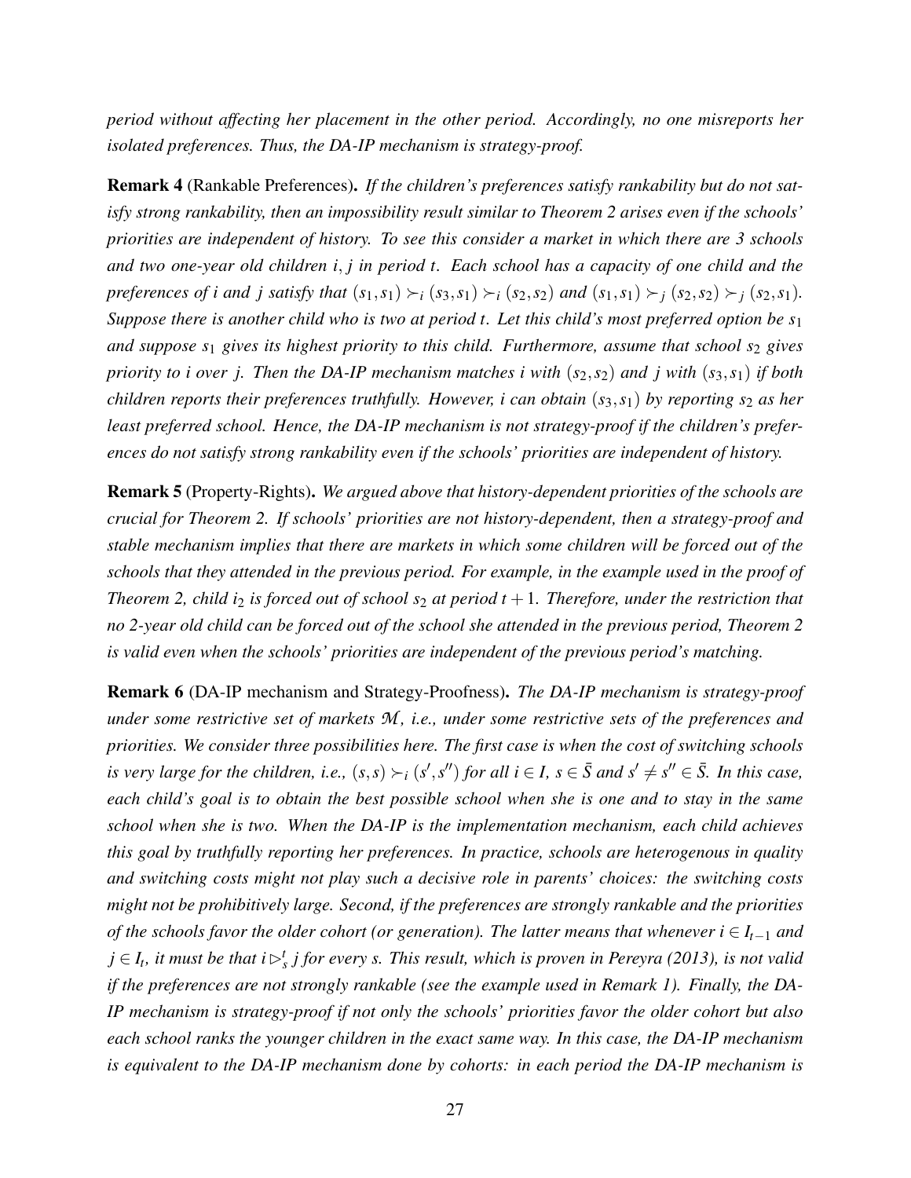*period without affecting her placement in the other period. Accordingly, no one misreports her isolated preferences. Thus, the DA-IP mechanism is strategy-proof.*

**Remark 4** (Rankable Preferences)**.** *If the children's preferences satisfy rankability but do not satisfy strong rankability, then an impossibility result similar to Theorem 2 arises even if the schools' priorities are independent of history. To see this consider a market in which there are 3 schools and two one-year old children $i, j$ in period $t$. Each school has a capacity of one child and the preferences of $i$ and $j$ satisfy that $(s_1, s_1) \succ_i (s_3, s_1) \succ_i (s_2, s_2)$ and $(s_1, s_1) \succ_j (s_2, s_2) \succ_j (s_2, s_1)$. Suppose there is another child who is two at period $t$. Let this child's most preferred option be $s_1$ and suppose $s_1$ gives its highest priority to this child. Furthermore, assume that school $s_2$ gives priority to $i$ over $j$. Then the DA-IP mechanism matches $i$ with $(s_2, s_2)$ and $j$ with $(s_3, s_1)$ if both children reports their preferences truthfully. However, $i$ can obtain $(s_3, s_1)$ by reporting $s_2$ as her least preferred school. Hence, the DA-IP mechanism is not strategy-proof if the children's preferences do not satisfy strong rankability even if the schools' priorities are independent of history.*

**Remark 5** (Property-Rights)**.** *We argued above that history-dependent priorities of the schools are crucial for Theorem 2. If schools' priorities are not history-dependent, then a strategy-proof and stable mechanism implies that there are markets in which some children will be forced out of the schools that they attended in the previous period. For example, in the example used in the proof of Theorem 2, child $i_2$ is forced out of school $s_2$ at period $t+1$. Therefore, under the restriction that no 2-year old child can be forced out of the school she attended in the previous period, Theorem 2 is valid even when the schools' priorities are independent of the previous period's matching.*

**Remark 6** (DA-IP mechanism and Strategy-Proofness)**.** *The DA-IP mechanism is strategy-proof under some restrictive set of markets $\mathcal{M}$, i.e., under some restrictive sets of the preferences and priorities. We consider three possibilities here. The first case is when the cost of switching schools is very large for the children, i.e., $(s, s) \succ_i (s', s'')$ for all $i \in I$, $s \in \bar{S}$ and $s' \neq s'' \in \bar{S}$. In this case, each child's goal is to obtain the best possible school when she is one and to stay in the same school when she is two. When the DA-IP is the implementation mechanism, each child achieves this goal by truthfully reporting her preferences. In practice, schools are heterogenous in quality and switching costs might not play such a decisive role in parents' choices: the switching costs might not be prohibitively large. Second, if the preferences are strongly rankable and the priorities of the schools favor the older cohort (or generation). The latter means that whenever $i \in I_{t-1}$ and $j \in I_t$, it must be that $i \rhd_s^t j$ for every $s$. This result, which is proven in Pereyra (2013), is not valid if the preferences are not strongly rankable (see the example used in Remark 1). Finally, the DA-IP mechanism is strategy-proof if not only the schools' priorities favor the older cohort but also each school ranks the younger children in the exact same way. In this case, the DA-IP mechanism is equivalent to the DA-IP mechanism done by cohorts: in each period the DA-IP mechanism is*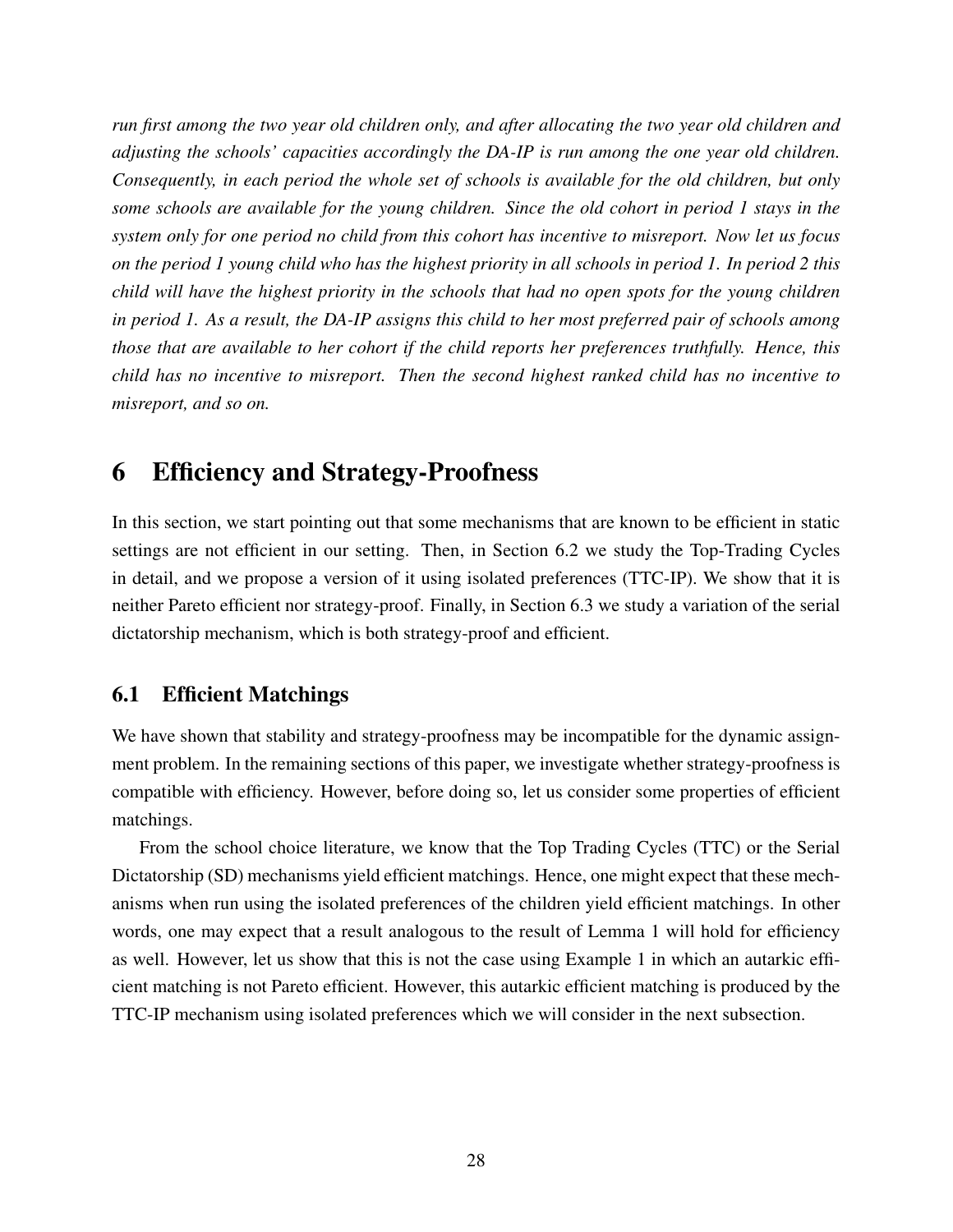*run first among the two year old children only, and after allocating the two year old children and adjusting the schools' capacities accordingly the DA-IP is run among the one year old children. Consequently, in each period the whole set of schools is available for the old children, but only some schools are available for the young children. Since the old cohort in period 1 stays in the system only for one period no child from this cohort has incentive to misreport. Now let us focus on the period 1 young child who has the highest priority in all schools in period 1. In period 2 this child will have the highest priority in the schools that had no open spots for the young children in period 1. As a result, the DA-IP assigns this child to her most preferred pair of schools among those that are available to her cohort if the child reports her preferences truthfully. Hence, this child has no incentive to misreport. Then the second highest ranked child has no incentive to misreport, and so on.*

# 6 Efficiency and Strategy-Proofness

In this section, we start pointing out that some mechanisms that are known to be efficient in static settings are not efficient in our setting. Then, in Section 6.2 we study the Top-Trading Cycles in detail, and we propose a version of it using isolated preferences (TTC-IP). We show that it is neither Pareto efficient nor strategy-proof. Finally, in Section 6.3 we study a variation of the serial dictatorship mechanism, which is both strategy-proof and efficient.

## 6.1 Efficient Matchings

We have shown that stability and strategy-proofness may be incompatible for the dynamic assignment problem. In the remaining sections of this paper, we investigate whether strategy-proofness is compatible with efficiency. However, before doing so, let us consider some properties of efficient matchings.

From the school choice literature, we know that the Top Trading Cycles (TTC) or the Serial Dictatorship (SD) mechanisms yield efficient matchings. Hence, one might expect that these mechanisms when run using the isolated preferences of the children yield efficient matchings. In other words, one may expect that a result analogous to the result of Lemma 1 will hold for efficiency as well. However, let us show that this is not the case using Example 1 in which an autarkic efficient matching is not Pareto efficient. However, this autarkic efficient matching is produced by the TTC-IP mechanism using isolated preferences which we will consider in the next subsection.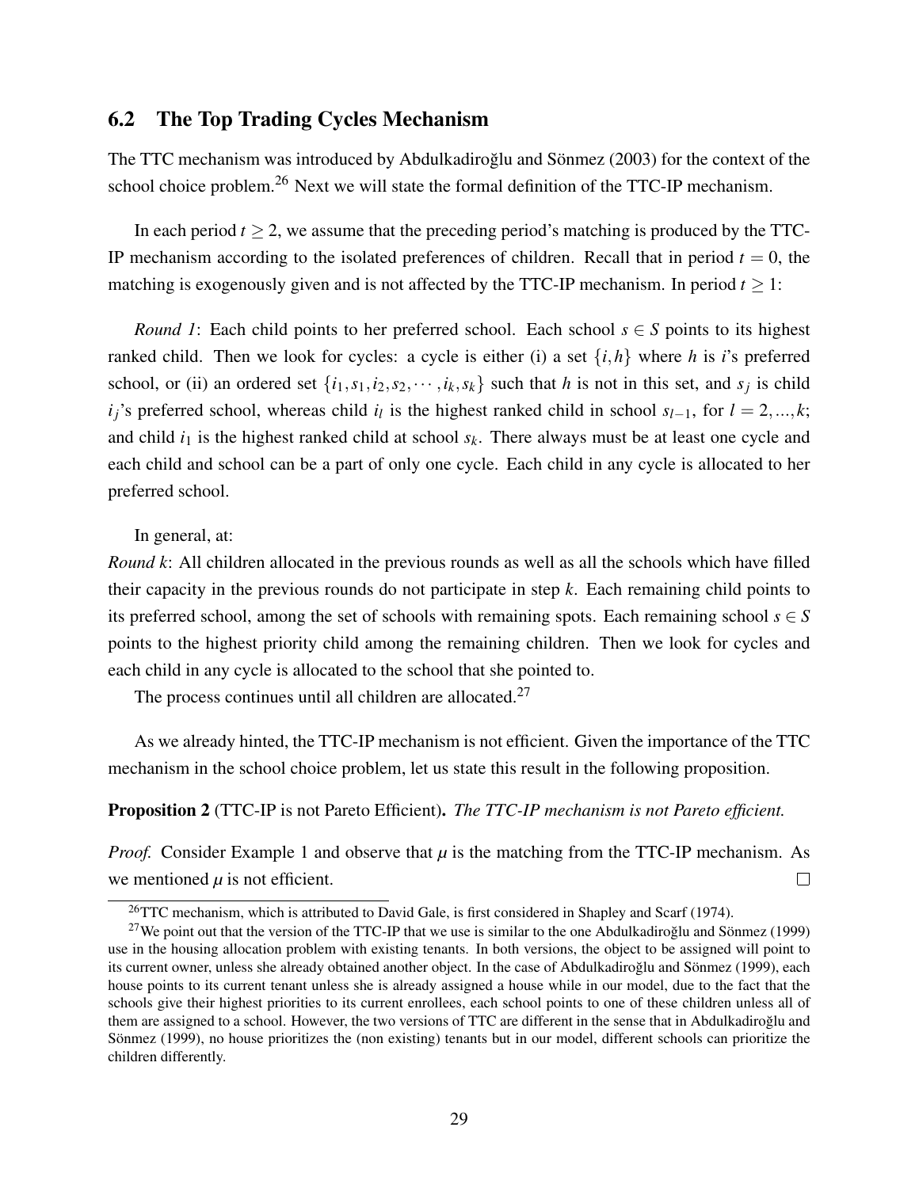## 6.2 The Top Trading Cycles Mechanism

The TTC mechanism was introduced by Abdulkadiroğlu and Sönmez (2003) for the context of the school choice problem.[26] Next we will state the formal definition of the TTC-IP mechanism.

In each period $t \geq 2$, we assume that the preceding period's matching is produced by the TTC-IP mechanism according to the isolated preferences of children. Recall that in period $t = 0$, the matching is exogenously given and is not affected by the TTC-IP mechanism. In period $t \geq 1$:

*Round 1*: Each child points to her preferred school. Each school $s \in S$ points to its highest ranked child. Then we look for cycles: a cycle is either (i) a set $\{i, h\}$ where $h$ is $i$'s preferred school, or (ii) an ordered set $\{i_1, s_1, i_2, s_2, \cdots, i_k, s_k\}$ such that $h$ is not in this set, and $s_j$ is child $i_j$'s preferred school, whereas child $i_l$ is the highest ranked child in school $s_{l-1}$, for $l = 2, ..., k$; and child $i_1$ is the highest ranked child at school $s_k$. There always must be at least one cycle and each child and school can be a part of only one cycle. Each child in any cycle is allocated to her preferred school.

In general, at:

*Round k*: All children allocated in the previous rounds as well as all the schools which have filled their capacity in the previous rounds do not participate in step $k$. Each remaining child points to its preferred school, among the set of schools with remaining spots. Each remaining school $s \in S$ points to the highest priority child among the remaining children. Then we look for cycles and each child in any cycle is allocated to the school that she pointed to.

The process continues until all children are allocated.[27]

As we already hinted, the TTC-IP mechanism is not efficient. Given the importance of the TTC mechanism in the school choice problem, let us state this result in the following proposition.

**Proposition 2** (TTC-IP is not Pareto Efficient)**.** *The TTC-IP mechanism is not Pareto efficient.*

*Proof.* Consider Example 1 and observe that $\mu$ is the matching from the TTC-IP mechanism. As we mentioned $\mu$ is not efficient. □

[26] TTC mechanism, which is attributed to David Gale, is first considered in Shapley and Scarf (1974).

[27] We point out that the version of the TTC-IP that we use is similar to the one Abdulkadiroğlu and Sönmez (1999) use in the housing allocation problem with existing tenants. In both versions, the object to be assigned will point to its current owner, unless she already obtained another object. In the case of Abdulkadiroğlu and Sönmez (1999), each house points to its current tenant unless she is already assigned a house while in our model, due to the fact that the schools give their highest priorities to its current enrollees, each school points to one of these children unless all of them are assigned to a school. However, the two versions of TTC are different in the sense that in Abdulkadiroğlu and Sönmez (1999), no house prioritizes the (non existing) tenants but in our model, different schools can prioritize the children differently.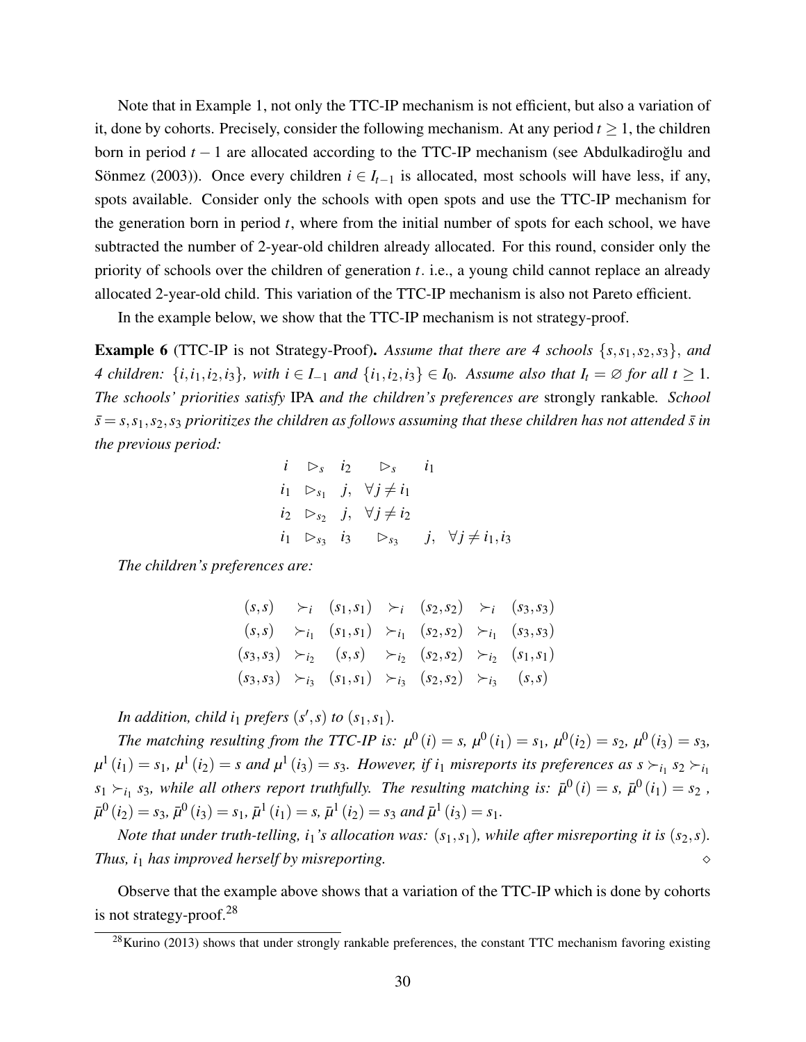Note that in Example 1, not only the TTC-IP mechanism is not efficient, but also a variation of it, done by cohorts. Precisely, consider the following mechanism. At any period $t \geq 1$, the children born in period $t-1$ are allocated according to the TTC-IP mechanism (see Abdulkadiroğlu and Sönmez (2003)). Once every children $i \in I_{t-1}$ is allocated, most schools will have less, if any, spots available. Consider only the schools with open spots and use the TTC-IP mechanism for the generation born in period $t$, where from the initial number of spots for each school, we have subtracted the number of 2-year-old children already allocated. For this round, consider only the priority of schools over the children of generation $t$. i.e., a young child cannot replace an already allocated 2-year-old child. This variation of the TTC-IP mechanism is also not Pareto efficient.

In the example below, we show that the TTC-IP mechanism is not strategy-proof.

**Example 6** (TTC-IP is not Strategy-Proof). *Assume that there are 4 schools $\{s, s_1, s_2, s_3\}$, and 4 children: $\{i, i_1, i_2, i_3\}$, with $i \in I_{-1}$ and $\{i_1, i_2, i_3\} \in I_0$. Assume also that $I_t = \varnothing$ for all $t \geq 1$. The schools' priorities satisfy* IPA *and the children's preferences are* strongly rankable*. School $\bar{s} = s, s_1, s_2, s_3$ prioritizes the children as follows assuming that these children has not attended $\bar{s}$ in the previous period:*

$$
\begin{array}{lllll}
i & \rhd_s & i_2 & \rhd_s & i_1 \\
i_1 & \rhd_{s_1} & j, & \forall j \neq i_1 & \\
i_2 & \rhd_{s_2} & j, & \forall j \neq i_2 & \\
i_1 & \rhd_{s_3} & i_3 & \rhd_{s_3} & j, \quad \forall j \neq i_1, i_3
\end{array}
$$

*The children's preferences are:*

$$
\begin{array}{ccccccc}
(s,s) & \succ_i & (s_1,s_1) & \succ_i & (s_2,s_2) & \succ_i & (s_3,s_3) \\
(s,s) & \succ_{i_1} & (s_1,s_1) & \succ_{i_1} & (s_2,s_2) & \succ_{i_1} & (s_3,s_3) \\
(s_3,s_3) & \succ_{i_2} & (s,s) & \succ_{i_2} & (s_2,s_2) & \succ_{i_2} & (s_1,s_1) \\
(s_3,s_3) & \succ_{i_3} & (s_1,s_1) & \succ_{i_3} & (s_2,s_2) & \succ_{i_3} & (s,s)
\end{array}
$$

*In addition, child $i_1$ prefers $(s', s)$ to $(s_1, s_1)$.*

*The matching resulting from the TTC-IP is: $\mu^0(i) = s$, $\mu^0(i_1) = s_1$, $\mu^0(i_2) = s_2$, $\mu^0(i_3) = s_3$, $\mu^1(i_1) = s_1$, $\mu^1(i_2) = s$ and $\mu^1(i_3) = s_3$. However, if $i_1$ misreports its preferences as $s \succ_{i_1} s_2 \succ_{i_1} s_1 \succ_{i_1} s_3$, while all others report truthfully. The resulting matching is: $\bar{\mu}^0(i) = s$, $\bar{\mu}^0(i_1) = s_2$ , $\bar{\mu}^0(i_2) = s_3$, $\bar{\mu}^0(i_3) = s_1$, $\bar{\mu}^1(i_1) = s$, $\bar{\mu}^1(i_2) = s_3$ and $\bar{\mu}^1(i_3) = s_1$.*

*Note that under truth-telling, $i_1$'s allocation was: $(s_1, s_1)$, while after misreporting it is $(s_2, s)$. Thus, $i_1$ has improved herself by misreporting.* ◇

Observe that the example above shows that a variation of the TTC-IP which is done by cohorts is not strategy-proof.[28]

[28] Kurino (2013) shows that under strongly rankable preferences, the constant TTC mechanism favoring existing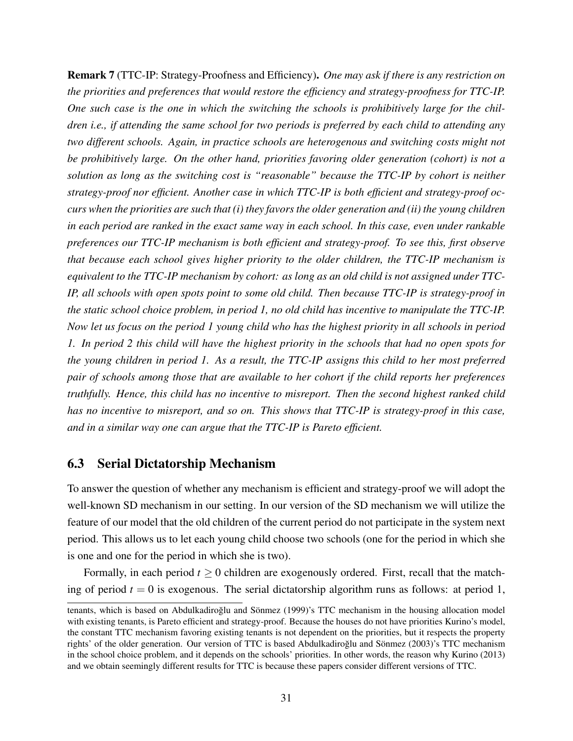**Remark 7** (TTC-IP: Strategy-Proofness and Efficiency)**.** *One may ask if there is any restriction on the priorities and preferences that would restore the efficiency and strategy-proofness for TTC-IP. One such case is the one in which the switching the schools is prohibitively large for the children i.e., if attending the same school for two periods is preferred by each child to attending any two different schools. Again, in practice schools are heterogenous and switching costs might not be prohibitively large. On the other hand, priorities favoring older generation (cohort) is not a solution as long as the switching cost is "reasonable" because the TTC-IP by cohort is neither strategy-proof nor efficient. Another case in which TTC-IP is both efficient and strategy-proof occurs when the priorities are such that (i) they favors the older generation and (ii) the young children in each period are ranked in the exact same way in each school. In this case, even under rankable preferences our TTC-IP mechanism is both efficient and strategy-proof. To see this, first observe that because each school gives higher priority to the older children, the TTC-IP mechanism is equivalent to the TTC-IP mechanism by cohort: as long as an old child is not assigned under TTC-IP, all schools with open spots point to some old child. Then because TTC-IP is strategy-proof in the static school choice problem, in period 1, no old child has incentive to manipulate the TTC-IP. Now let us focus on the period 1 young child who has the highest priority in all schools in period 1. In period 2 this child will have the highest priority in the schools that had no open spots for the young children in period 1. As a result, the TTC-IP assigns this child to her most preferred pair of schools among those that are available to her cohort if the child reports her preferences truthfully. Hence, this child has no incentive to misreport. Then the second highest ranked child has no incentive to misreport, and so on. This shows that TTC-IP is strategy-proof in this case, and in a similar way one can argue that the TTC-IP is Pareto efficient.*

## 6.3 Serial Dictatorship Mechanism

To answer the question of whether any mechanism is efficient and strategy-proof we will adopt the well-known SD mechanism in our setting. In our version of the SD mechanism we will utilize the feature of our model that the old children of the current period do not participate in the system next period. This allows us to let each young child choose two schools (one for the period in which she is one and one for the period in which she is two).

Formally, in each period $t \geq 0$ children are exogenously ordered. First, recall that the matching of period $t = 0$ is exogenous. The serial dictatorship algorithm runs as follows: at period 1,

tenants, which is based on Abdulkadiroğlu and Sönmez (1999)'s TTC mechanism in the housing allocation model with existing tenants, is Pareto efficient and strategy-proof. Because the houses do not have priorities Kurino's model, the constant TTC mechanism favoring existing tenants is not dependent on the priorities, but it respects the property rights' of the older generation. Our version of TTC is based Abdulkadiroğlu and Sönmez (2003)'s TTC mechanism in the school choice problem, and it depends on the schools' priorities. In other words, the reason why Kurino (2013) and we obtain seemingly different results for TTC is because these papers consider different versions of TTC.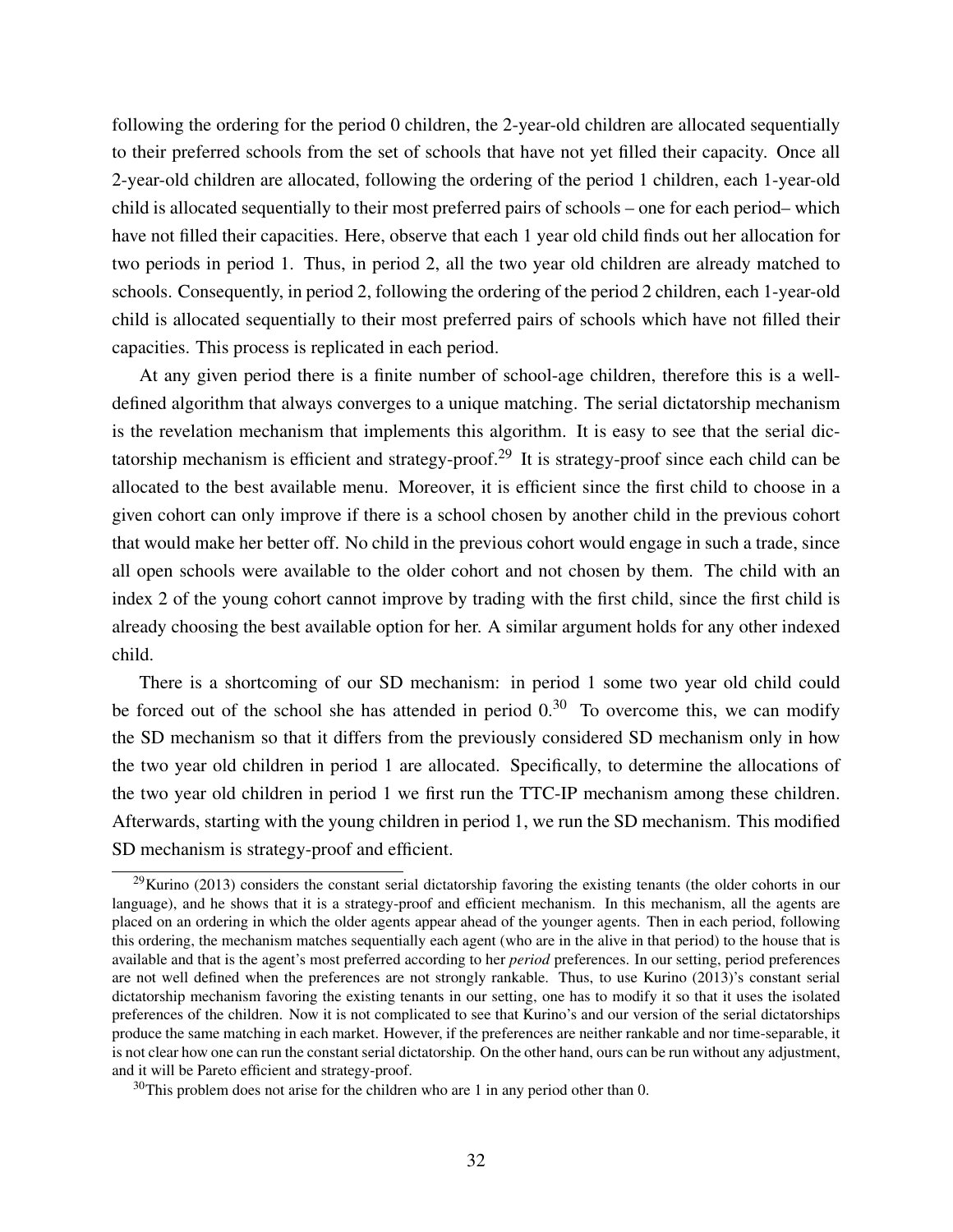following the ordering for the period 0 children, the 2-year-old children are allocated sequentially to their preferred schools from the set of schools that have not yet filled their capacity. Once all 2-year-old children are allocated, following the ordering of the period 1 children, each 1-year-old child is allocated sequentially to their most preferred pairs of schools – one for each period– which have not filled their capacities. Here, observe that each 1 year old child finds out her allocation for two periods in period 1. Thus, in period 2, all the two year old children are already matched to schools. Consequently, in period 2, following the ordering of the period 2 children, each 1-year-old child is allocated sequentially to their most preferred pairs of schools which have not filled their capacities. This process is replicated in each period.

At any given period there is a finite number of school-age children, therefore this is a well-defined algorithm that always converges to a unique matching. The serial dictatorship mechanism is the revelation mechanism that implements this algorithm. It is easy to see that the serial dictatorship mechanism is efficient and strategy-proof.[29] It is strategy-proof since each child can be allocated to the best available menu. Moreover, it is efficient since the first child to choose in a given cohort can only improve if there is a school chosen by another child in the previous cohort that would make her better off. No child in the previous cohort would engage in such a trade, since all open schools were available to the older cohort and not chosen by them. The child with an index 2 of the young cohort cannot improve by trading with the first child, since the first child is already choosing the best available option for her. A similar argument holds for any other indexed child.

There is a shortcoming of our SD mechanism: in period 1 some two year old child could be forced out of the school she has attended in period 0.[30] To overcome this, we can modify the SD mechanism so that it differs from the previously considered SD mechanism only in how the two year old children in period 1 are allocated. Specifically, to determine the allocations of the two year old children in period 1 we first run the TTC-IP mechanism among these children. Afterwards, starting with the young children in period 1, we run the SD mechanism. This modified SD mechanism is strategy-proof and efficient.

[29] Kurino (2013) considers the constant serial dictatorship favoring the existing tenants (the older cohorts in our language), and he shows that it is a strategy-proof and efficient mechanism. In this mechanism, all the agents are placed on an ordering in which the older agents appear ahead of the younger agents. Then in each period, following this ordering, the mechanism matches sequentially each agent (who are in the alive in that period) to the house that is available and that is the agent's most preferred according to her *period* preferences. In our setting, period preferences are not well defined when the preferences are not strongly rankable. Thus, to use Kurino (2013)'s constant serial dictatorship mechanism favoring the existing tenants in our setting, one has to modify it so that it uses the isolated preferences of the children. Now it is not complicated to see that Kurino's and our version of the serial dictatorships produce the same matching in each market. However, if the preferences are neither rankable and nor time-separable, it is not clear how one can run the constant serial dictatorship. On the other hand, ours can be run without any adjustment, and it will be Pareto efficient and strategy-proof.

[30] This problem does not arise for the children who are 1 in any period other than 0.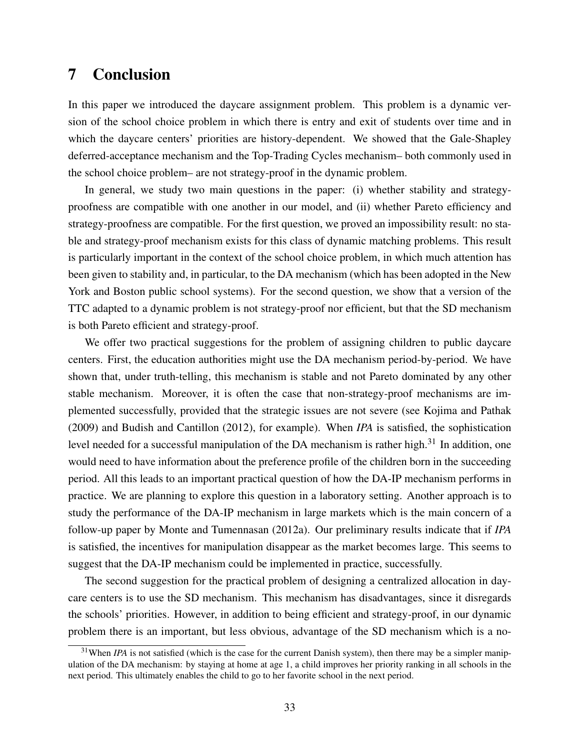# 7 Conclusion

In this paper we introduced the daycare assignment problem. This problem is a dynamic version of the school choice problem in which there is entry and exit of students over time and in which the daycare centers' priorities are history-dependent. We showed that the Gale-Shapley deferred-acceptance mechanism and the Top-Trading Cycles mechanism– both commonly used in the school choice problem– are not strategy-proof in the dynamic problem.

In general, we study two main questions in the paper: (i) whether stability and strategy-proofness are compatible with one another in our model, and (ii) whether Pareto efficiency and strategy-proofness are compatible. For the first question, we proved an impossibility result: no stable and strategy-proof mechanism exists for this class of dynamic matching problems. This result is particularly important in the context of the school choice problem, in which much attention has been given to stability and, in particular, to the DA mechanism (which has been adopted in the New York and Boston public school systems). For the second question, we show that a version of the TTC adapted to a dynamic problem is not strategy-proof nor efficient, but that the SD mechanism is both Pareto efficient and strategy-proof.

We offer two practical suggestions for the problem of assigning children to public daycare centers. First, the education authorities might use the DA mechanism period-by-period. We have shown that, under truth-telling, this mechanism is stable and not Pareto dominated by any other stable mechanism. Moreover, it is often the case that non-strategy-proof mechanisms are implemented successfully, provided that the strategic issues are not severe (see Kojima and Pathak (2009) and Budish and Cantillon (2012), for example). When *IPA* is satisfied, the sophistication level needed for a successful manipulation of the DA mechanism is rather high.[31] In addition, one would need to have information about the preference profile of the children born in the succeeding period. All this leads to an important practical question of how the DA-IP mechanism performs in practice. We are planning to explore this question in a laboratory setting. Another approach is to study the performance of the DA-IP mechanism in large markets which is the main concern of a follow-up paper by Monte and Tumennasan (2012a). Our preliminary results indicate that if *IPA* is satisfied, the incentives for manipulation disappear as the market becomes large. This seems to suggest that the DA-IP mechanism could be implemented in practice, successfully.

The second suggestion for the practical problem of designing a centralized allocation in daycare centers is to use the SD mechanism. This mechanism has disadvantages, since it disregards the schools' priorities. However, in addition to being efficient and strategy-proof, in our dynamic problem there is an important, but less obvious, advantage of the SD mechanism which is a no-

[31] When *IPA* is not satisfied (which is the case for the current Danish system), then there may be a simpler manipulation of the DA mechanism: by staying at home at age 1, a child improves her priority ranking in all schools in the next period. This ultimately enables the child to go to her favorite school in the next period.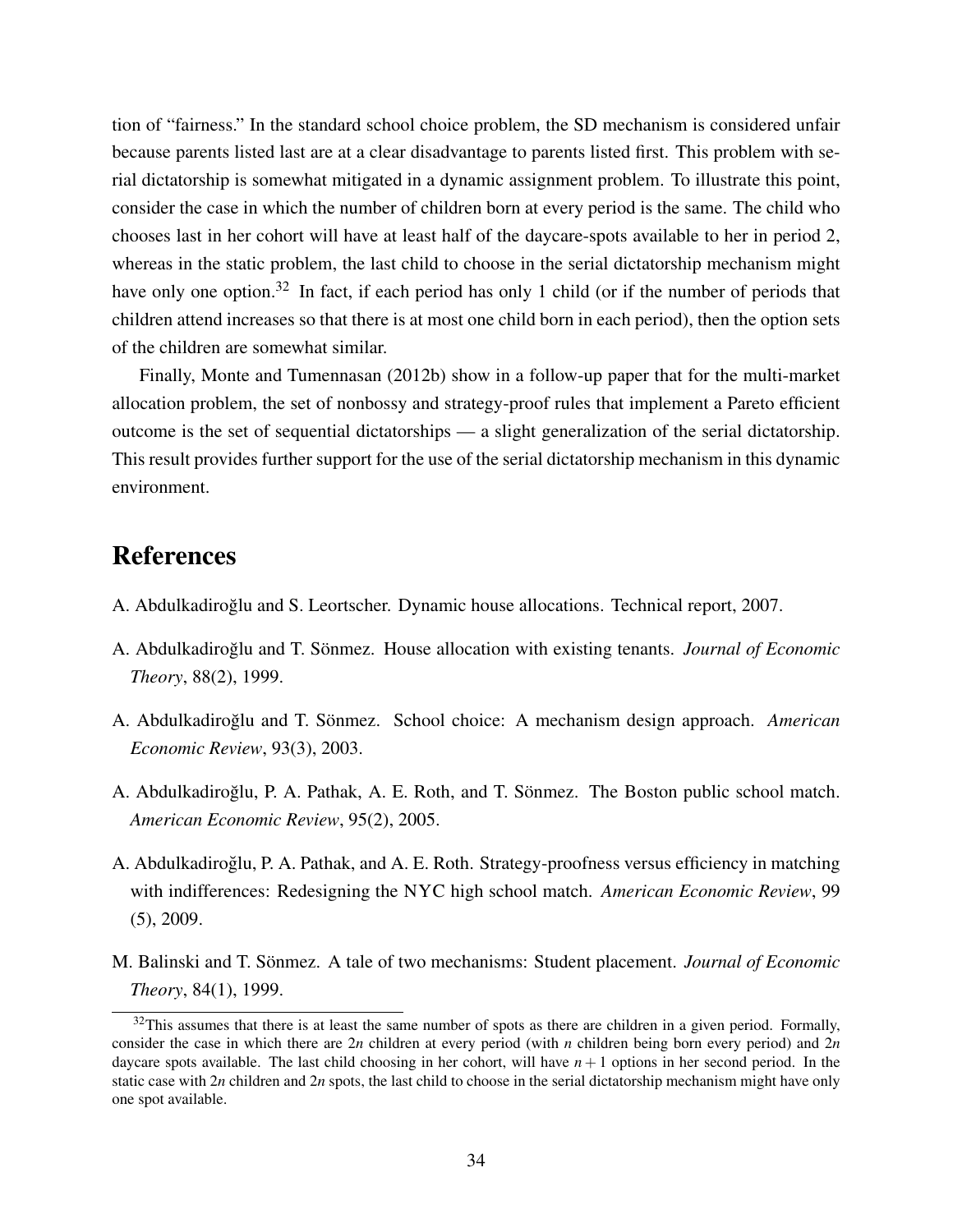tion of "fairness." In the standard school choice problem, the SD mechanism is considered unfair because parents listed last are at a clear disadvantage to parents listed first. This problem with serial dictatorship is somewhat mitigated in a dynamic assignment problem. To illustrate this point, consider the case in which the number of children born at every period is the same. The child who chooses last in her cohort will have at least half of the daycare-spots available to her in period 2, whereas in the static problem, the last child to choose in the serial dictatorship mechanism might have only one option.[32] In fact, if each period has only 1 child (or if the number of periods that children attend increases so that there is at most one child born in each period), then the option sets of the children are somewhat similar.

Finally, Monte and Tumennasan (2012b) show in a follow-up paper that for the multi-market allocation problem, the set of nonbossy and strategy-proof rules that implement a Pareto efficient outcome is the set of sequential dictatorships — a slight generalization of the serial dictatorship. This result provides further support for the use of the serial dictatorship mechanism in this dynamic environment.

# References

A. Abdulkadiroğlu and S. Leortscher. Dynamic house allocations. Technical report, 2007.

A. Abdulkadiroğlu and T. Sönmez. House allocation with existing tenants. *Journal of Economic Theory*, 88(2), 1999.

A. Abdulkadiroğlu and T. Sönmez. School choice: A mechanism design approach. *American Economic Review*, 93(3), 2003.

A. Abdulkadiroğlu, P. A. Pathak, A. E. Roth, and T. Sönmez. The Boston public school match. *American Economic Review*, 95(2), 2005.

A. Abdulkadiroğlu, P. A. Pathak, and A. E. Roth. Strategy-proofness versus efficiency in matching with indifferences: Redesigning the NYC high school match. *American Economic Review*, 99 (5), 2009.

M. Balinski and T. Sönmez. A tale of two mechanisms: Student placement. *Journal of Economic Theory*, 84(1), 1999.

[32] This assumes that there is at least the same number of spots as there are children in a given period. Formally, consider the case in which there are $2n$ children at every period (with $n$ children being born every period) and $2n$ daycare spots available. The last child choosing in her cohort, will have $n+1$ options in her second period. In the static case with $2n$ children and $2n$ spots, the last child to choose in the serial dictatorship mechanism might have only one spot available.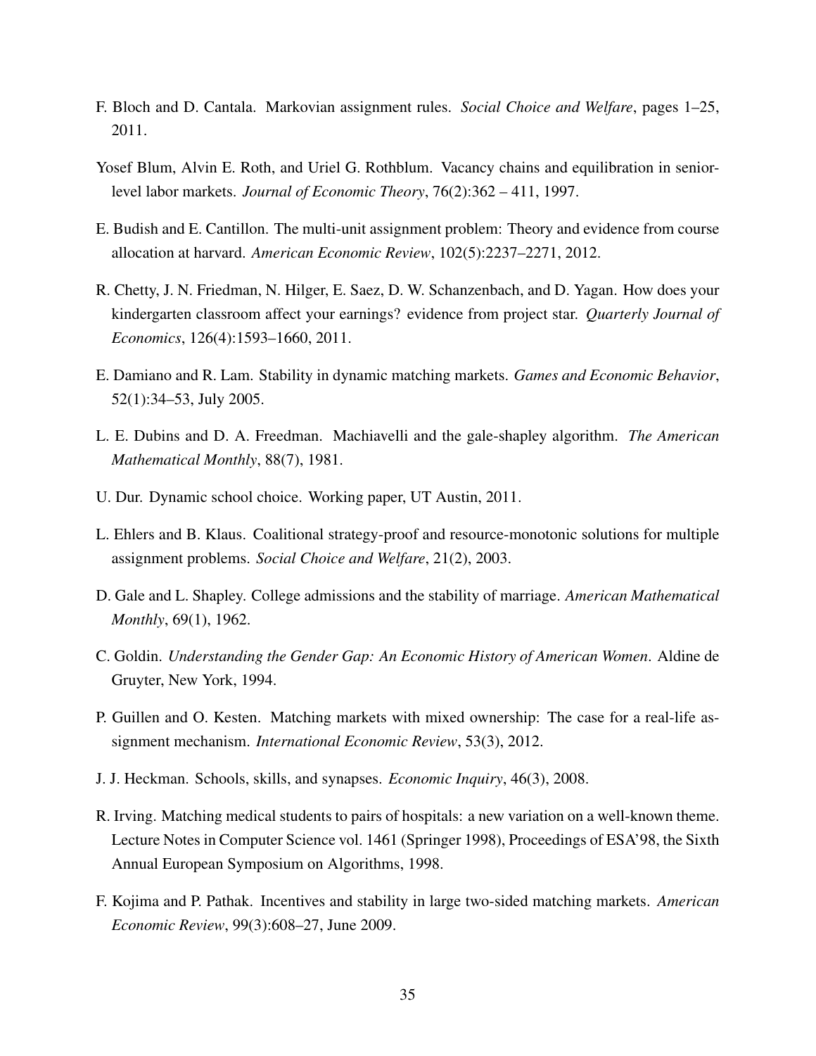F. Bloch and D. Cantala. Markovian assignment rules. *Social Choice and Welfare*, pages 1–25, 2011.

Yosef Blum, Alvin E. Roth, and Uriel G. Rothblum. Vacancy chains and equilibration in senior-level labor markets. *Journal of Economic Theory*, 76(2):362 – 411, 1997.

E. Budish and E. Cantillon. The multi-unit assignment problem: Theory and evidence from course allocation at harvard. *American Economic Review*, 102(5):2237–2271, 2012.

R. Chetty, J. N. Friedman, N. Hilger, E. Saez, D. W. Schanzenbach, and D. Yagan. How does your kindergarten classroom affect your earnings? evidence from project star. *Quarterly Journal of Economics*, 126(4):1593–1660, 2011.

E. Damiano and R. Lam. Stability in dynamic matching markets. *Games and Economic Behavior*, 52(1):34–53, July 2005.

L. E. Dubins and D. A. Freedman. Machiavelli and the gale-shapley algorithm. *The American Mathematical Monthly*, 88(7), 1981.

U. Dur. Dynamic school choice. Working paper, UT Austin, 2011.

L. Ehlers and B. Klaus. Coalitional strategy-proof and resource-monotonic solutions for multiple assignment problems. *Social Choice and Welfare*, 21(2), 2003.

D. Gale and L. Shapley. College admissions and the stability of marriage. *American Mathematical Monthly*, 69(1), 1962.

C. Goldin. *Understanding the Gender Gap: An Economic History of American Women*. Aldine de Gruyter, New York, 1994.

P. Guillen and O. Kesten. Matching markets with mixed ownership: The case for a real-life assignment mechanism. *International Economic Review*, 53(3), 2012.

J. J. Heckman. Schools, skills, and synapses. *Economic Inquiry*, 46(3), 2008.

R. Irving. Matching medical students to pairs of hospitals: a new variation on a well-known theme. Lecture Notes in Computer Science vol. 1461 (Springer 1998), Proceedings of ESA'98, the Sixth Annual European Symposium on Algorithms, 1998.

F. Kojima and P. Pathak. Incentives and stability in large two-sided matching markets. *American Economic Review*, 99(3):608–27, June 2009.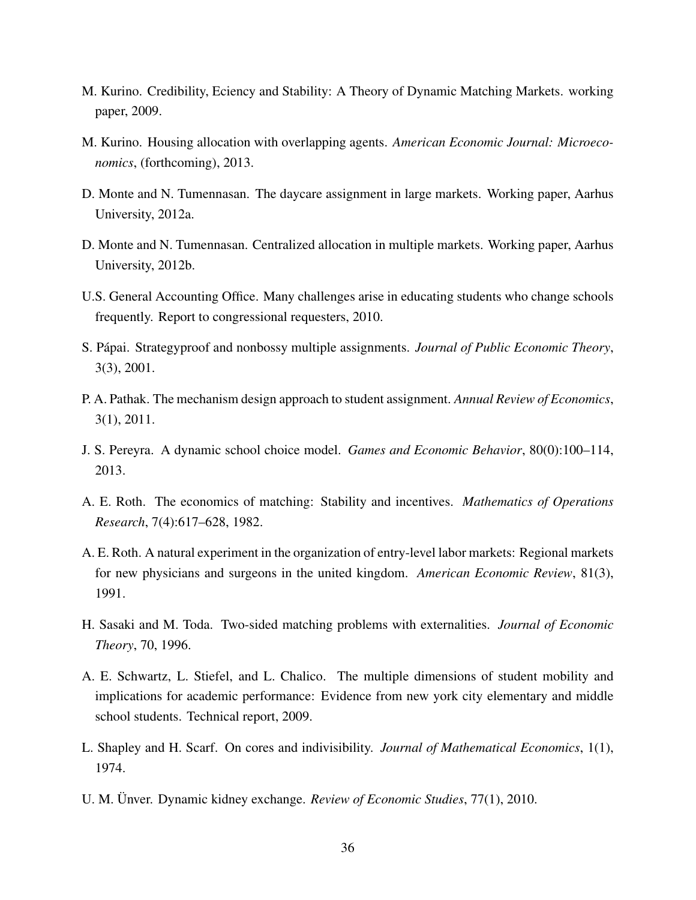M. Kurino. Credibility, Eciency and Stability: A Theory of Dynamic Matching Markets. working paper, 2009.

M. Kurino. Housing allocation with overlapping agents. *American Economic Journal: Microeconomics*, (forthcoming), 2013.

D. Monte and N. Tumennasan. The daycare assignment in large markets. Working paper, Aarhus University, 2012a.

D. Monte and N. Tumennasan. Centralized allocation in multiple markets. Working paper, Aarhus University, 2012b.

U.S. General Accounting Office. Many challenges arise in educating students who change schools frequently. Report to congressional requesters, 2010.

S. Pápai. Strategyproof and nonbossy multiple assignments. *Journal of Public Economic Theory*, 3(3), 2001.

P. A. Pathak. The mechanism design approach to student assignment. *Annual Review of Economics*, 3(1), 2011.

J. S. Pereyra. A dynamic school choice model. *Games and Economic Behavior*, 80(0):100–114, 2013.

A. E. Roth. The economics of matching: Stability and incentives. *Mathematics of Operations Research*, 7(4):617–628, 1982.

A. E. Roth. A natural experiment in the organization of entry-level labor markets: Regional markets for new physicians and surgeons in the united kingdom. *American Economic Review*, 81(3), 1991.

H. Sasaki and M. Toda. Two-sided matching problems with externalities. *Journal of Economic Theory*, 70, 1996.

A. E. Schwartz, L. Stiefel, and L. Chalico. The multiple dimensions of student mobility and implications for academic performance: Evidence from new york city elementary and middle school students. Technical report, 2009.

L. Shapley and H. Scarf. On cores and indivisibility. *Journal of Mathematical Economics*, 1(1), 1974.

U. M. Ünver. Dynamic kidney exchange. *Review of Economic Studies*, 77(1), 2010.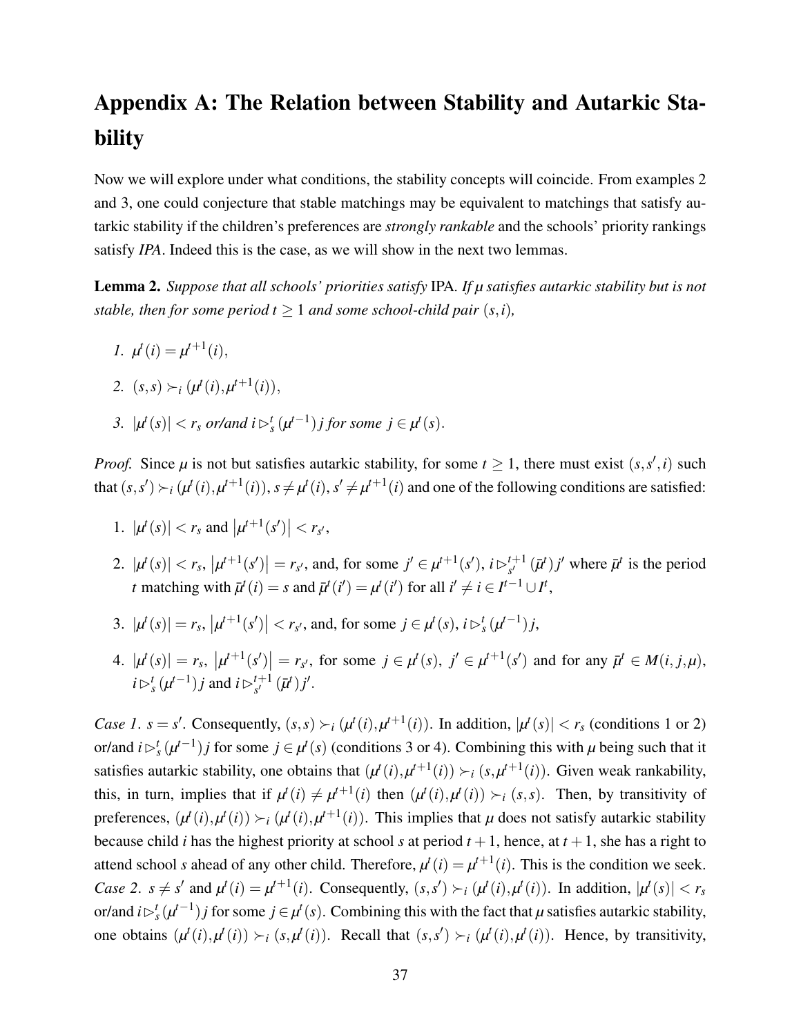# Appendix A: The Relation between Stability and Autarkic Stability

Now we will explore under what conditions, the stability concepts will coincide. From examples 2 and 3, one could conjecture that stable matchings may be equivalent to matchings that satisfy autarkic stability if the children's preferences are *strongly rankable* and the schools' priority rankings satisfy *IPA*. Indeed this is the case, as we will show in the next two lemmas.

**Lemma 2.** *Suppose that all schools' priorities satisfy* IPA. *If $\mu$ satisfies autarkic stability but is not stable, then for some period $t \geq 1$ and some school-child pair $(s,i)$,*

1. $\mu^t(i) = \mu^{t+1}(i)$,
2. $(s,s) \succ_i (\mu^t(i), \mu^{t+1}(i))$,
3. $|\mu^t(s)| < r_s$ *or/and* $i \rhd_s^t (\mu^{t-1})\, j$ *for some* $j \in \mu^t(s)$.

*Proof.* Since $\mu$ is not but satisfies autarkic stability, for some $t \geq 1$, there must exist $(s,s',i)$ such that $(s,s') \succ_i (\mu^t(i), \mu^{t+1}(i))$, $s \neq \mu^t(i)$, $s' \neq \mu^{t+1}(i)$ and one of the following conditions are satisfied:

1. $|\mu^t(s)| < r_s$ and $|\mu^{t+1}(s')| < r_{s'}$,
2. $|\mu^t(s)| < r_s$, $|\mu^{t+1}(s')| = r_{s'}$, and, for some $j' \in \mu^{t+1}(s')$, $i \rhd_{s'}^{t+1} (\bar{\mu}^t)\, j'$ where $\bar{\mu}^t$ is the period $t$ matching with $\bar{\mu}^t(i) = s$ and $\bar{\mu}^t(i') = \mu^t(i')$ for all $i' \neq i \in I^{t-1} \cup I^t$,
3. $|\mu^t(s)| = r_s$, $|\mu^{t+1}(s')| < r_{s'}$, and, for some $j \in \mu^t(s)$, $i \rhd_s^t (\mu^{t-1})\, j$,
4. $|\mu^t(s)| = r_s$, $|\mu^{t+1}(s')| = r_{s'}$, for some $j \in \mu^t(s)$, $j' \in \mu^{t+1}(s')$ and for any $\bar{\mu}^t \in M(i,j,\mu)$, $i \rhd_s^t (\mu^{t-1})\, j$ and $i \rhd_{s'}^{t+1} (\bar{\mu}^t)\, j'$.

*Case 1.* $s = s'$. Consequently, $(s,s) \succ_i (\mu^t(i), \mu^{t+1}(i))$. In addition, $|\mu^t(s)| < r_s$ (conditions 1 or 2) or/and $i \rhd_s^t (\mu^{t-1})\, j$ for some $j \in \mu^t(s)$ (conditions 3 or 4). Combining this with $\mu$ being such that it satisfies autarkic stability, one obtains that $(\mu^t(i), \mu^{t+1}(i)) \succ_i (s, \mu^{t+1}(i))$. Given weak rankability, this, in turn, implies that if $\mu^t(i) \neq \mu^{t+1}(i)$ then $(\mu^t(i), \mu^t(i)) \succ_i (s,s)$. Then, by transitivity of preferences, $(\mu^t(i), \mu^t(i)) \succ_i (\mu^t(i), \mu^{t+1}(i))$. This implies that $\mu$ does not satisfy autarkic stability because child $i$ has the highest priority at school $s$ at period $t+1$, hence, at $t+1$, she has a right to attend school $s$ ahead of any other child. Therefore, $\mu^t(i) = \mu^{t+1}(i)$. This is the condition we seek.

*Case 2.* $s \neq s'$ and $\mu^t(i) = \mu^{t+1}(i)$. Consequently, $(s,s') \succ_i (\mu^t(i), \mu^t(i))$. In addition, $|\mu^t(s)| < r_s$ or/and $i \rhd_s^t (\mu^{t-1})\, j$ for some $j \in \mu^t(s)$. Combining this with the fact that $\mu$ satisfies autarkic stability, one obtains $(\mu^t(i), \mu^t(i)) \succ_i (s, \mu^t(i))$. Recall that $(s,s') \succ_i (\mu^t(i), \mu^t(i))$. Hence, by transitivity,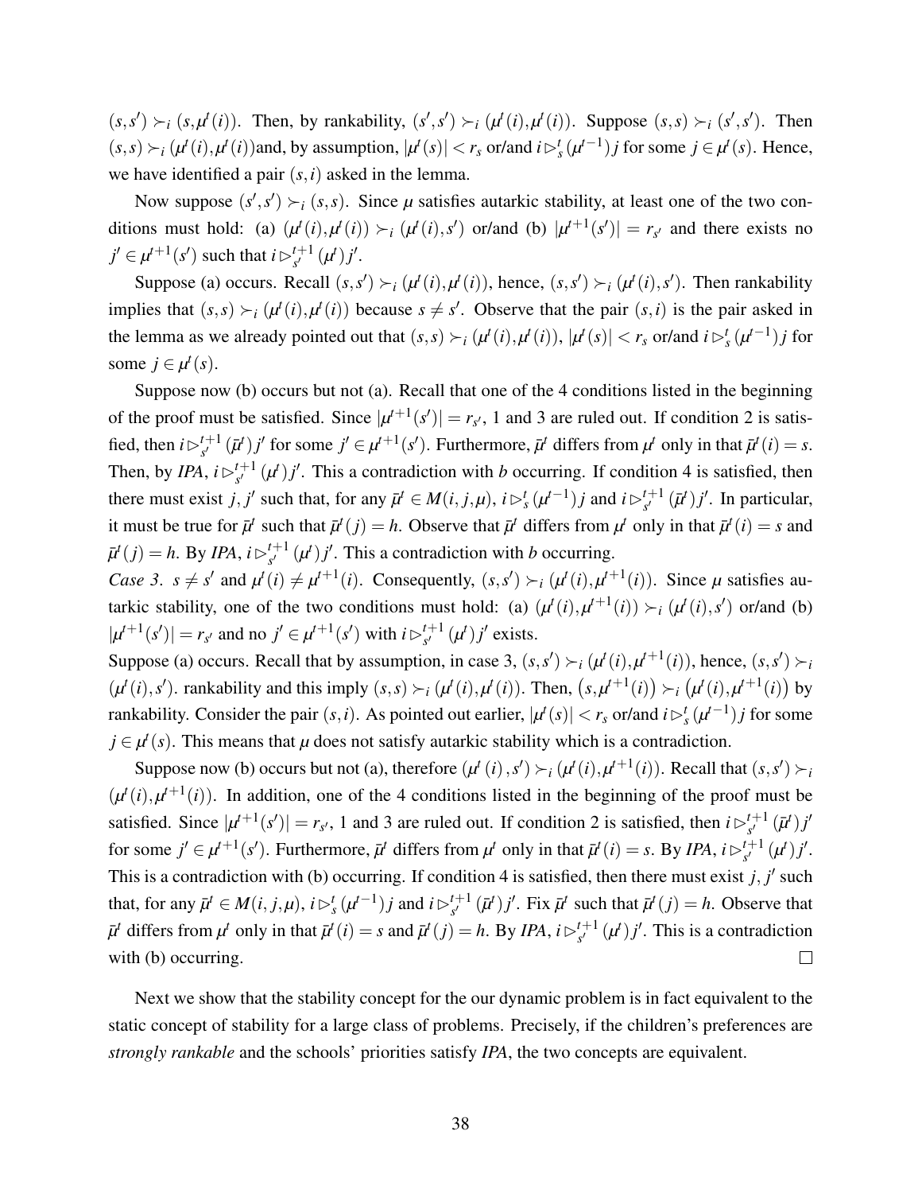$(s,s') \succ_i (s,\mu^t(i))$. Then, by rankability, $(s',s') \succ_i (\mu^t(i),\mu^t(i))$. Suppose $(s,s) \succ_i (s',s')$. Then $(s,s) \succ_i (\mu^t(i),\mu^t(i))$and, by assumption, $|\mu^t(s)| < r_s$ or/and $i \rhd_s^t (\mu^{t-1})\, j$ for some $j \in \mu^t(s)$. Hence, we have identified a pair $(s,i)$ asked in the lemma.

Now suppose $(s',s') \succ_i (s,s)$. Since $\mu$ satisfies autarkic stability, at least one of the two conditions must hold: (a) $(\mu^t(i),\mu^t(i)) \succ_i (\mu^t(i),s')$ or/and (b) $|\mu^{t+1}(s')| = r_{s'}$ and there exists no $j' \in \mu^{t+1}(s')$ such that $i \rhd_{s'}^{t+1} (\mu^t)\, j'$.

Suppose (a) occurs. Recall $(s,s') \succ_i (\mu^t(i),\mu^t(i))$, hence, $(s,s') \succ_i (\mu^t(i),s')$. Then rankability implies that $(s,s) \succ_i (\mu^t(i),\mu^t(i))$ because $s \neq s'$. Observe that the pair $(s,i)$ is the pair asked in the lemma as we already pointed out that $(s,s) \succ_i (\mu^t(i),\mu^t(i))$, $|\mu^t(s)| < r_s$ or/and $i \rhd_s^t (\mu^{t-1})\, j$ for some $j \in \mu^t(s)$.

Suppose now (b) occurs but not (a). Recall that one of the 4 conditions listed in the beginning of the proof must be satisfied. Since $|\mu^{t+1}(s')| = r_{s'}$, 1 and 3 are ruled out. If condition 2 is satisfied, then $i \rhd_{s'}^{t+1} (\bar{\mu}^t)\, j'$ for some $j' \in \mu^{t+1}(s')$. Furthermore, $\bar{\mu}^t$ differs from $\mu^t$ only in that $\bar{\mu}^t(i) = s$. Then, by *IPA*, $i \rhd_{s'}^{t+1} (\mu^t)\, j'$. This a contradiction with *b* occurring. If condition 4 is satisfied, then there must exist $j, j'$ such that, for any $\bar{\mu}^t \in M(i,j,\mu)$, $i \rhd_s^t (\mu^{t-1})\, j$ and $i \rhd_{s'}^{t+1} (\bar{\mu}^t)\, j'$. In particular, it must be true for $\bar{\mu}^t$ such that $\bar{\mu}^t(j) = h$. Observe that $\bar{\mu}^t$ differs from $\mu^t$ only in that $\bar{\mu}^t(i) = s$ and $\bar{\mu}^t(j) = h$. By *IPA*, $i \rhd_{s'}^{t+1} (\mu^t)\, j'$. This a contradiction with *b* occurring.

*Case 3.* $s \neq s'$ and $\mu^t(i) \neq \mu^{t+1}(i)$. Consequently, $(s,s') \succ_i (\mu^t(i),\mu^{t+1}(i))$. Since $\mu$ satisfies autarkic stability, one of the two conditions must hold: (a) $(\mu^t(i),\mu^{t+1}(i)) \succ_i (\mu^t(i),s')$ or/and (b) $|\mu^{t+1}(s')| = r_{s'}$ and no $j' \in \mu^{t+1}(s')$ with $i \rhd_{s'}^{t+1} (\mu^t)\, j'$ exists.

Suppose (a) occurs. Recall that by assumption, in case 3, $(s,s') \succ_i (\mu^t(i),\mu^{t+1}(i))$, hence, $(s,s') \succ_i (\mu^t(i),s')$. rankability and this imply $(s,s) \succ_i (\mu^t(i),\mu^t(i))$. Then, $\left(s,\mu^{t+1}(i)\right) \succ_i \left(\mu^t(i),\mu^{t+1}(i)\right)$ by rankability. Consider the pair $(s,i)$. As pointed out earlier, $|\mu^t(s)| < r_s$ or/and $i \rhd_s^t (\mu^{t-1})\, j$ for some $j \in \mu^t(s)$. This means that $\mu$ does not satisfy autarkic stability which is a contradiction.

Suppose now (b) occurs but not (a), therefore $(\mu^t(i),s') \succ_i (\mu^t(i),\mu^{t+1}(i))$. Recall that $(s,s') \succ_i (\mu^t(i),\mu^{t+1}(i))$. In addition, one of the 4 conditions listed in the beginning of the proof must be satisfied. Since $|\mu^{t+1}(s')| = r_{s'}$, 1 and 3 are ruled out. If condition 2 is satisfied, then $i \rhd_{s'}^{t+1} (\bar{\mu}^t)\, j'$ for some $j' \in \mu^{t+1}(s')$. Furthermore, $\bar{\mu}^t$ differs from $\mu^t$ only in that $\bar{\mu}^t(i) = s$. By *IPA*, $i \rhd_{s'}^{t+1} (\mu^t)\, j'$. This is a contradiction with (b) occurring. If condition 4 is satisfied, then there must exist $j, j'$ such that, for any $\bar{\mu}^t \in M(i,j,\mu)$, $i \rhd_s^t (\mu^{t-1})\, j$ and $i \rhd_{s'}^{t+1} (\bar{\mu}^t)\, j'$. Fix $\bar{\mu}^t$ such that $\bar{\mu}^t(j) = h$. Observe that $\bar{\mu}^t$ differs from $\mu^t$ only in that $\bar{\mu}^t(i) = s$ and $\bar{\mu}^t(j) = h$. By *IPA*, $i \rhd_{s'}^{t+1} (\mu^t)\, j'$. This is a contradiction with (b) occurring. □

Next we show that the stability concept for the our dynamic problem is in fact equivalent to the static concept of stability for a large class of problems. Precisely, if the children's preferences are *strongly rankable* and the schools' priorities satisfy *IPA*, the two concepts are equivalent.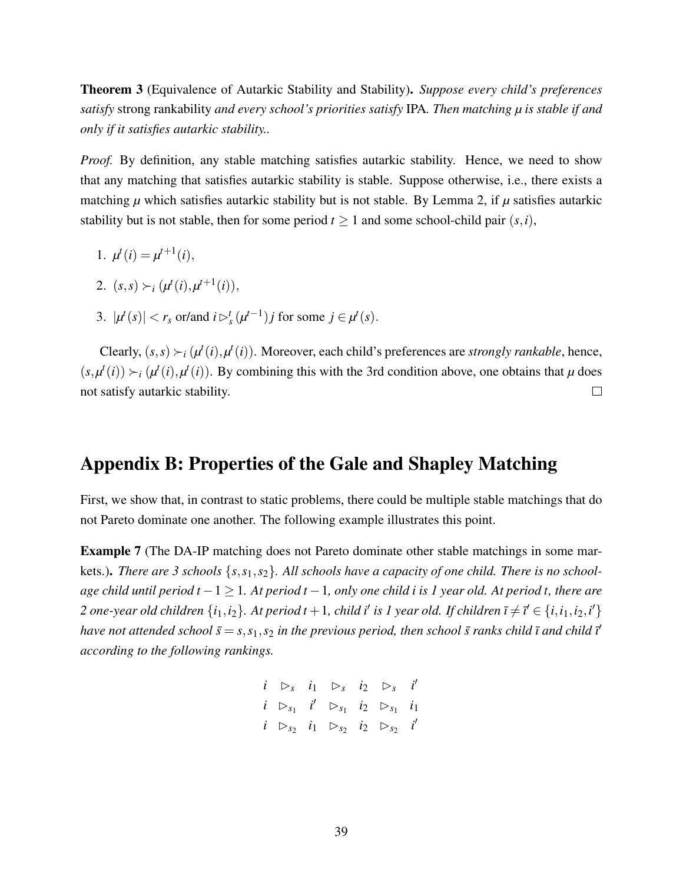**Theorem 3** (Equivalence of Autarkic Stability and Stability)**.** *Suppose every child's preferences satisfy* strong rankability *and every school's priorities satisfy* IPA*. Then matching $\mu$ is stable if and only if it satisfies autarkic stability..*

*Proof.* By definition, any stable matching satisfies autarkic stability. Hence, we need to show that any matching that satisfies autarkic stability is stable. Suppose otherwise, i.e., there exists a matching $\mu$ which satisfies autarkic stability but is not stable. By Lemma 2, if $\mu$ satisfies autarkic stability but is not stable, then for some period $t \geq 1$ and some school-child pair $(s,i)$,

1. $\mu^t(i) = \mu^{t+1}(i)$,
2. $(s,s) \succ_i (\mu^t(i), \mu^{t+1}(i))$,
3. $|\mu^t(s)| < r_s$ or/and $i \rhd_s^t (\mu^{t-1})\, j$ for some $j \in \mu^t(s)$.

Clearly, $(s,s) \succ_i (\mu^t(i), \mu^t(i))$. Moreover, each child's preferences are *strongly rankable*, hence, $(s, \mu^t(i)) \succ_i (\mu^t(i), \mu^t(i))$. By combining this with the 3rd condition above, one obtains that $\mu$ does not satisfy autarkic stability. $\square$

# Appendix B: Properties of the Gale and Shapley Matching

First, we show that, in contrast to static problems, there could be multiple stable matchings that do not Pareto dominate one another. The following example illustrates this point.

**Example 7** (The DA-IP matching does not Pareto dominate other stable matchings in some markets.)**.** *There are 3 schools $\{s, s_1, s_2\}$. All schools have a capacity of one child. There is no school-age child until period $t-1 \geq 1$. At period $t-1$, only one child $i$ is 1 year old. At period $t$, there are 2 one-year old children $\{i_1, i_2\}$. At period $t+1$, child $i'$ is 1 year old. If children $\bar{\imath} \neq \bar{\imath}' \in \{i, i_1, i_2, i'\}$ have not attended school $\bar{s} = s, s_1, s_2$ in the previous period, then school $\bar{s}$ ranks child $\bar{\imath}$ and child $\bar{\imath}'$ according to the following rankings.*

$$
\begin{array}{ccccccc}
i & \rhd_s & i_1 & \rhd_s & i_2 & \rhd_s & i' \\
i & \rhd_{s_1} & i' & \rhd_{s_1} & i_2 & \rhd_{s_1} & i_1 \\
i & \rhd_{s_2} & i_1 & \rhd_{s_2} & i_2 & \rhd_{s_2} & i'
\end{array}
$$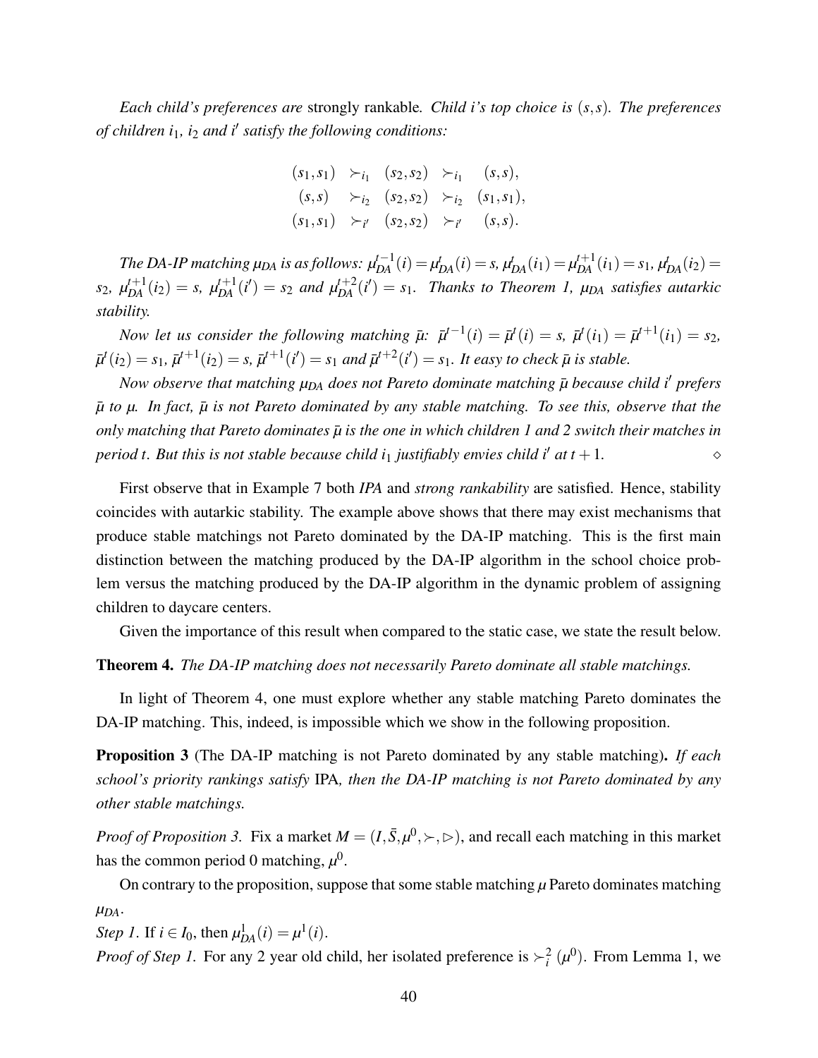*Each child's preferences are* strongly rankable*. Child $i$'s top choice is $(s,s)$. The preferences of children $i_1$, $i_2$ and $i'$ satisfy the following conditions:*

$$
\begin{aligned}
(s_1,s_1) &\succ_{i_1} (s_2,s_2) \succ_{i_1} (s,s), \\
(s,s) &\succ_{i_2} (s_2,s_2) \succ_{i_2} (s_1,s_1), \\
(s_1,s_1) &\succ_{i'} (s_2,s_2) \succ_{i'} (s,s).
\end{aligned}
$$

*The DA-IP matching $\mu_{DA}$ is as follows: $\mu_{DA}^{t-1}(i) = \mu_{DA}^{t}(i) = s$, $\mu_{DA}^{t}(i_1) = \mu_{DA}^{t+1}(i_1) = s_1$, $\mu_{DA}^{t}(i_2) = s_2$, $\mu_{DA}^{t+1}(i_2) = s$, $\mu_{DA}^{t+1}(i') = s_2$ and $\mu_{DA}^{t+2}(i') = s_1$. Thanks to Theorem 1, $\mu_{DA}$ satisfies autarkic stability.*

*Now let us consider the following matching $\bar{\mu}$: $\bar{\mu}^{t-1}(i) = \bar{\mu}^{t}(i) = s$, $\bar{\mu}^{t}(i_1) = \bar{\mu}^{t+1}(i_1) = s_2$, $\bar{\mu}^{t}(i_2) = s_1$, $\bar{\mu}^{t+1}(i_2) = s$, $\bar{\mu}^{t+1}(i') = s_1$ and $\bar{\mu}^{t+2}(i') = s_1$. It easy to check $\bar{\mu}$ is stable.*

*Now observe that matching $\mu_{DA}$ does not Pareto dominate matching $\bar{\mu}$ because child $i'$ prefers $\bar{\mu}$ to $\mu$. In fact, $\bar{\mu}$ is not Pareto dominated by any stable matching. To see this, observe that the only matching that Pareto dominates $\bar{\mu}$ is the one in which children 1 and 2 switch their matches in period $t$. But this is not stable because child $i_1$ justifiably envies child $i'$ at $t+1$.* $\diamond$

First observe that in Example 7 both *IPA* and *strong rankability* are satisfied. Hence, stability coincides with autarkic stability. The example above shows that there may exist mechanisms that produce stable matchings not Pareto dominated by the DA-IP matching. This is the first main distinction between the matching produced by the DA-IP algorithm in the school choice problem versus the matching produced by the DA-IP algorithm in the dynamic problem of assigning children to daycare centers.

Given the importance of this result when compared to the static case, we state the result below.

**Theorem 4.** *The DA-IP matching does not necessarily Pareto dominate all stable matchings.*

In light of Theorem 4, one must explore whether any stable matching Pareto dominates the DA-IP matching. This, indeed, is impossible which we show in the following proposition.

**Proposition 3** (The DA-IP matching is not Pareto dominated by any stable matching)**.** *If each school's priority rankings satisfy* IPA*, then the DA-IP matching is not Pareto dominated by any other stable matchings.*

*Proof of Proposition 3.* Fix a market $M = (I, \bar{S}, \mu^0, \succ, \rhd)$, and recall each matching in this market has the common period 0 matching, $\mu^0$.

On contrary to the proposition, suppose that some stable matching $\mu$ Pareto dominates matching $\mu_{DA}$.

*Step 1.* If $i \in I_0$, then $\mu_{DA}^{1}(i) = \mu^{1}(i)$.

*Proof of Step 1.* For any 2 year old child, her isolated preference is $\succ_i^2 (\mu^0)$. From Lemma 1, we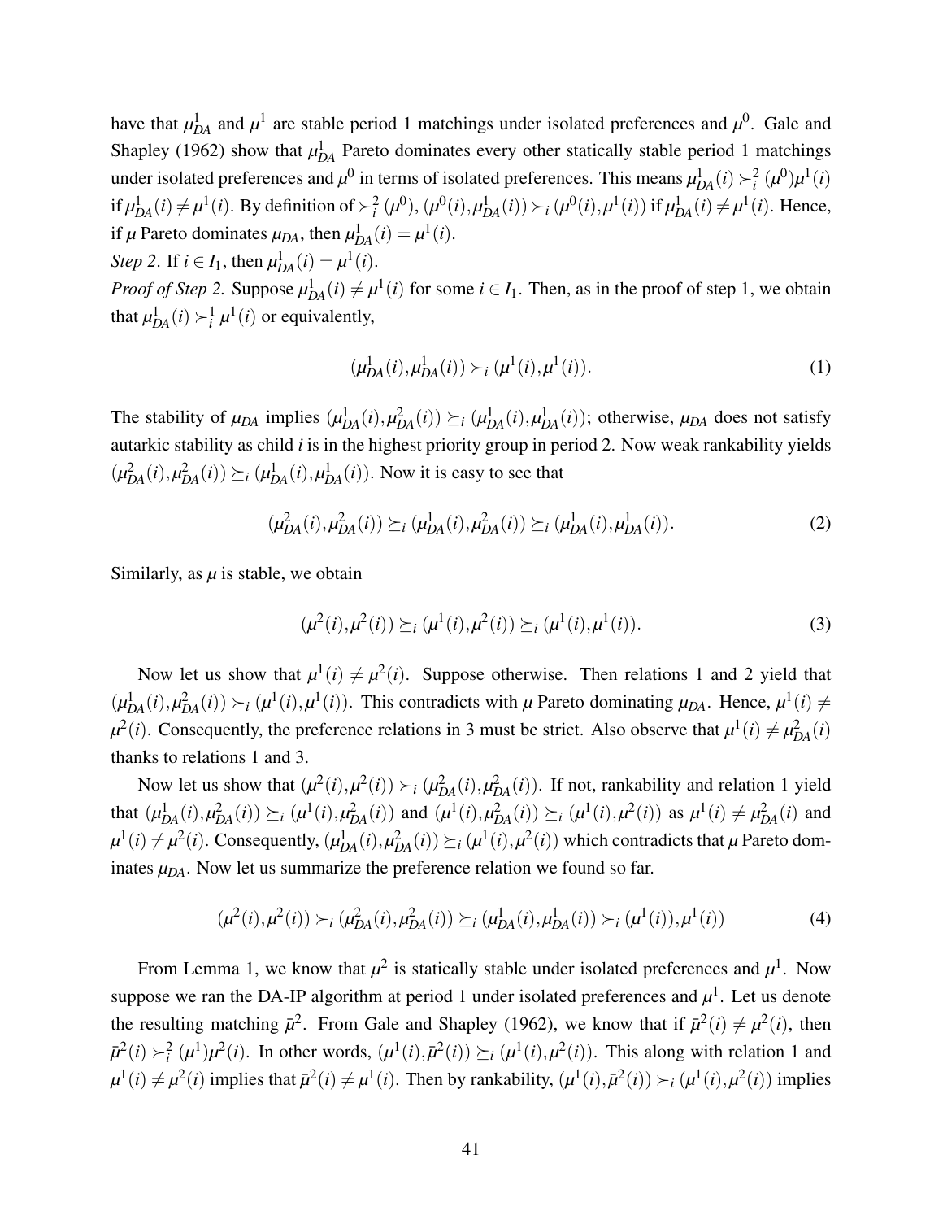have that $\mu^1_{DA}$ and $\mu^1$ are stable period 1 matchings under isolated preferences and $\mu^0$. Gale and Shapley (1962) show that $\mu^1_{DA}$ Pareto dominates every other statically stable period 1 matchings under isolated preferences and $\mu^0$ in terms of isolated preferences. This means $\mu^1_{DA}(i) \succ^2_i (\mu^0)\mu^1(i)$ if $\mu^1_{DA}(i) \neq \mu^1(i)$. By definition of $\succ^2_i (\mu^0)$, $(\mu^0(i), \mu^1_{DA}(i)) \succ_i (\mu^0(i), \mu^1(i))$ if $\mu^1_{DA}(i) \neq \mu^1(i)$. Hence, if $\mu$ Pareto dominates $\mu_{DA}$, then $\mu^1_{DA}(i) = \mu^1(i)$.

*Step 2*. If $i \in I_1$, then $\mu^1_{DA}(i) = \mu^1(i)$.

*Proof of Step 2.* Suppose $\mu^1_{DA}(i) \neq \mu^1(i)$ for some $i \in I_1$. Then, as in the proof of step 1, we obtain that $\mu^1_{DA}(i) \succ^1_i \mu^1(i)$ or equivalently,

$$(\mu^1_{DA}(i), \mu^1_{DA}(i)) \succ_i (\mu^1(i), \mu^1(i)). \tag{1}$$

The stability of $\mu_{DA}$ implies $(\mu^1_{DA}(i), \mu^2_{DA}(i)) \succeq_i (\mu^1_{DA}(i), \mu^1_{DA}(i))$; otherwise, $\mu_{DA}$ does not satisfy autarkic stability as child $i$ is in the highest priority group in period 2. Now weak rankability yields $(\mu^2_{DA}(i), \mu^2_{DA}(i)) \succeq_i (\mu^1_{DA}(i), \mu^1_{DA}(i))$. Now it is easy to see that

$$(\mu^2_{DA}(i), \mu^2_{DA}(i)) \succeq_i (\mu^1_{DA}(i), \mu^2_{DA}(i)) \succeq_i (\mu^1_{DA}(i), \mu^1_{DA}(i)). \tag{2}$$

Similarly, as $\mu$ is stable, we obtain

$$(\mu^2(i), \mu^2(i)) \succeq_i (\mu^1(i), \mu^2(i)) \succeq_i (\mu^1(i), \mu^1(i)). \tag{3}$$

Now let us show that $\mu^1(i) \neq \mu^2(i)$. Suppose otherwise. Then relations 1 and 2 yield that $(\mu^1_{DA}(i), \mu^2_{DA}(i)) \succ_i (\mu^1(i), \mu^1(i))$. This contradicts with $\mu$ Pareto dominating $\mu_{DA}$. Hence, $\mu^1(i) \neq \mu^2(i)$. Consequently, the preference relations in 3 must be strict. Also observe that $\mu^1(i) \neq \mu^2_{DA}(i)$ thanks to relations 1 and 3.

Now let us show that $(\mu^2(i), \mu^2(i)) \succ_i (\mu^2_{DA}(i), \mu^2_{DA}(i))$. If not, rankability and relation 1 yield that $(\mu^1_{DA}(i), \mu^2_{DA}(i)) \succeq_i (\mu^1(i), \mu^2_{DA}(i))$ and $(\mu^1(i), \mu^2_{DA}(i)) \succeq_i (\mu^1(i), \mu^2(i))$ as $\mu^1(i) \neq \mu^2_{DA}(i)$ and $\mu^1(i) \neq \mu^2(i)$. Consequently, $(\mu^1_{DA}(i), \mu^2_{DA}(i)) \succeq_i (\mu^1(i), \mu^2(i))$ which contradicts that $\mu$ Pareto dominates $\mu_{DA}$. Now let us summarize the preference relation we found so far.

$$(\mu^2(i), \mu^2(i)) \succ_i (\mu^2_{DA}(i), \mu^2_{DA}(i)) \succeq_i (\mu^1_{DA}(i), \mu^1_{DA}(i)) \succ_i (\mu^1(i)), \mu^1(i)) \tag{4}$$

From Lemma 1, we know that $\mu^2$ is statically stable under isolated preferences and $\mu^1$. Now suppose we ran the DA-IP algorithm at period 1 under isolated preferences and $\mu^1$. Let us denote the resulting matching $\bar{\mu}^2$. From Gale and Shapley (1962), we know that if $\bar{\mu}^2(i) \neq \mu^2(i)$, then $\bar{\mu}^2(i) \succ^2_i (\mu^1)\mu^2(i)$. In other words, $(\mu^1(i), \bar{\mu}^2(i)) \succeq_i (\mu^1(i), \mu^2(i))$. This along with relation 1 and $\mu^1(i) \neq \mu^2(i)$ implies that $\bar{\mu}^2(i) \neq \mu^1(i)$. Then by rankability, $(\mu^1(i), \bar{\mu}^2(i)) \succ_i (\mu^1(i), \mu^2(i))$ implies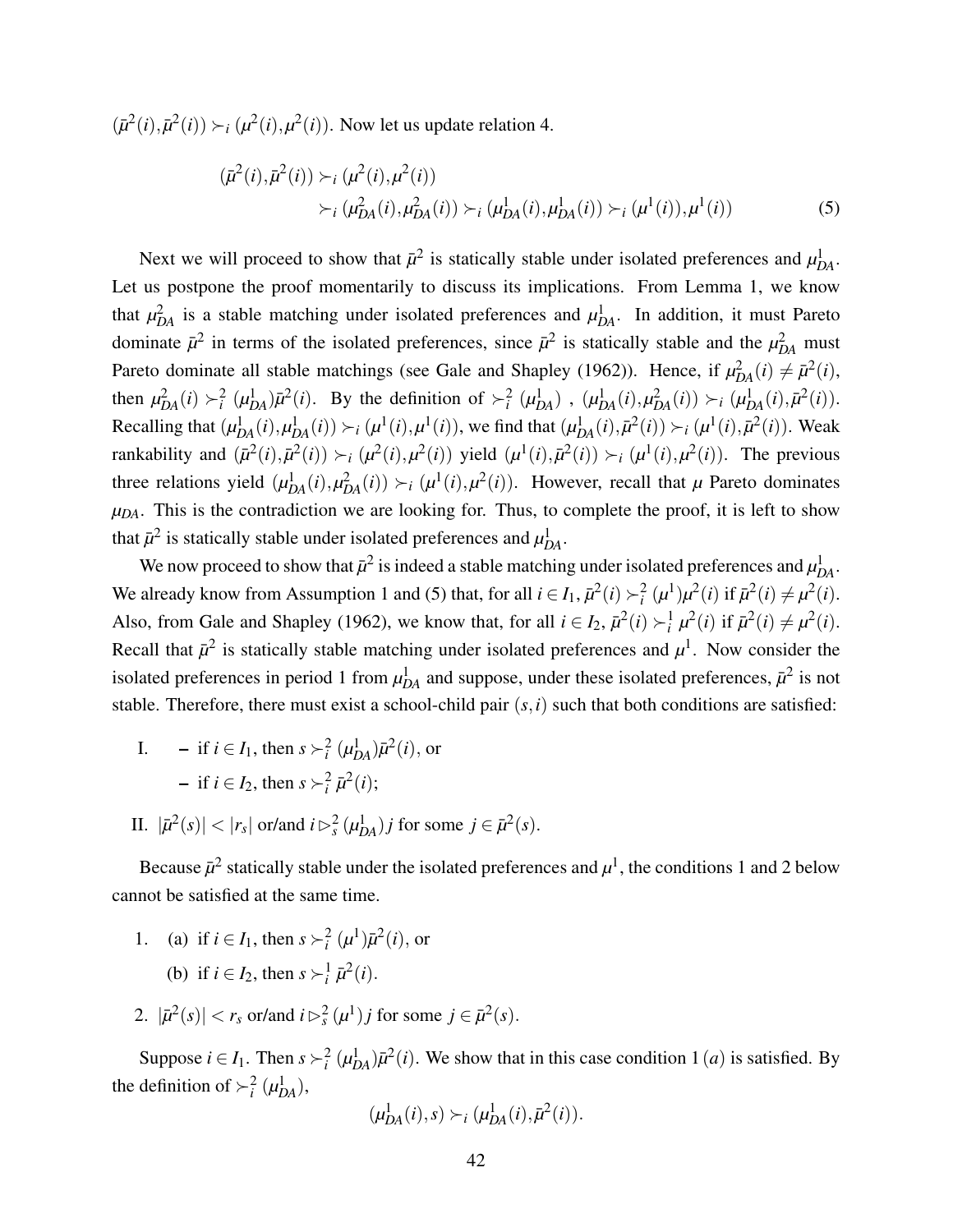$(\bar{\mu}^2(i), \bar{\mu}^2(i)) \succ_i (\mu^2(i), \mu^2(i))$. Now let us update relation 4.

$$(\bar{\mu}^2(i), \bar{\mu}^2(i)) \succ_i (\mu^2(i), \mu^2(i)) \\ \succ_i (\mu^2_{DA}(i), \mu^2_{DA}(i)) \succ_i (\mu^1_{DA}(i), \mu^1_{DA}(i)) \succ_i (\mu^1(i)), \mu^1(i)) \tag{5}$$

Next we will proceed to show that $\bar{\mu}^2$ is statically stable under isolated preferences and $\mu^1_{DA}$. Let us postpone the proof momentarily to discuss its implications. From Lemma 1, we know that $\mu^2_{DA}$ is a stable matching under isolated preferences and $\mu^1_{DA}$. In addition, it must Pareto dominate $\bar{\mu}^2$ in terms of the isolated preferences, since $\bar{\mu}^2$ is statically stable and the $\mu^2_{DA}$ must Pareto dominate all stable matchings (see Gale and Shapley (1962)). Hence, if $\mu^2_{DA}(i) \neq \bar{\mu}^2(i)$, then $\mu^2_{DA}(i) \succ^2_i (\mu^1_{DA})\bar{\mu}^2(i)$. By the definition of $\succ^2_i (\mu^1_{DA})$ , $(\mu^1_{DA}(i), \mu^2_{DA}(i)) \succ_i (\mu^1_{DA}(i), \bar{\mu}^2(i))$. Recalling that $(\mu^1_{DA}(i), \mu^1_{DA}(i)) \succ_i (\mu^1(i), \mu^1(i))$, we find that $(\mu^1_{DA}(i), \bar{\mu}^2(i)) \succ_i (\mu^1(i), \bar{\mu}^2(i))$. Weak rankability and $(\bar{\mu}^2(i), \bar{\mu}^2(i)) \succ_i (\mu^2(i), \mu^2(i))$ yield $(\mu^1(i), \bar{\mu}^2(i)) \succ_i (\mu^1(i), \mu^2(i))$. The previous three relations yield $(\mu^1_{DA}(i), \mu^2_{DA}(i)) \succ_i (\mu^1(i), \mu^2(i))$. However, recall that $\mu$ Pareto dominates $\mu_{DA}$. This is the contradiction we are looking for. Thus, to complete the proof, it is left to show that $\bar{\mu}^2$ is statically stable under isolated preferences and $\mu^1_{DA}$.

We now proceed to show that $\bar{\mu}^2$ is indeed a stable matching under isolated preferences and $\mu^1_{DA}$. We already know from Assumption 1 and (5) that, for all $i \in I_1$, $\bar{\mu}^2(i) \succ^2_i (\mu^1)\mu^2(i)$ if $\bar{\mu}^2(i) \neq \mu^2(i)$. Also, from Gale and Shapley (1962), we know that, for all $i \in I_2$, $\bar{\mu}^2(i) \succ^1_i \mu^2(i)$ if $\bar{\mu}^2(i) \neq \mu^2(i)$. Recall that $\bar{\mu}^2$ is statically stable matching under isolated preferences and $\mu^1$. Now consider the isolated preferences in period 1 from $\mu^1_{DA}$ and suppose, under these isolated preferences, $\bar{\mu}^2$ is not stable. Therefore, there must exist a school-child pair $(s, i)$ such that both conditions are satisfied:

I. 
- if $i \in I_1$, then $s \succ^2_i (\mu^1_{DA})\bar{\mu}^2(i)$, or
- if $i \in I_2$, then $s \succ^2_i \bar{\mu}^2(i)$;

II. $|\bar{\mu}^2(s)| < |r_s|$ or/and $i \rhd^2_s (\mu^1_{DA})\, j$ for some $j \in \bar{\mu}^2(s)$.

Because $\bar{\mu}^2$ statically stable under the isolated preferences and $\mu^1$, the conditions 1 and 2 below cannot be satisfied at the same time.

1. (a) if $i \in I_1$, then $s \succ^2_i (\mu^1)\bar{\mu}^2(i)$, or
   (b) if $i \in I_2$, then $s \succ^1_i \bar{\mu}^2(i)$.
2. $|\bar{\mu}^2(s)| < r_s$ or/and $i \rhd^2_s (\mu^1)\, j$ for some $j \in \bar{\mu}^2(s)$.

Suppose $i \in I_1$. Then $s \succ^2_i (\mu^1_{DA})\bar{\mu}^2(i)$. We show that in this case condition 1 $(a)$ is satisfied. By the definition of $\succ^2_i (\mu^1_{DA})$,

$$(\mu^1_{DA}(i), s) \succ_i (\mu^1_{DA}(i), \bar{\mu}^2(i)).$$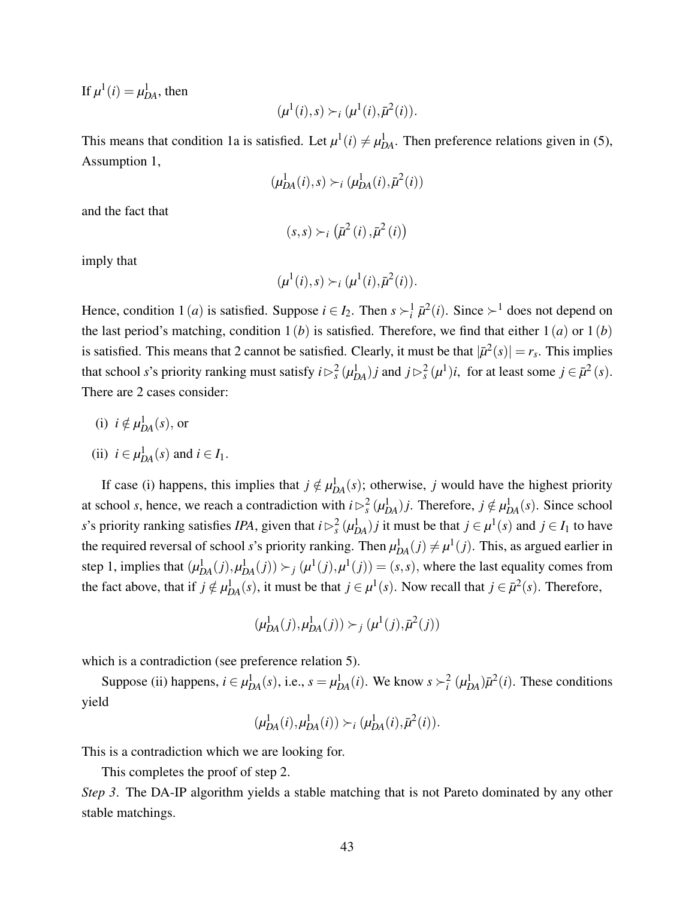If $\mu^1(i) = \mu^1_{DA}$, then

$$(\mu^1(i), s) \succ_i (\mu^1(i), \bar{\mu}^2(i)).$$

This means that condition 1a is satisfied. Let $\mu^1(i) \neq \mu^1_{DA}$. Then preference relations given in (5), Assumption 1,

$$(\mu^1_{DA}(i), s) \succ_i (\mu^1_{DA}(i), \bar{\mu}^2(i))$$

and the fact that

$$(s, s) \succ_i \left(\bar{\mu}^2(i), \bar{\mu}^2(i)\right)$$

imply that

$$(\mu^1(i), s) \succ_i (\mu^1(i), \bar{\mu}^2(i)).$$

Hence, condition $1\,(a)$ is satisfied. Suppose $i \in I_2$. Then $s \succ^1_i \bar{\mu}^2(i)$. Since $\succ^1$ does not depend on the last period's matching, condition $1\,(b)$ is satisfied. Therefore, we find that either $1\,(a)$ or $1\,(b)$ is satisfied. This means that 2 cannot be satisfied. Clearly, it must be that $|\bar{\mu}^2(s)| = r_s$. This implies that school $s$'s priority ranking must satisfy $i \rhd^2_s (\mu^1_{DA})\, j$ and $j \rhd^2_s (\mu^1) i,$ for at least some $j \in \bar{\mu}^2(s)$. There are 2 cases consider:

(i) $i \notin \mu^1_{DA}(s)$, or

(ii) $i \in \mu^1_{DA}(s)$ and $i \in I_1$.

If case (i) happens, this implies that $j \notin \mu^1_{DA}(s)$; otherwise, $j$ would have the highest priority at school $s$, hence, we reach a contradiction with $i \rhd^2_s (\mu^1_{DA})\, j$. Therefore, $j \notin \mu^1_{DA}(s)$. Since school $s$'s priority ranking satisfies *IPA*, given that $i \rhd^2_s (\mu^1_{DA})\, j$ it must be that $j \in \mu^1(s)$ and $j \in I_1$ to have the required reversal of school $s$'s priority ranking. Then $\mu^1_{DA}(j) \neq \mu^1(j)$. This, as argued earlier in step 1, implies that $(\mu^1_{DA}(j), \mu^1_{DA}(j)) \succ_j (\mu^1(j), \mu^1(j)) = (s, s)$, where the last equality comes from the fact above, that if $j \notin \mu^1_{DA}(s)$, it must be that $j \in \mu^1(s)$. Now recall that $j \in \bar{\mu}^2(s)$. Therefore,

$$(\mu^1_{DA}(j), \mu^1_{DA}(j)) \succ_j (\mu^1(j), \bar{\mu}^2(j))$$

which is a contradiction (see preference relation 5).

Suppose (ii) happens, $i \in \mu^1_{DA}(s)$, i.e., $s = \mu^1_{DA}(i)$. We know $s \succ^2_i (\mu^1_{DA})\bar{\mu}^2(i)$. These conditions yield

$$(\mu^1_{DA}(i), \mu^1_{DA}(i)) \succ_i (\mu^1_{DA}(i), \bar{\mu}^2(i)).$$

This is a contradiction which we are looking for.

This completes the proof of step 2.

*Step 3*. The DA-IP algorithm yields a stable matching that is not Pareto dominated by any other stable matchings.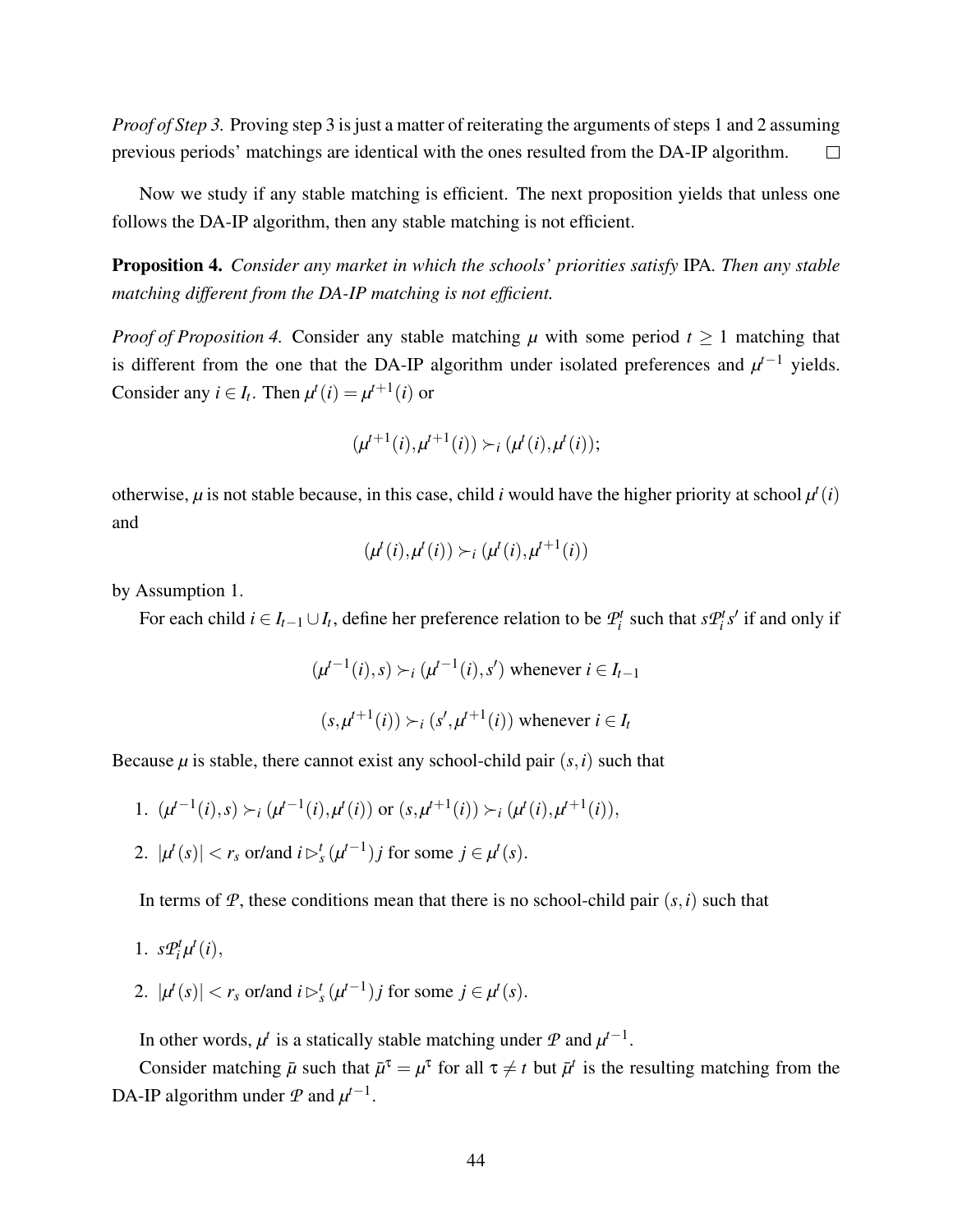*Proof of Step 3.* Proving step 3 is just a matter of reiterating the arguments of steps 1 and 2 assuming previous periods' matchings are identical with the ones resulted from the DA-IP algorithm. $\square$

Now we study if any stable matching is efficient. The next proposition yields that unless one follows the DA-IP algorithm, then any stable matching is not efficient.

**Proposition 4.** *Consider any market in which the schools' priorities satisfy* IPA. *Then any stable matching different from the DA-IP matching is not efficient.*

*Proof of Proposition 4.* Consider any stable matching $\mu$ with some period $t \geq 1$ matching that is different from the one that the DA-IP algorithm under isolated preferences and $\mu^{t-1}$ yields. Consider any $i \in I_t$. Then $\mu^t(i) = \mu^{t+1}(i)$ or

$$(\mu^{t+1}(i), \mu^{t+1}(i)) \succ_i (\mu^t(i), \mu^t(i));$$

otherwise, $\mu$ is not stable because, in this case, child $i$ would have the higher priority at school $\mu^t(i)$ and

$$(\mu^t(i), \mu^t(i)) \succ_i (\mu^t(i), \mu^{t+1}(i))$$

by Assumption 1.

For each child $i \in I_{t-1} \cup I_t$, define her preference relation to be $\mathcal{P}_i^t$ such that $s\mathcal{P}_i^t s'$ if and only if

$$(\mu^{t-1}(i), s) \succ_i (\mu^{t-1}(i), s') \text{ whenever } i \in I_{t-1}$$

$$(s, \mu^{t+1}(i)) \succ_i (s', \mu^{t+1}(i)) \text{ whenever } i \in I_t$$

Because $\mu$ is stable, there cannot exist any school-child pair $(s,i)$ such that

1. $(\mu^{t-1}(i), s) \succ_i (\mu^{t-1}(i), \mu^t(i))$ or $(s, \mu^{t+1}(i)) \succ_i (\mu^t(i), \mu^{t+1}(i))$,
2. $|\mu^t(s)| < r_s$ or/and $i \rhd_s^t (\mu^{t-1}) j$ for some $j \in \mu^t(s)$.

In terms of $\mathcal{P}$, these conditions mean that there is no school-child pair $(s,i)$ such that

1. $s\mathcal{P}_i^t \mu^t(i)$,
2. $|\mu^t(s)| < r_s$ or/and $i \rhd_s^t (\mu^{t-1}) j$ for some $j \in \mu^t(s)$.

In other words, $\mu^t$ is a statically stable matching under $\mathcal{P}$ and $\mu^{t-1}$.

Consider matching $\bar{\mu}$ such that $\bar{\mu}^\tau = \mu^\tau$ for all $\tau \neq t$ but $\bar{\mu}^t$ is the resulting matching from the DA-IP algorithm under $\mathcal{P}$ and $\mu^{t-1}$.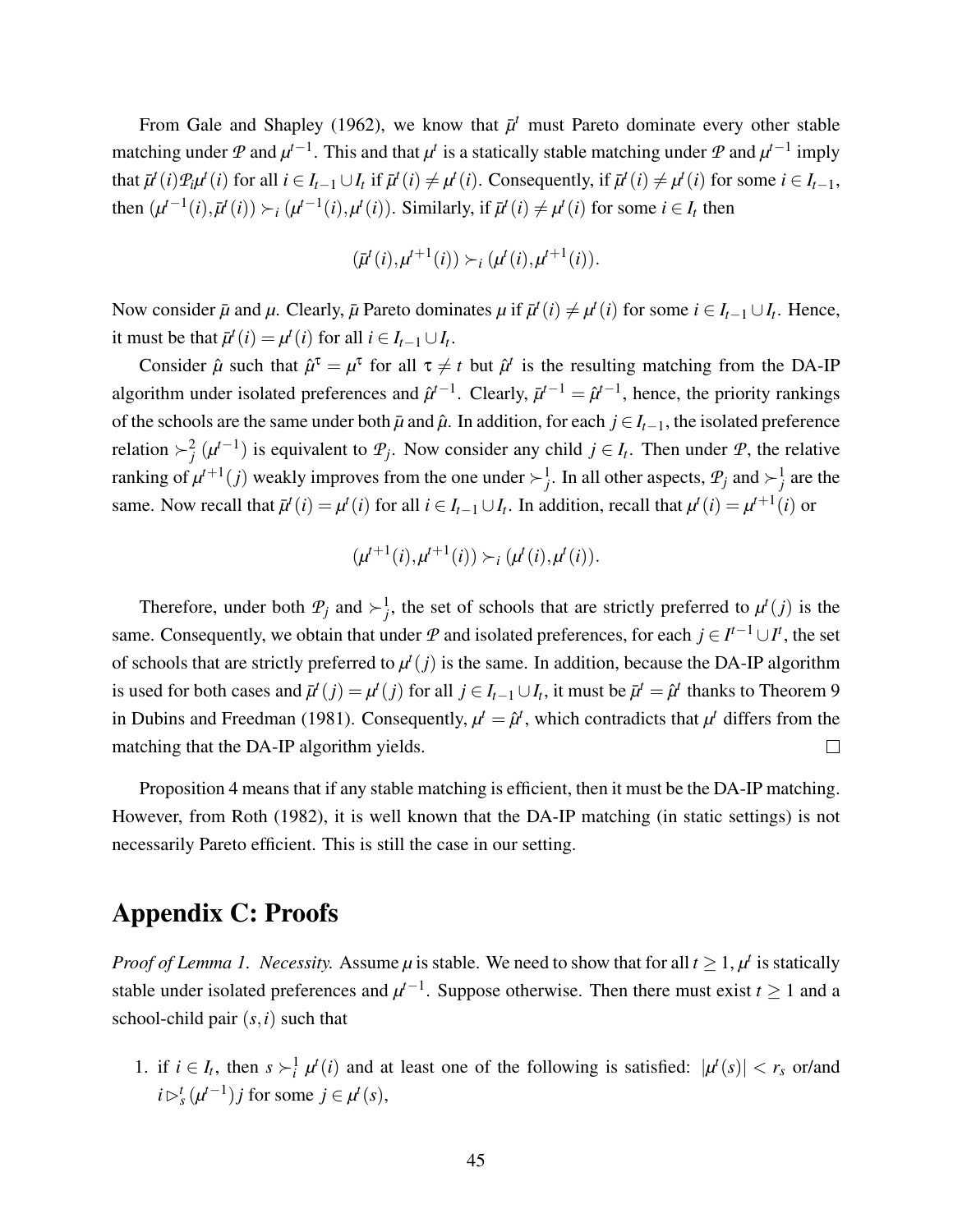From Gale and Shapley (1962), we know that $\bar{\mu}^t$ must Pareto dominate every other stable matching under $\mathcal{P}$ and $\mu^{t-1}$. This and that $\mu^t$ is a statically stable matching under $\mathcal{P}$ and $\mu^{t-1}$ imply that $\bar{\mu}^t(i)\mathcal{P}_i\mu^t(i)$ for all $i \in I_{t-1} \cup I_t$ if $\bar{\mu}^t(i) \neq \mu^t(i)$. Consequently, if $\bar{\mu}^t(i) \neq \mu^t(i)$ for some $i \in I_{t-1}$, then $(\mu^{t-1}(i), \bar{\mu}^t(i)) \succ_i (\mu^{t-1}(i), \mu^t(i))$. Similarly, if $\bar{\mu}^t(i) \neq \mu^t(i)$ for some $i \in I_t$ then

$$(\bar{\mu}^t(i), \mu^{t+1}(i)) \succ_i (\mu^t(i), \mu^{t+1}(i)).$$

Now consider $\bar{\mu}$ and $\mu$. Clearly, $\bar{\mu}$ Pareto dominates $\mu$ if $\bar{\mu}^t(i) \neq \mu^t(i)$ for some $i \in I_{t-1} \cup I_t$. Hence, it must be that $\bar{\mu}^t(i) = \mu^t(i)$ for all $i \in I_{t-1} \cup I_t$.

Consider $\hat{\mu}$ such that $\hat{\mu}^\tau = \mu^\tau$ for all $\tau \neq t$ but $\hat{\mu}^t$ is the resulting matching from the DA-IP algorithm under isolated preferences and $\hat{\mu}^{t-1}$. Clearly, $\bar{\mu}^{t-1} = \hat{\mu}^{t-1}$, hence, the priority rankings of the schools are the same under both $\bar{\mu}$ and $\hat{\mu}$. In addition, for each $j \in I_{t-1}$, the isolated preference relation $\succ_j^2(\mu^{t-1})$ is equivalent to $\mathcal{P}_j$. Now consider any child $j \in I_t$. Then under $\mathcal{P}$, the relative ranking of $\mu^{t+1}(j)$ weakly improves from the one under $\succ_j^1$. In all other aspects, $\mathcal{P}_j$ and $\succ_j^1$ are the same. Now recall that $\bar{\mu}^t(i) = \mu^t(i)$ for all $i \in I_{t-1} \cup I_t$. In addition, recall that $\mu^t(i) = \mu^{t+1}(i)$ or

$$(\mu^{t+1}(i), \mu^{t+1}(i)) \succ_i (\mu^t(i), \mu^t(i)).$$

Therefore, under both $\mathcal{P}_j$ and $\succ_j^1$, the set of schools that are strictly preferred to $\mu^t(j)$ is the same. Consequently, we obtain that under $\mathcal{P}$ and isolated preferences, for each $j \in I^{t-1} \cup I^t$, the set of schools that are strictly preferred to $\mu^t(j)$ is the same. In addition, because the DA-IP algorithm is used for both cases and $\bar{\mu}^t(j) = \mu^t(j)$ for all $j \in I_{t-1} \cup I_t$, it must be $\bar{\mu}^t = \hat{\mu}^t$ thanks to Theorem 9 in Dubins and Freedman (1981). Consequently, $\mu^t = \hat{\mu}^t$, which contradicts that $\mu^t$ differs from the matching that the DA-IP algorithm yields. □

Proposition 4 means that if any stable matching is efficient, then it must be the DA-IP matching. However, from Roth (1982), it is well known that the DA-IP matching (in static settings) is not necessarily Pareto efficient. This is still the case in our setting.

# Appendix C: Proofs

*Proof of Lemma 1. Necessity.* Assume $\mu$ is stable. We need to show that for all $t \geq 1$, $\mu^t$ is statically stable under isolated preferences and $\mu^{t-1}$. Suppose otherwise. Then there must exist $t \geq 1$ and a school-child pair $(s,i)$ such that

1. if $i \in I_t$, then $s \succ_i^1 \mu^t(i)$ and at least one of the following is satisfied: $|\mu^t(s)| < r_s$ or/and $i \rhd_s^t (\mu^{t-1}) j$ for some $j \in \mu^t(s)$,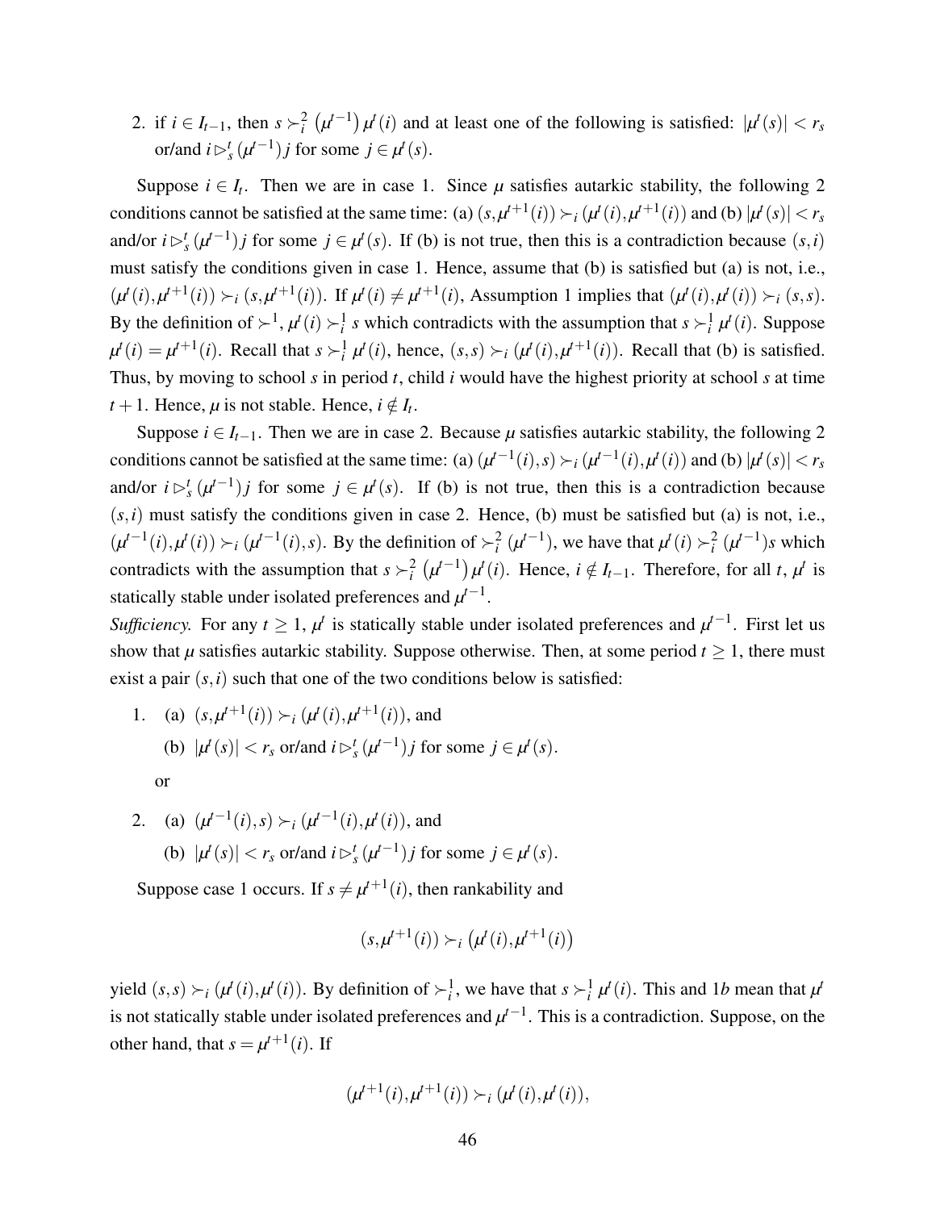2. if $i \in I_{t-1}$, then $s \succ_i^2 \left(\mu^{t-1}\right) \mu^t(i)$ and at least one of the following is satisfied: $|\mu^t(s)| < r_s$ or/and $i \rhd_s^t (\mu^{t-1}) j$ for some $j \in \mu^t(s)$.

Suppose $i \in I_t$. Then we are in case 1. Since $\mu$ satisfies autarkic stability, the following 2 conditions cannot be satisfied at the same time: (a) $(s, \mu^{t+1}(i)) \succ_i (\mu^t(i), \mu^{t+1}(i))$ and (b) $|\mu^t(s)| < r_s$ and/or $i \rhd_s^t (\mu^{t-1}) j$ for some $j \in \mu^t(s)$. If (b) is not true, then this is a contradiction because $(s,i)$ must satisfy the conditions given in case 1. Hence, assume that (b) is satisfied but (a) is not, i.e., $(\mu^t(i), \mu^{t+1}(i)) \succ_i (s, \mu^{t+1}(i))$. If $\mu^t(i) \neq \mu^{t+1}(i)$, Assumption 1 implies that $(\mu^t(i), \mu^t(i)) \succ_i (s,s)$. By the definition of $\succ^1$, $\mu^t(i) \succ_i^1 s$ which contradicts with the assumption that $s \succ_i^1 \mu^t(i)$. Suppose $\mu^t(i) = \mu^{t+1}(i)$. Recall that $s \succ_i^1 \mu^t(i)$, hence, $(s,s) \succ_i (\mu^t(i), \mu^{t+1}(i))$. Recall that (b) is satisfied. Thus, by moving to school $s$ in period $t$, child $i$ would have the highest priority at school $s$ at time $t+1$. Hence, $\mu$ is not stable. Hence, $i \notin I_t$.

Suppose $i \in I_{t-1}$. Then we are in case 2. Because $\mu$ satisfies autarkic stability, the following 2 conditions cannot be satisfied at the same time: (a) $(\mu^{t-1}(i), s) \succ_i (\mu^{t-1}(i), \mu^t(i))$ and (b) $|\mu^t(s)| < r_s$ and/or $i \rhd_s^t (\mu^{t-1}) j$ for some $j \in \mu^t(s)$. If (b) is not true, then this is a contradiction because $(s,i)$ must satisfy the conditions given in case 2. Hence, (b) must be satisfied but (a) is not, i.e., $(\mu^{t-1}(i), \mu^t(i)) \succ_i (\mu^{t-1}(i), s)$. By the definition of $\succ_i^2 (\mu^{t-1})$, we have that $\mu^t(i) \succ_i^2 (\mu^{t-1}) s$ which contradicts with the assumption that $s \succ_i^2 \left(\mu^{t-1}\right) \mu^t(i)$. Hence, $i \notin I_{t-1}$. Therefore, for all $t$, $\mu^t$ is statically stable under isolated preferences and $\mu^{t-1}$.

*Sufficiency.* For any $t \geq 1$, $\mu^t$ is statically stable under isolated preferences and $\mu^{t-1}$. First let us show that $\mu$ satisfies autarkic stability. Suppose otherwise. Then, at some period $t \geq 1$, there must exist a pair $(s,i)$ such that one of the two conditions below is satisfied:

1. (a) $(s, \mu^{t+1}(i)) \succ_i (\mu^t(i), \mu^{t+1}(i))$, and
   (b) $|\mu^t(s)| < r_s$ or/and $i \rhd_s^t (\mu^{t-1}) j$ for some $j \in \mu^t(s)$.

   or

2. (a) $(\mu^{t-1}(i), s) \succ_i (\mu^{t-1}(i), \mu^t(i))$, and
   (b) $|\mu^t(s)| < r_s$ or/and $i \rhd_s^t (\mu^{t-1}) j$ for some $j \in \mu^t(s)$.

Suppose case 1 occurs. If $s \neq \mu^{t+1}(i)$, then rankability and

$$(s, \mu^{t+1}(i)) \succ_i \left(\mu^t(i), \mu^{t+1}(i)\right)$$

yield $(s,s) \succ_i (\mu^t(i), \mu^t(i))$. By definition of $\succ_i^1$, we have that $s \succ_i^1 \mu^t(i)$. This and $1b$ mean that $\mu^t$ is not statically stable under isolated preferences and $\mu^{t-1}$. This is a contradiction. Suppose, on the other hand, that $s = \mu^{t+1}(i)$. If

$$(\mu^{t+1}(i), \mu^{t+1}(i)) \succ_i (\mu^t(i), \mu^t(i)),$$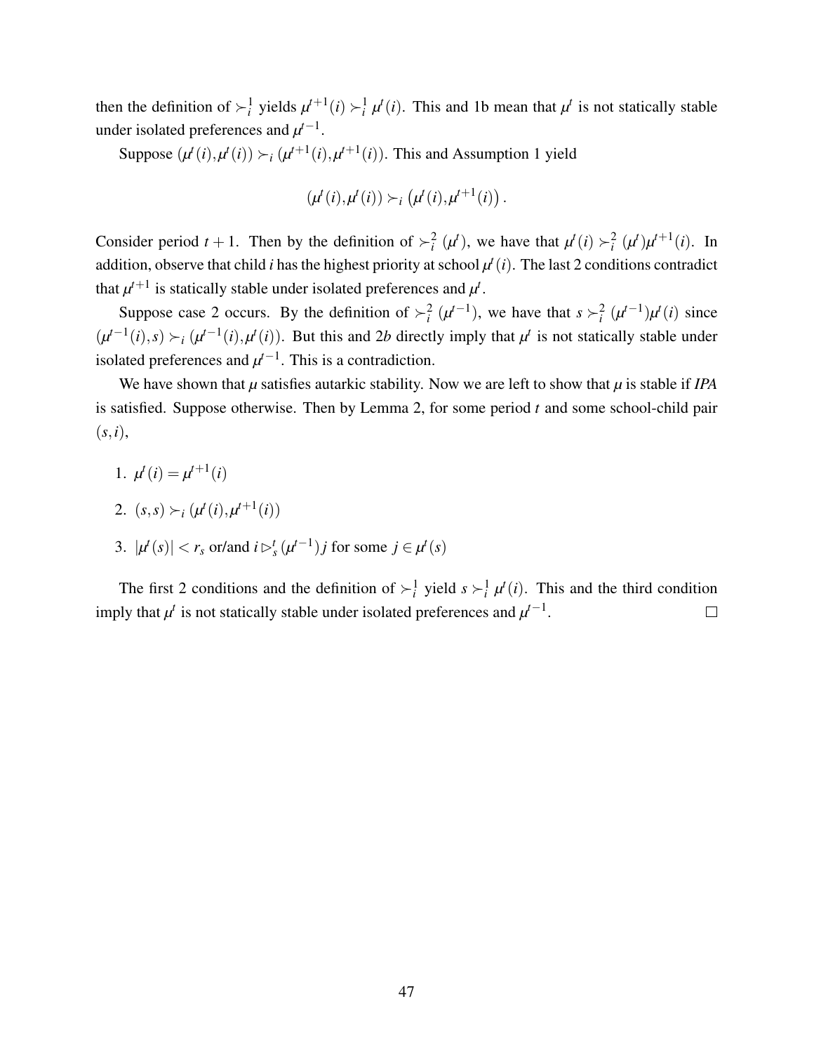then the definition of $\succ_i^1$ yields $\mu^{t+1}(i) \succ_i^1 \mu^t(i)$. This and 1b mean that $\mu^t$ is not statically stable under isolated preferences and $\mu^{t-1}$.

Suppose $(\mu^t(i), \mu^t(i)) \succ_i (\mu^{t+1}(i), \mu^{t+1}(i))$. This and Assumption 1 yield

$$(\mu^t(i), \mu^t(i)) \succ_i \left(\mu^t(i), \mu^{t+1}(i)\right).$$

Consider period $t+1$. Then by the definition of $\succ_i^2(\mu^t)$, we have that $\mu^t(i) \succ_i^2 (\mu^t)\mu^{t+1}(i)$. In addition, observe that child $i$ has the highest priority at school $\mu^t(i)$. The last 2 conditions contradict that $\mu^{t+1}$ is statically stable under isolated preferences and $\mu^t$.

Suppose case 2 occurs. By the definition of $\succ_i^2(\mu^{t-1})$, we have that $s \succ_i^2 (\mu^{t-1})\mu^t(i)$ since $(\mu^{t-1}(i), s) \succ_i (\mu^{t-1}(i), \mu^t(i))$. But this and 2*b* directly imply that $\mu^t$ is not statically stable under isolated preferences and $\mu^{t-1}$. This is a contradiction.

We have shown that $\mu$ satisfies autarkic stability. Now we are left to show that $\mu$ is stable if *IPA* is satisfied. Suppose otherwise. Then by Lemma 2, for some period $t$ and some school-child pair $(s, i)$,

1. $\mu^t(i) = \mu^{t+1}(i)$
2. $(s, s) \succ_i (\mu^t(i), \mu^{t+1}(i))$
3. $|\mu^t(s)| < r_s$ or/and $i \rhd_s^t (\mu^{t-1}) j$ for some $j \in \mu^t(s)$

The first 2 conditions and the definition of $\succ_i^1$ yield $s \succ_i^1 \mu^t(i)$. This and the third condition imply that $\mu^t$ is not statically stable under isolated preferences and $\mu^{t-1}$. □